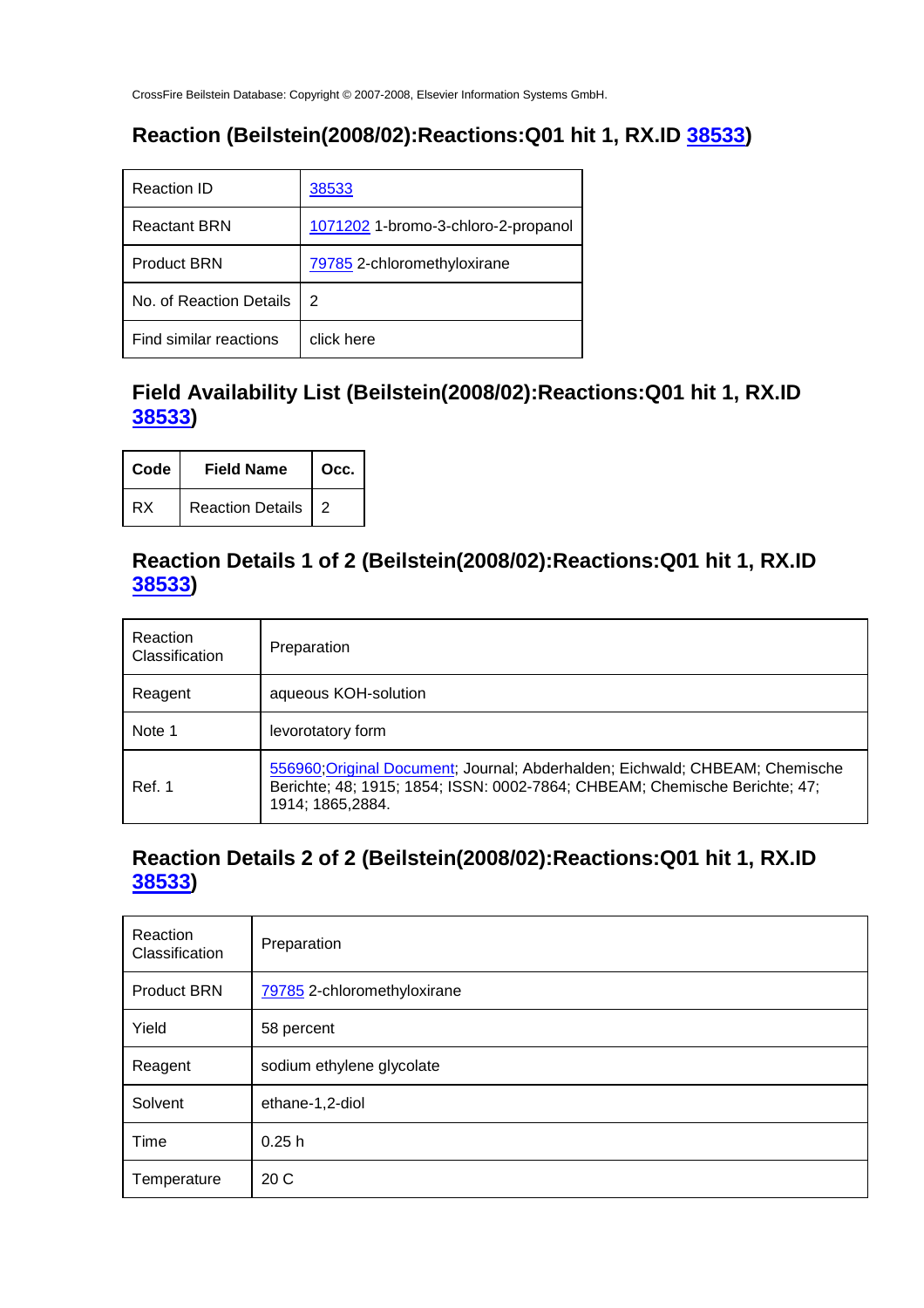CrossFire Beilstein Database: Copyright © 2007-2008, Elsevier Information Systems GmbH.

## Reaction (Beilstein(2008/02):Reactions:Q01 hit 1, RX.ID 38533)

| Reaction ID | 38533 |
|---|---|
| Reactant BRN | 1071202 1-bromo-3-chloro-2-propanol |
| Product BRN | 79785 2-chloromethyloxirane |
| No. of Reaction Details | 2 |
| Find similar reactions | click here |

## Field Availability List (Beilstein(2008/02):Reactions:Q01 hit 1, RX.ID 38533)

| Code | Field Name | Occ. |
|---|---|---|
| RX | Reaction Details | 2 |

## Reaction Details 1 of 2 (Beilstein(2008/02):Reactions:Q01 hit 1, RX.ID 38533)

| Reaction Classification | Preparation |
|---|---|
| Reagent | aqueous KOH-solution |
| Note 1 | levorotatory form |
| Ref. 1 | 556960;Original Document; Journal; Abderhalden; Eichwald; CHBEAM; Chemische Berichte; 48; 1915; 1854; ISSN: 0002-7864; CHBEAM; Chemische Berichte; 47; 1914; 1865,2884. |

## Reaction Details 2 of 2 (Beilstein(2008/02):Reactions:Q01 hit 1, RX.ID 38533)

| Reaction Classification | Preparation |
|---|---|
| Product BRN | 79785 2-chloromethyloxirane |
| Yield | 58 percent |
| Reagent | sodium ethylene glycolate |
| Solvent | ethane-1,2-diol |
| Time | 0.25 h |
| Temperature | 20 C |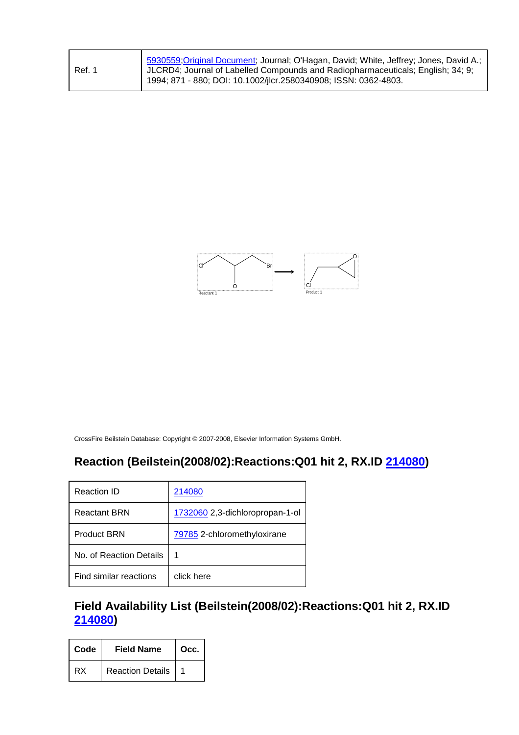| Ref. 1 | 5930559;Original Document; Journal; O'Hagan, David; White, Jeffrey; Jones, David A.; JLCRD4; Journal of Labelled Compounds and Radiopharmaceuticals; English; 34; 9; 1994; 871 - 880; DOI: 10.1002/jlcr.2580340908; ISSN: 0362-4803. |
|---|---|

CrossFire Beilstein Database: Copyright © 2007-2008, Elsevier Information Systems GmbH.

## Reaction (Beilstein(2008/02):Reactions:Q01 hit 2, RX.ID 214080)

| Reaction ID | 214080 |
|---|---|
| Reactant BRN | 1732060 2,3-dichloropropan-1-ol |
| Product BRN | 79785 2-chloromethyloxirane |
| No. of Reaction Details | 1 |
| Find similar reactions | click here |

## Field Availability List (Beilstein(2008/02):Reactions:Q01 hit 2, RX.ID 214080)

| Code | Field Name | Occ. |
|---|---|---|
| RX | Reaction Details | 1 |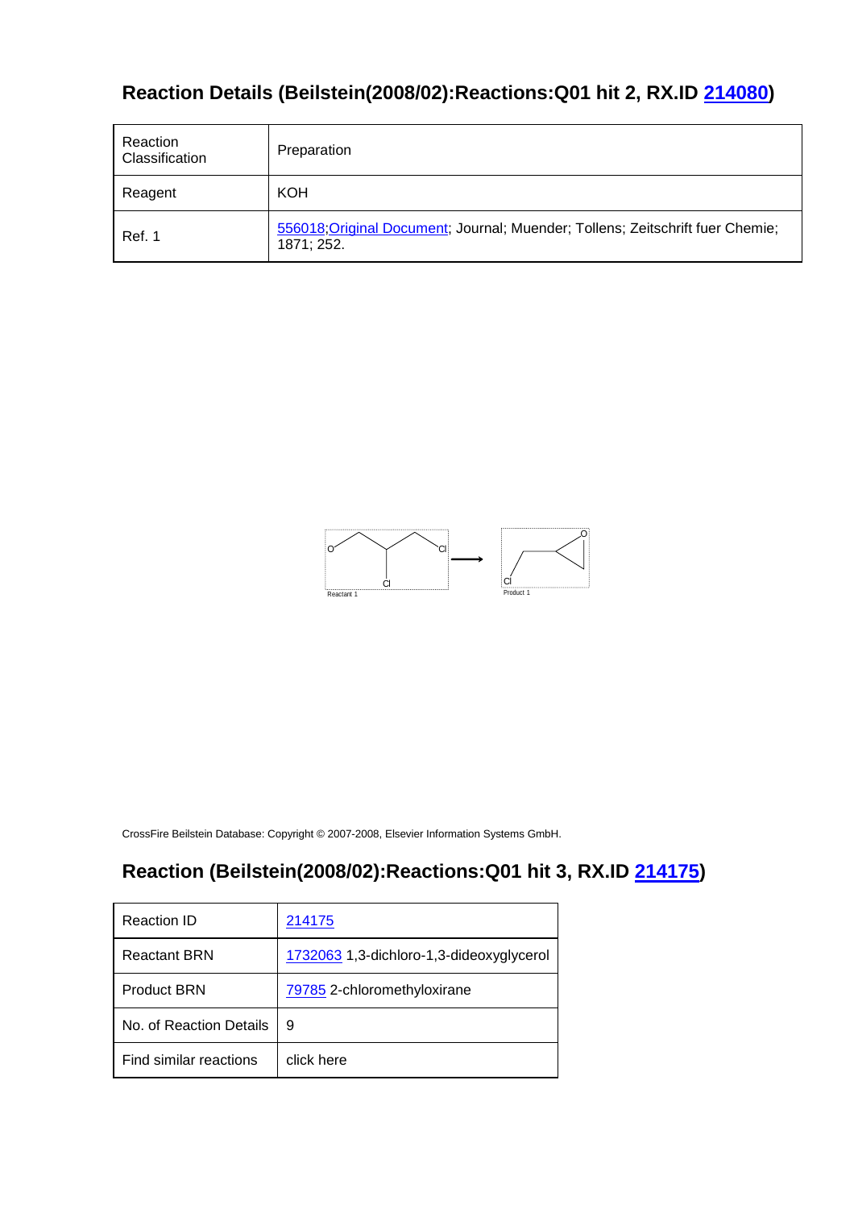## Reaction Details (Beilstein(2008/02):Reactions:Q01 hit 2, RX.ID 214080)

| Reaction Classification | Preparation |
|---|---|
| Reagent | KOH |
| Ref. 1 | 556018;Original Document; Journal; Muender; Tollens; Zeitschrift fuer Chemie; 1871; 252. |

Reactant 1

Product 1

CrossFire Beilstein Database: Copyright © 2007-2008, Elsevier Information Systems GmbH.

## Reaction (Beilstein(2008/02):Reactions:Q01 hit 3, RX.ID 214175)

| Reaction ID | 214175 |
|---|---|
| Reactant BRN | 1732063 1,3-dichloro-1,3-dideoxyglycerol |
| Product BRN | 79785 2-chloromethyloxirane |
| No. of Reaction Details | 9 |
| Find similar reactions | click here |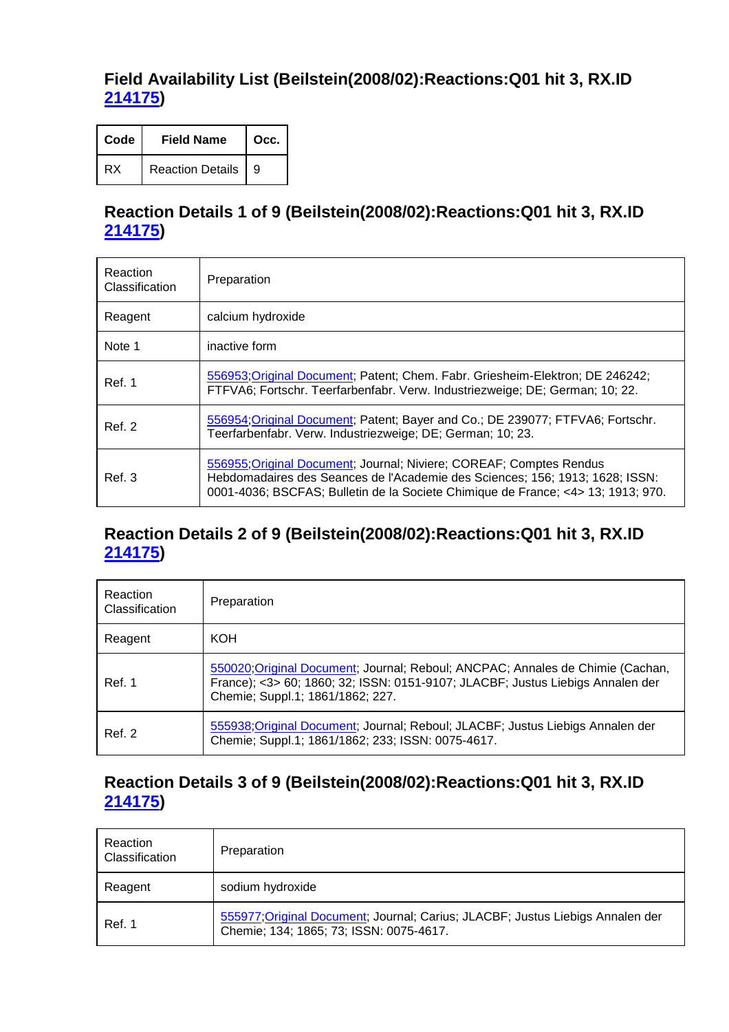## Field Availability List (Beilstein(2008/02):Reactions:Q01 hit 3, RX.ID 214175)

| Code | Field Name | Occ. |
| --- | --- | --- |
| RX | Reaction Details | 9 |

## Reaction Details 1 of 9 (Beilstein(2008/02):Reactions:Q01 hit 3, RX.ID 214175)

| | |
| --- | --- |
| Reaction Classification | Preparation |
| Reagent | calcium hydroxide |
| Note 1 | inactive form |
| Ref. 1 | 556953;Original Document; Patent; Chem. Fabr. Griesheim-Elektron; DE 246242; FTFVA6; Fortschr. Teerfarbenfabr. Verw. Industriezweige; DE; German; 10; 22. |
| Ref. 2 | 556954;Original Document; Patent; Bayer and Co.; DE 239077; FTFVA6; Fortschr. Teerfarbenfabr. Verw. Industriezweige; DE; German; 10; 23. |
| Ref. 3 | 556955;Original Document; Journal; Niviere; COREAF; Comptes Rendus Hebdomadaires des Seances de l'Academie des Sciences; 156; 1913; 1628; ISSN: 0001-4036; BSCFAS; Bulletin de la Societe Chimique de France; <4> 13; 1913; 970. |

## Reaction Details 2 of 9 (Beilstein(2008/02):Reactions:Q01 hit 3, RX.ID 214175)

| | |
| --- | --- |
| Reaction Classification | Preparation |
| Reagent | KOH |
| Ref. 1 | 550020;Original Document; Journal; Reboul; ANCPAC; Annales de Chimie (Cachan, France); <3> 60; 1860; 32; ISSN: 0151-9107; JLACBF; Justus Liebigs Annalen der Chemie; Suppl.1; 1861/1862; 227. |
| Ref. 2 | 555938;Original Document; Journal; Reboul; JLACBF; Justus Liebigs Annalen der Chemie; Suppl.1; 1861/1862; 233; ISSN: 0075-4617. |

## Reaction Details 3 of 9 (Beilstein(2008/02):Reactions:Q01 hit 3, RX.ID 214175)

| | |
| --- | --- |
| Reaction Classification | Preparation |
| Reagent | sodium hydroxide |
| Ref. 1 | 555977;Original Document; Journal; Carius; JLACBF; Justus Liebigs Annalen der Chemie; 134; 1865; 73; ISSN: 0075-4617. |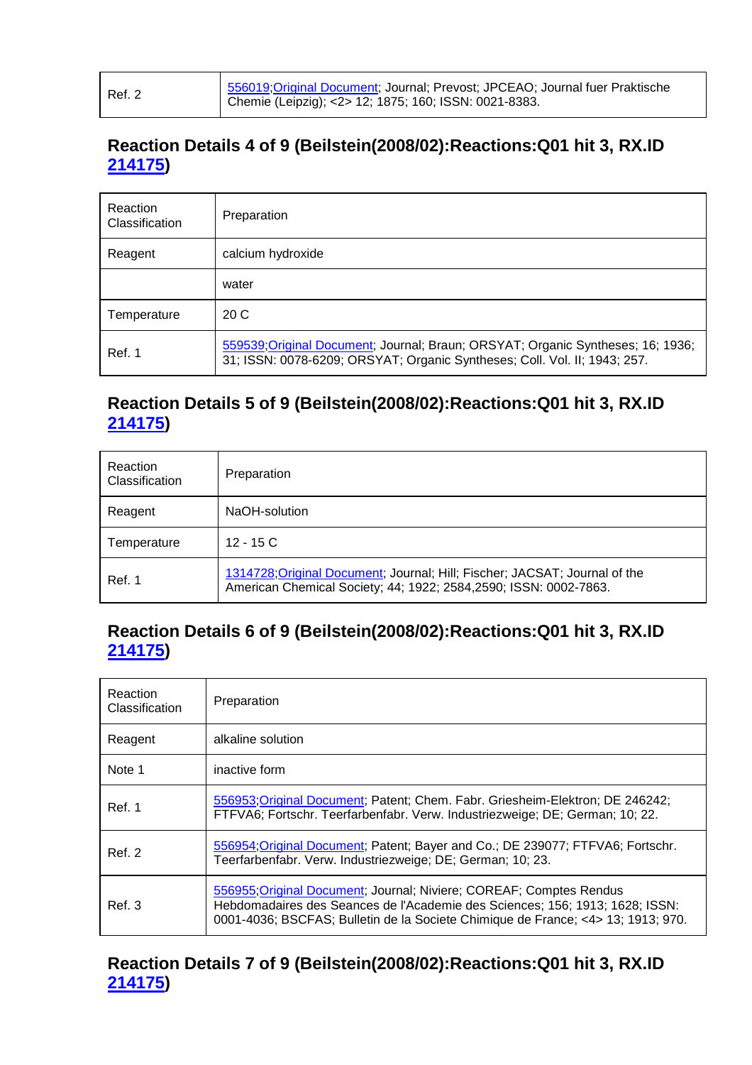| Ref. 2 | 556019;Original Document; Journal; Prevost; JPCEAO; Journal fuer Praktische Chemie (Leipzig); <2> 12; 1875; 160; ISSN: 0021-8383. |
|---|---|

## Reaction Details 4 of 9 (Beilstein(2008/02):Reactions:Q01 hit 3, RX.ID 214175)

| Reaction Classification | Preparation |
|---|---|
| Reagent | calcium hydroxide |
| | water |
| Temperature | 20 C |
| Ref. 1 | 559539;Original Document; Journal; Braun; ORSYAT; Organic Syntheses; 16; 1936; 31; ISSN: 0078-6209; ORSYAT; Organic Syntheses; Coll. Vol. II; 1943; 257. |

## Reaction Details 5 of 9 (Beilstein(2008/02):Reactions:Q01 hit 3, RX.ID 214175)

| Reaction Classification | Preparation |
|---|---|
| Reagent | NaOH-solution |
| Temperature | 12 - 15 C |
| Ref. 1 | 1314728;Original Document; Journal; Hill; Fischer; JACSAT; Journal of the American Chemical Society; 44; 1922; 2584,2590; ISSN: 0002-7863. |

## Reaction Details 6 of 9 (Beilstein(2008/02):Reactions:Q01 hit 3, RX.ID 214175)

| Reaction Classification | Preparation |
|---|---|
| Reagent | alkaline solution |
| Note 1 | inactive form |
| Ref. 1 | 556953;Original Document; Patent; Chem. Fabr. Griesheim-Elektron; DE 246242; FTFVA6; Fortschr. Teerfarbenfabr. Verw. Industriezweige; DE; German; 10; 22. |
| Ref. 2 | 556954;Original Document; Patent; Bayer and Co.; DE 239077; FTFVA6; Fortschr. Teerfarbenfabr. Verw. Industriezweige; DE; German; 10; 23. |
| Ref. 3 | 556955;Original Document; Journal; Niviere; COREAF; Comptes Rendus Hebdomadaires des Seances de l'Academie des Sciences; 156; 1913; 1628; ISSN: 0001-4036; BSCFAS; Bulletin de la Societe Chimique de France; <4> 13; 1913; 970. |

## Reaction Details 7 of 9 (Beilstein(2008/02):Reactions:Q01 hit 3, RX.ID 214175)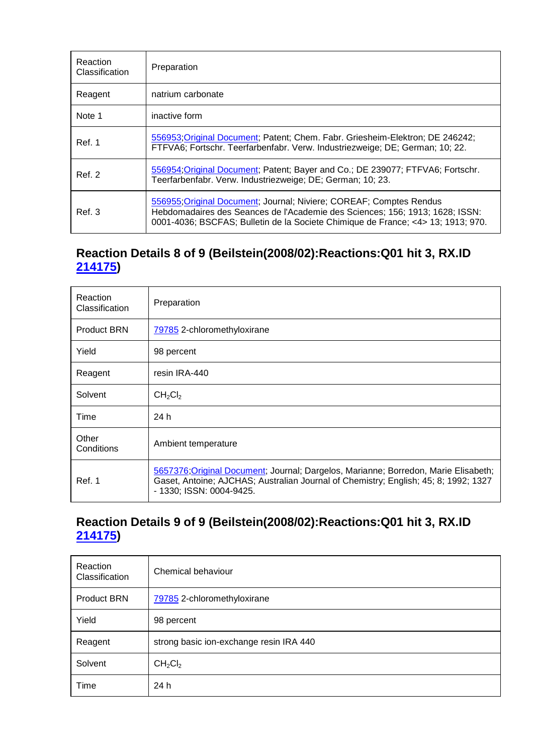| Reaction Classification | Preparation |
|---|---|
| Reagent | natrium carbonate |
| Note 1 | inactive form |
| Ref. 1 | 556953;Original Document; Patent; Chem. Fabr. Griesheim-Elektron; DE 246242; FTFVA6; Fortschr. Teerfarbenfabr. Verw. Industriezweige; DE; German; 10; 22. |
| Ref. 2 | 556954;Original Document; Patent; Bayer and Co.; DE 239077; FTFVA6; Fortschr. Teerfarbenfabr. Verw. Industriezweige; DE; German; 10; 23. |
| Ref. 3 | 556955;Original Document; Journal; Niviere; COREAF; Comptes Rendus Hebdomadaires des Seances de l'Academie des Sciences; 156; 1913; 1628; ISSN: 0001-4036; BSCFAS; Bulletin de la Societe Chimique de France; <4> 13; 1913; 970. |

## Reaction Details 8 of 9 (Beilstein(2008/02):Reactions:Q01 hit 3, RX.ID 214175)

| Reaction Classification | Preparation |
|---|---|
| Product BRN | 79785 2-chloromethyloxirane |
| Yield | 98 percent |
| Reagent | resin IRA-440 |
| Solvent | $CH_2Cl_2$ |
| Time | 24 h |
| Other Conditions | Ambient temperature |
| Ref. 1 | 5657376;Original Document; Journal; Dargelos, Marianne; Borredon, Marie Elisabeth; Gaset, Antoine; AJCHAS; Australian Journal of Chemistry; English; 45; 8; 1992; 1327 - 1330; ISSN: 0004-9425. |

## Reaction Details 9 of 9 (Beilstein(2008/02):Reactions:Q01 hit 3, RX.ID 214175)

| Reaction Classification | Chemical behaviour |
|---|---|
| Product BRN | 79785 2-chloromethyloxirane |
| Yield | 98 percent |
| Reagent | strong basic ion-exchange resin IRA 440 |
| Solvent | $CH_2Cl_2$ |
| Time | 24 h |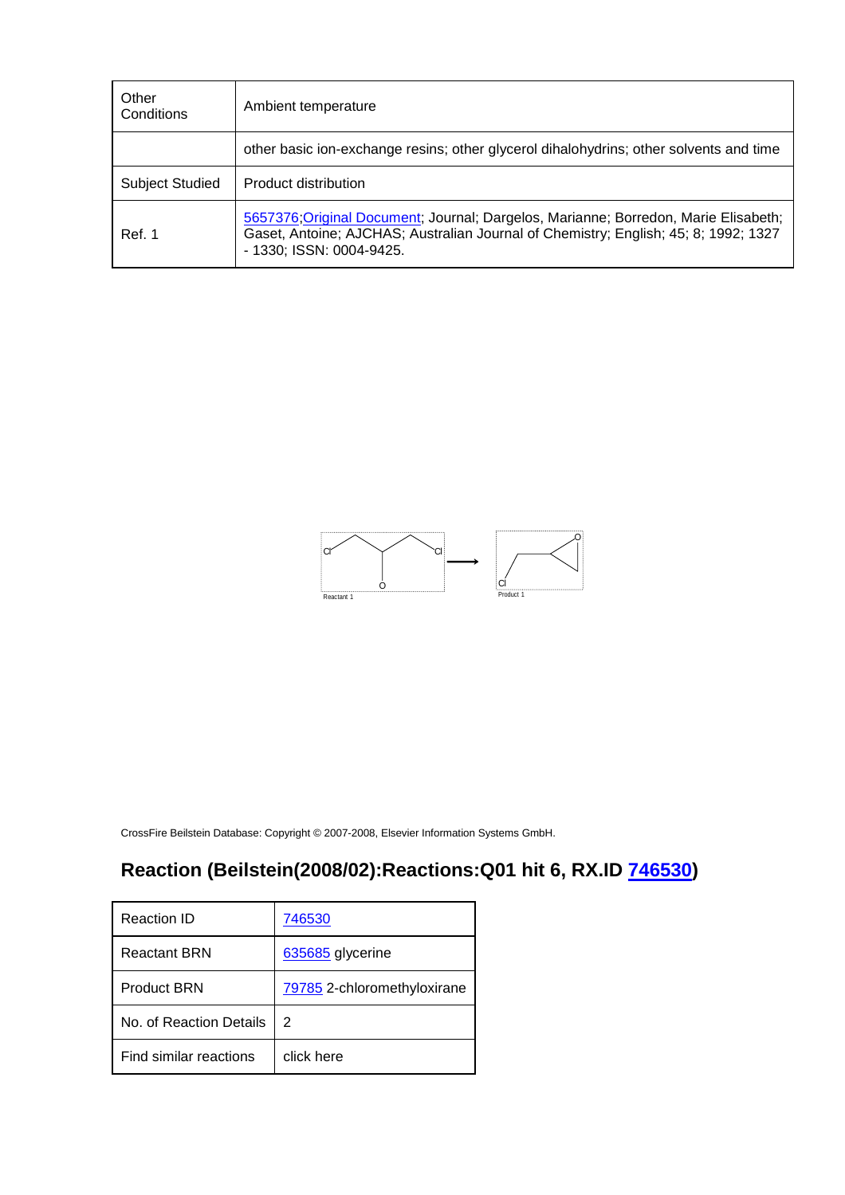| Other Conditions | Ambient temperature |
| --- | --- |
| | other basic ion-exchange resins; other glycerol dihalohydrins; other solvents and time |
| Subject Studied | Product distribution |
| Ref. 1 | 5657376;Original Document; Journal; Dargelos, Marianne; Borredon, Marie Elisabeth; Gaset, Antoine; AJCHAS; Australian Journal of Chemistry; English; 45; 8; 1992; 1327 - 1330; ISSN: 0004-9425. |

Reactant 1 → Product 1

CrossFire Beilstein Database: Copyright © 2007-2008, Elsevier Information Systems GmbH.

## Reaction (Beilstein(2008/02):Reactions:Q01 hit 6, RX.ID 746530)

| Reaction ID | 746530 |
| --- | --- |
| Reactant BRN | 635685 glycerine |
| Product BRN | 79785 2-chloromethyloxirane |
| No. of Reaction Details | 2 |
| Find similar reactions | click here |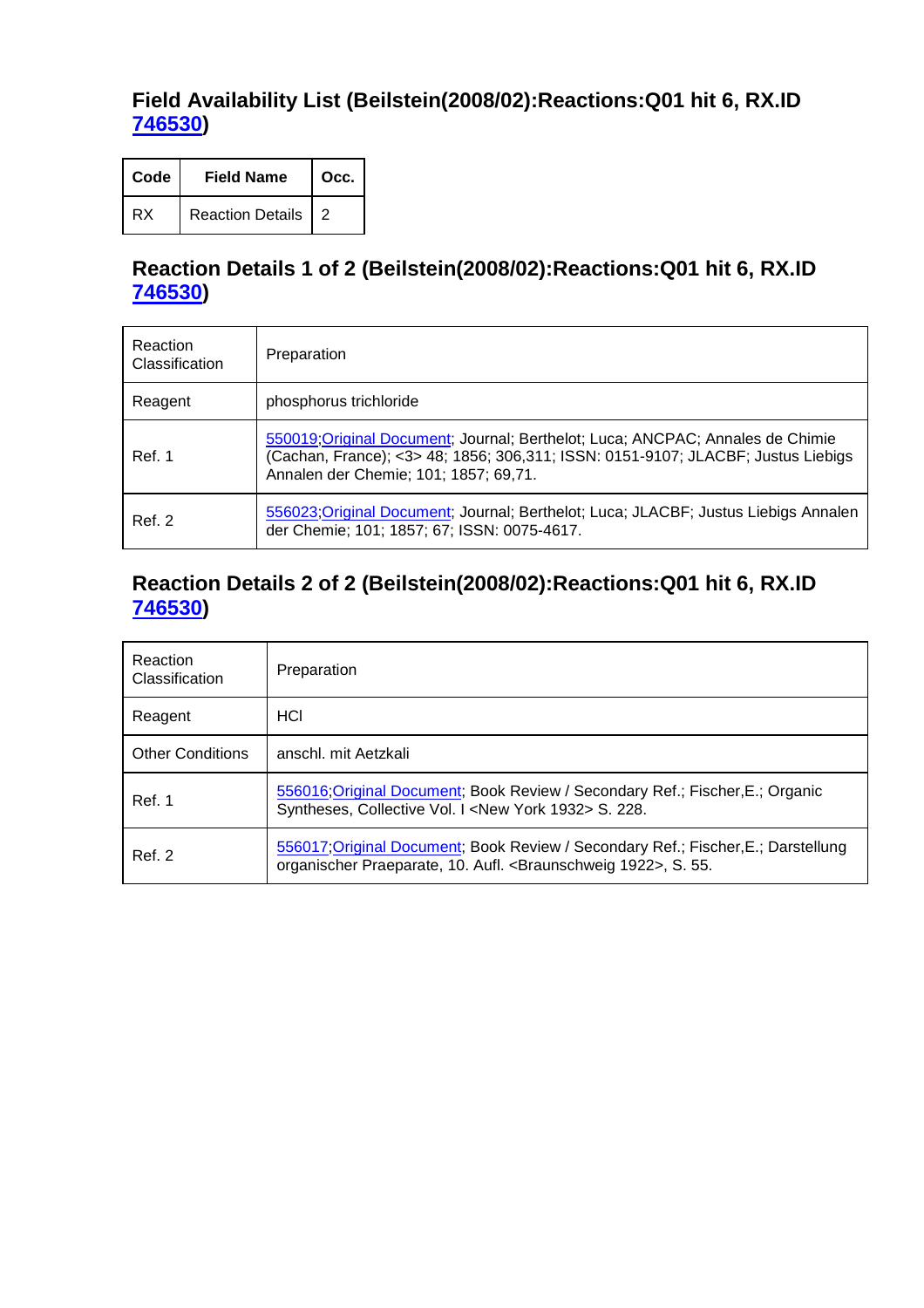## Field Availability List (Beilstein(2008/02):Reactions:Q01 hit 6, RX.ID 746530)

| Code | Field Name | Occ. |
|---|---|---|
| RX | Reaction Details | 2 |

## Reaction Details 1 of 2 (Beilstein(2008/02):Reactions:Q01 hit 6, RX.ID 746530)

| | |
|---|---|
| Reaction Classification | Preparation |
| Reagent | phosphorus trichloride |
| Ref. 1 | 550019;Original Document; Journal; Berthelot; Luca; ANCPAC; Annales de Chimie (Cachan, France); <3> 48; 1856; 306,311; ISSN: 0151-9107; JLACBF; Justus Liebigs Annalen der Chemie; 101; 1857; 69,71. |
| Ref. 2 | 556023;Original Document; Journal; Berthelot; Luca; JLACBF; Justus Liebigs Annalen der Chemie; 101; 1857; 67; ISSN: 0075-4617. |

## Reaction Details 2 of 2 (Beilstein(2008/02):Reactions:Q01 hit 6, RX.ID 746530)

| | |
|---|---|
| Reaction Classification | Preparation |
| Reagent | HCl |
| Other Conditions | anschl. mit Aetzkali |
| Ref. 1 | 556016;Original Document; Book Review / Secondary Ref.; Fischer,E.; Organic Syntheses, Collective Vol. I <New York 1932> S. 228. |
| Ref. 2 | 556017;Original Document; Book Review / Secondary Ref.; Fischer,E.; Darstellung organischer Praeparate, 10. Aufl. <Braunschweig 1922>, S. 55. |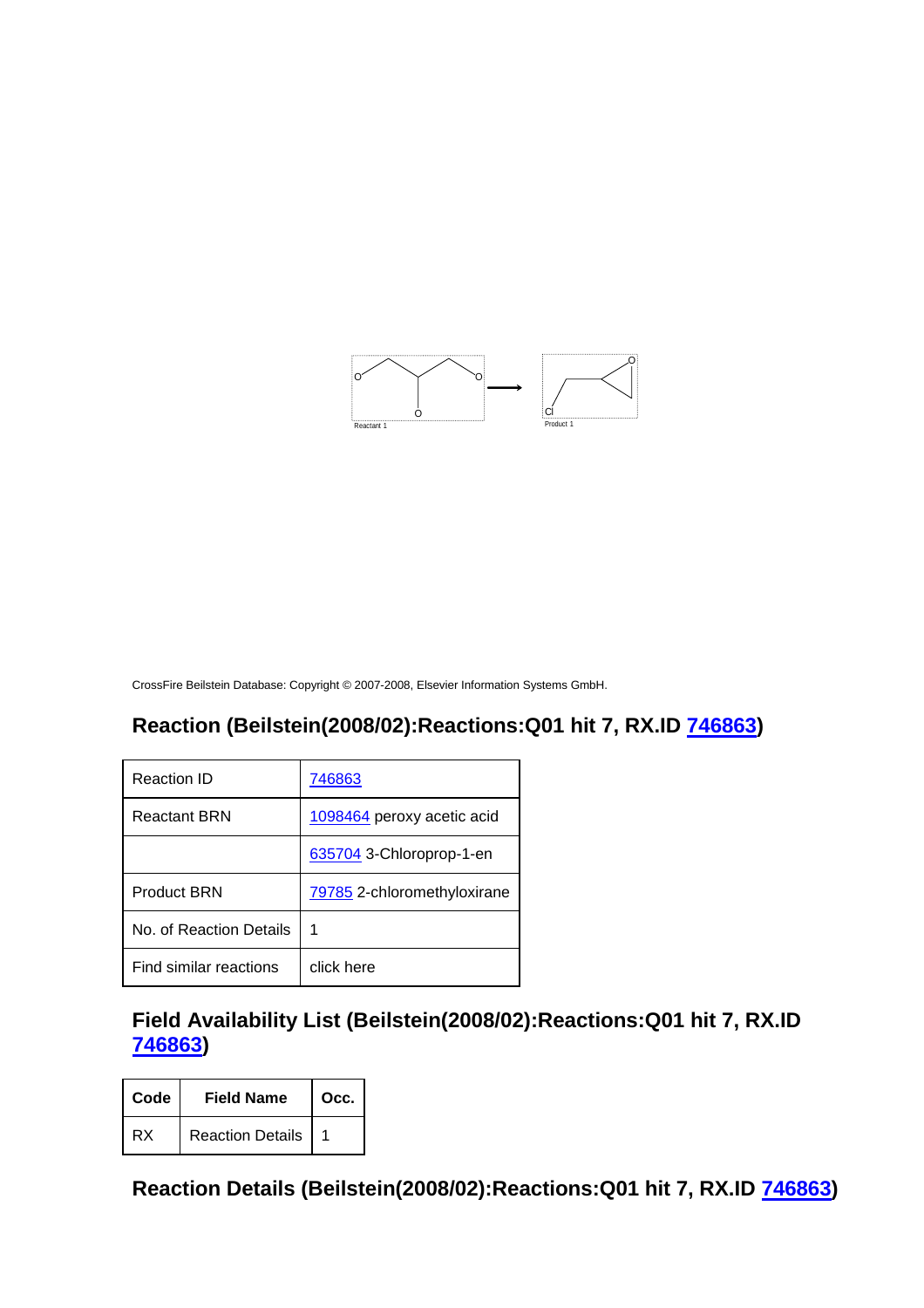Reactant 1

Product 1

CrossFire Beilstein Database: Copyright © 2007-2008, Elsevier Information Systems GmbH.

## Reaction (Beilstein(2008/02):Reactions:Q01 hit 7, RX.ID 746863)

| Reaction ID | 746863 |
|---|---|
| Reactant BRN | 1098464 peroxy acetic acid |
| | 635704 3-Chloroprop-1-en |
| Product BRN | 79785 2-chloromethyloxirane |
| No. of Reaction Details | 1 |
| Find similar reactions | click here |

## Field Availability List (Beilstein(2008/02):Reactions:Q01 hit 7, RX.ID 746863)

| Code | Field Name | Occ. |
|---|---|---|
| RX | Reaction Details | 1 |

## Reaction Details (Beilstein(2008/02):Reactions:Q01 hit 7, RX.ID 746863)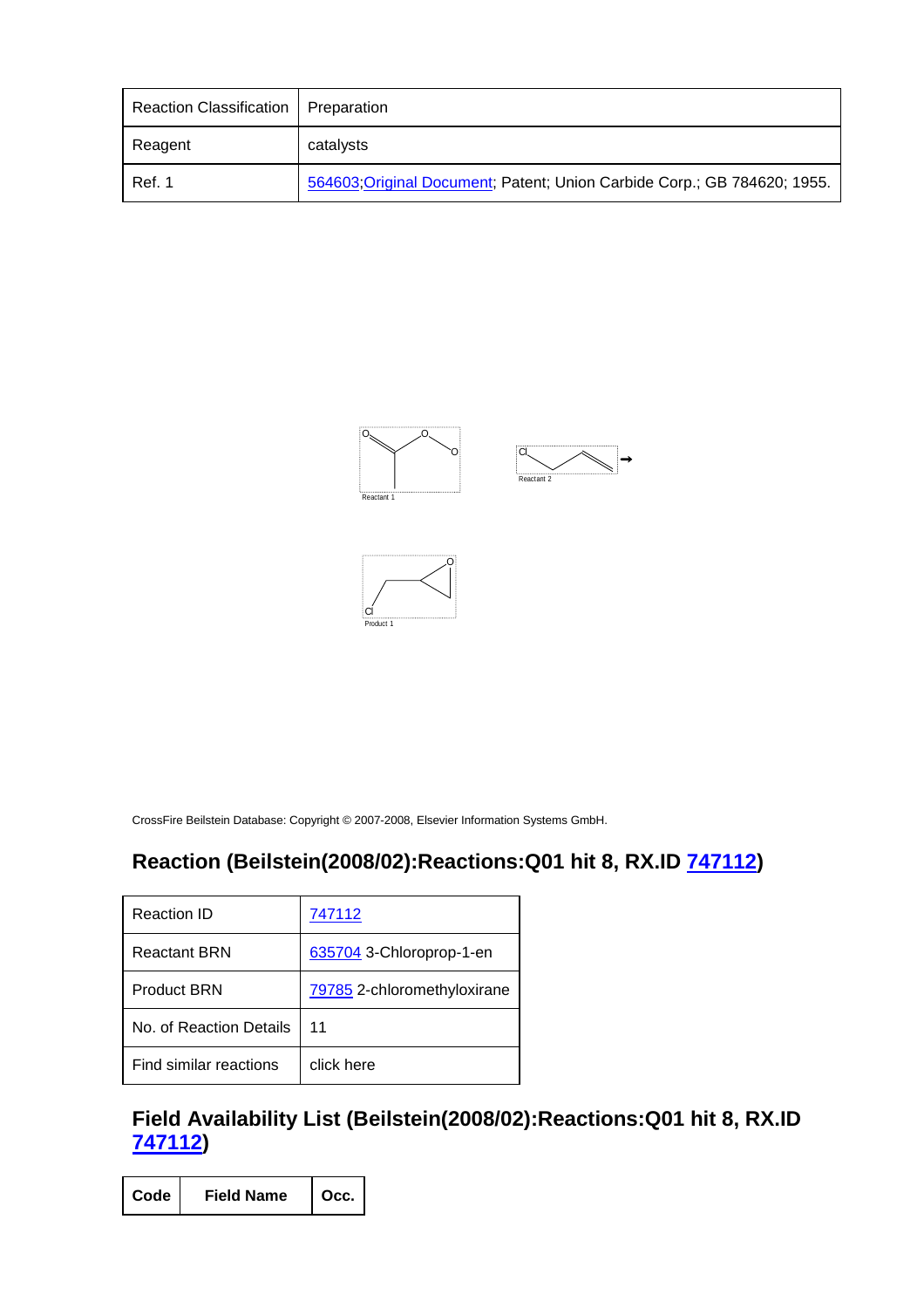| Reaction Classification | Preparation |
|---|---|
| Reagent | catalysts |
| Ref. 1 | 564603;Original Document; Patent; Union Carbide Corp.; GB 784620; 1955. |

Reactant 1

Reactant 2

Product 1

CrossFire Beilstein Database: Copyright © 2007-2008, Elsevier Information Systems GmbH.

## Reaction (Beilstein(2008/02):Reactions:Q01 hit 8, RX.ID 747112)

| Reaction ID | 747112 |
|---|---|
| Reactant BRN | 635704 3-Chloroprop-1-en |
| Product BRN | 79785 2-chloromethyloxirane |
| No. of Reaction Details | 11 |
| Find similar reactions | click here |

## Field Availability List (Beilstein(2008/02):Reactions:Q01 hit 8, RX.ID 747112)

| Code | Field Name | Occ. |
|---|---|---|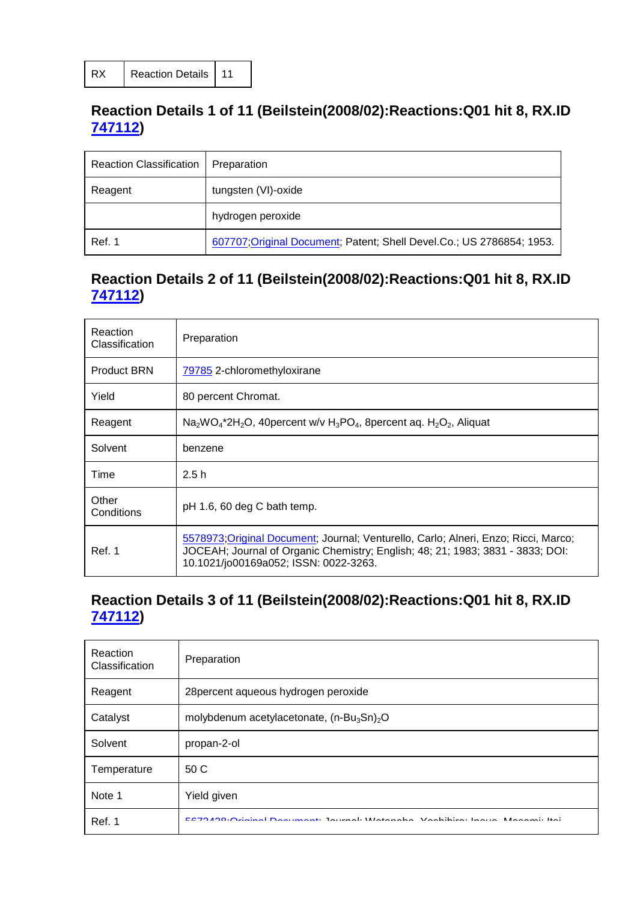| RX | Reaction Details | 11 |
|---|---|---|

## Reaction Details 1 of 11 (Beilstein(2008/02):Reactions:Q01 hit 8, RX.ID 747112)

| Reaction Classification | Preparation |
|---|---|
| Reagent | tungsten (VI)-oxide |
| | hydrogen peroxide |
| Ref. 1 | 607707;Original Document; Patent; Shell Devel.Co.; US 2786854; 1953. |

## Reaction Details 2 of 11 (Beilstein(2008/02):Reactions:Q01 hit 8, RX.ID 747112)

| Reaction Classification | Preparation |
|---|---|
| Product BRN | 79785 2-chloromethyloxirane |
| Yield | 80 percent Chromat. |
| Reagent | $Na_2WO_4$*$2H_2O$, 40percent w/v $H_3PO_4$, 8percent aq. $H_2O_2$, Aliquat |
| Solvent | benzene |
| Time | 2.5 h |
| Other Conditions | pH 1.6, 60 deg C bath temp. |
| Ref. 1 | 5578973;Original Document; Journal; Venturello, Carlo; Alneri, Enzo; Ricci, Marco; JOCEAH; Journal of Organic Chemistry; English; 48; 21; 1983; 3831 - 3833; DOI: 10.1021/jo00169a052; ISSN: 0022-3263. |

## Reaction Details 3 of 11 (Beilstein(2008/02):Reactions:Q01 hit 8, RX.ID 747112)

| Reaction Classification | Preparation |
|---|---|
| Reagent | 28percent aqueous hydrogen peroxide |
| Catalyst | molybdenum acetylacetonate, $(n\text{-}Bu_3Sn)_2O$ |
| Solvent | propan-2-ol |
| Temperature | 50 C |
| Note 1 | Yield given |
| Ref. 1 | 5673428;Original Document; Journal; Watanabe, Yoshihiro; Inoue, Masami; Itoi |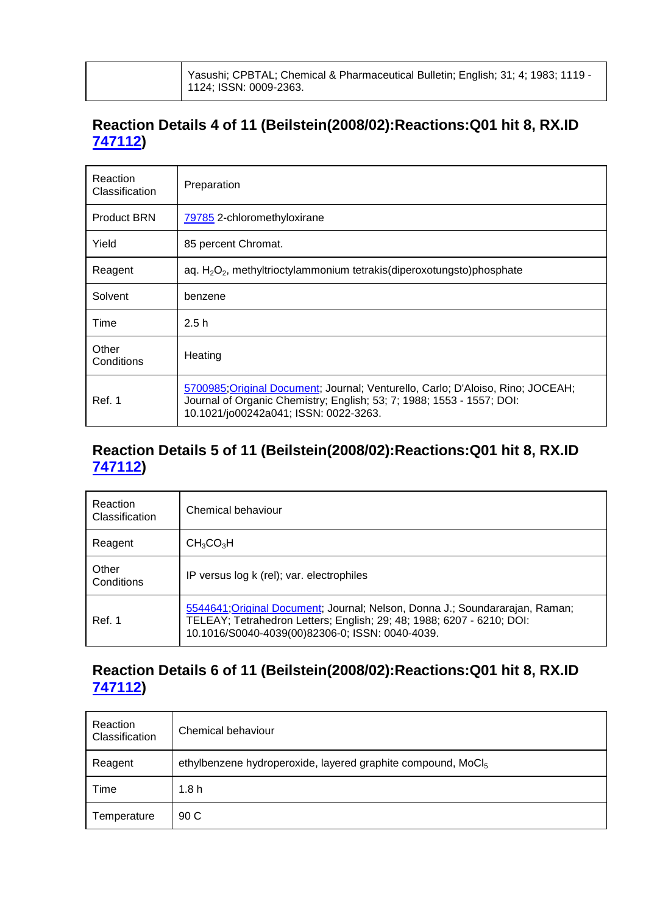| | Yasushi; CPBTAL; Chemical & Pharmaceutical Bulletin; English; 31; 4; 1983; 1119 - 1124; ISSN: 0009-2363. |
|---|---|

## Reaction Details 4 of 11 (Beilstein(2008/02):Reactions:Q01 hit 8, RX.ID 747112)

| Reaction Classification | Preparation |
|---|---|
| Product BRN | 79785 2-chloromethyloxirane |
| Yield | 85 percent Chromat. |
| Reagent | aq. $H_2O_2$, methyltrioctylammonium tetrakis(diperoxotungsto)phosphate |
| Solvent | benzene |
| Time | 2.5 h |
| Other Conditions | Heating |
| Ref. 1 | 5700985;Original Document; Journal; Venturello, Carlo; D'Aloiso, Rino; JOCEAH; Journal of Organic Chemistry; English; 53; 7; 1988; 1553 - 1557; DOI: 10.1021/jo00242a041; ISSN: 0022-3263. |

## Reaction Details 5 of 11 (Beilstein(2008/02):Reactions:Q01 hit 8, RX.ID 747112)

| Reaction Classification | Chemical behaviour |
|---|---|
| Reagent | $CH_3CO_3H$ |
| Other Conditions | IP versus log k (rel); var. electrophiles |
| Ref. 1 | 5544641;Original Document; Journal; Nelson, Donna J.; Soundararajan, Raman; TELEAY; Tetrahedron Letters; English; 29; 48; 1988; 6207 - 6210; DOI: 10.1016/S0040-4039(00)82306-0; ISSN: 0040-4039. |

## Reaction Details 6 of 11 (Beilstein(2008/02):Reactions:Q01 hit 8, RX.ID 747112)

| Reaction Classification | Chemical behaviour |
|---|---|
| Reagent | ethylbenzene hydroperoxide, layered graphite compound, $MoCl_5$ |
| Time | 1.8 h |
| Temperature | 90 C |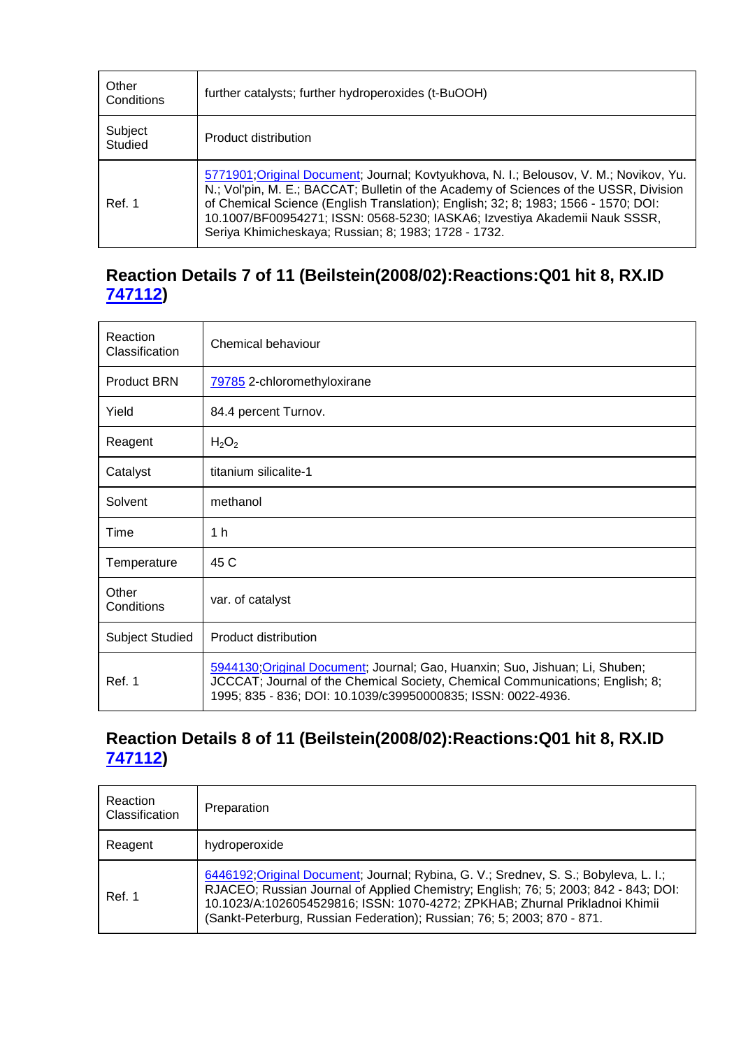| | |
|---|---|
| Other Conditions | further catalysts; further hydroperoxides (t-BuOOH) |
| Subject Studied | Product distribution |
| Ref. 1 | 5771901;Original Document; Journal; Kovtyukhova, N. I.; Belousov, V. M.; Novikov, Yu. N.; Vol'pin, M. E.; BACCAT; Bulletin of the Academy of Sciences of the USSR, Division of Chemical Science (English Translation); English; 32; 8; 1983; 1566 - 1570; DOI: 10.1007/BF00954271; ISSN: 0568-5230; IASKA6; Izvestiya Akademii Nauk SSSR, Seriya Khimicheskaya; Russian; 8; 1983; 1728 - 1732. |

## Reaction Details 7 of 11 (Beilstein(2008/02):Reactions:Q01 hit 8, RX.ID 747112)

| | |
|---|---|
| Reaction Classification | Chemical behaviour |
| Product BRN | 79785 2-chloromethyloxirane |
| Yield | 84.4 percent Turnov. |
| Reagent | $H_2O_2$ |
| Catalyst | titanium silicalite-1 |
| Solvent | methanol |
| Time | 1 h |
| Temperature | 45 C |
| Other Conditions | var. of catalyst |
| Subject Studied | Product distribution |
| Ref. 1 | 5944130;Original Document; Journal; Gao, Huanxin; Suo, Jishuan; Li, Shuben; JCCCAT; Journal of the Chemical Society, Chemical Communications; English; 8; 1995; 835 - 836; DOI: 10.1039/c39950000835; ISSN: 0022-4936. |

## Reaction Details 8 of 11 (Beilstein(2008/02):Reactions:Q01 hit 8, RX.ID 747112)

| | |
|---|---|
| Reaction Classification | Preparation |
| Reagent | hydroperoxide |
| Ref. 1 | 6446192;Original Document; Journal; Rybina, G. V.; Srednev, S. S.; Bobyleva, L. I.; RJACEO; Russian Journal of Applied Chemistry; English; 76; 5; 2003; 842 - 843; DOI: 10.1023/A:1026054529816; ISSN: 1070-4272; ZPKHAB; Zhurnal Prikladnoi Khimii (Sankt-Peterburg, Russian Federation); Russian; 76; 5; 2003; 870 - 871. |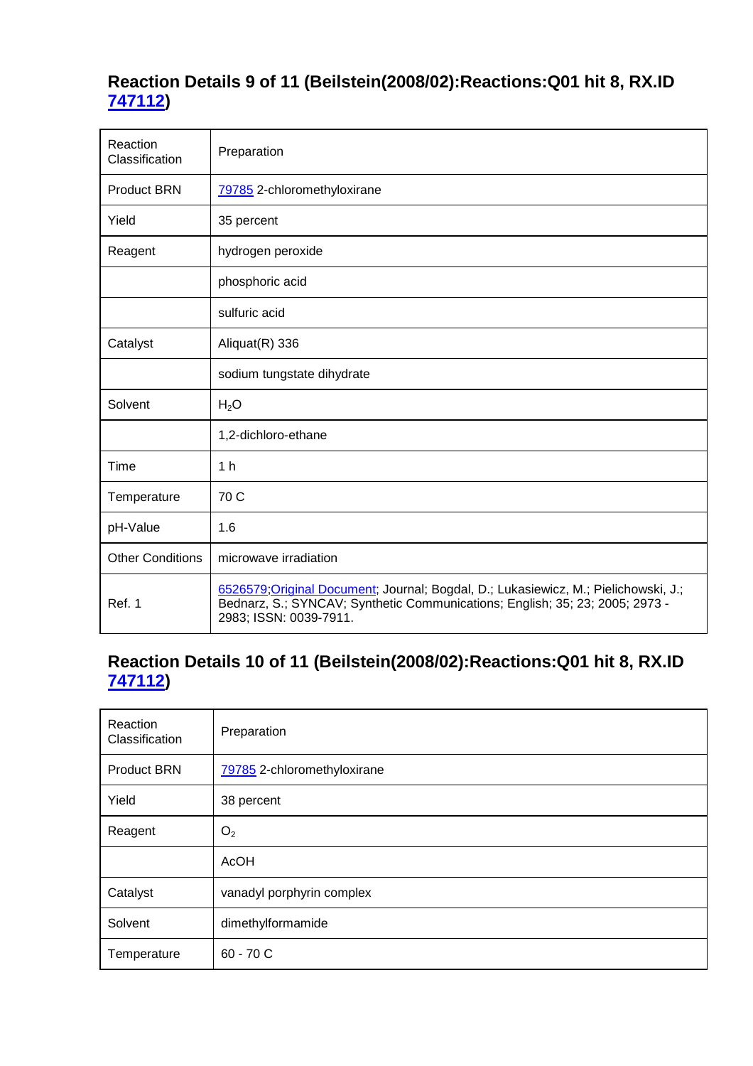## Reaction Details 9 of 11 (Beilstein(2008/02):Reactions:Q01 hit 8, RX.ID 747112)

| | |
|---|---|
| Reaction Classification | Preparation |
| Product BRN | 79785 2-chloromethyloxirane |
| Yield | 35 percent |
| Reagent | hydrogen peroxide |
| | phosphoric acid |
| | sulfuric acid |
| Catalyst | Aliquat(R) 336 |
| | sodium tungstate dihydrate |
| Solvent | $H_2O$ |
| | 1,2-dichloro-ethane |
| Time | 1 h |
| Temperature | 70 C |
| pH-Value | 1.6 |
| Other Conditions | microwave irradiation |
| Ref. 1 | 6526579;Original Document; Journal; Bogdal, D.; Lukasiewicz, M.; Pielichowski, J.; Bednarz, S.; SYNCAV; Synthetic Communications; English; 35; 23; 2005; 2973 - 2983; ISSN: 0039-7911. |

## Reaction Details 10 of 11 (Beilstein(2008/02):Reactions:Q01 hit 8, RX.ID 747112)

| | |
|---|---|
| Reaction Classification | Preparation |
| Product BRN | 79785 2-chloromethyloxirane |
| Yield | 38 percent |
| Reagent | $O_2$ |
| | AcOH |
| Catalyst | vanadyl porphyrin complex |
| Solvent | dimethylformamide |
| Temperature | 60 - 70 C |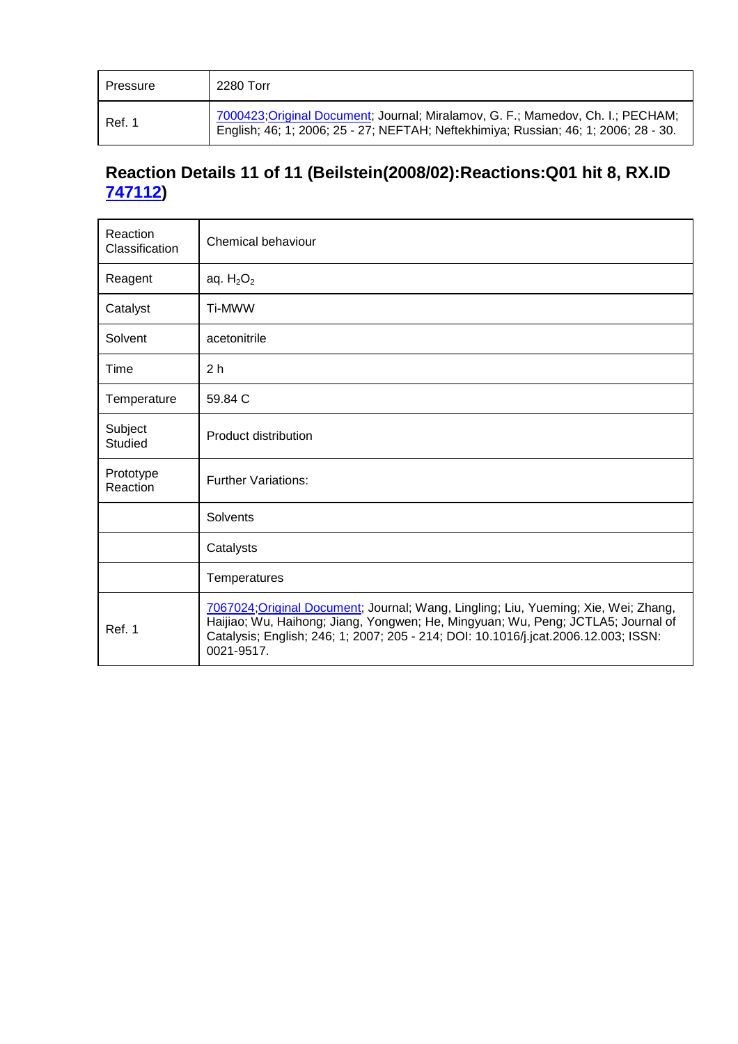| Pressure | 2280 Torr |
|---|---|
| Ref. 1 | 7000423;Original Document; Journal; Miralamov, G. F.; Mamedov, Ch. I.; PECHAM; English; 46; 1; 2006; 25 - 27; NEFTAH; Neftekhimiya; Russian; 46; 1; 2006; 28 - 30. |

## Reaction Details 11 of 11 (Beilstein(2008/02):Reactions:Q01 hit 8, RX.ID 747112)

| Reaction Classification | Chemical behaviour |
|---|---|
| Reagent | aq. $H_2O_2$ |
| Catalyst | Ti-MWW |
| Solvent | acetonitrile |
| Time | 2 h |
| Temperature | 59.84 C |
| Subject Studied | Product distribution |
| Prototype Reaction | Further Variations: |
| | Solvents |
| | Catalysts |
| | Temperatures |
| Ref. 1 | 7067024;Original Document; Journal; Wang, Lingling; Liu, Yueming; Xie, Wei; Zhang, Haijiao; Wu, Haihong; Jiang, Yongwen; He, Mingyuan; Wu, Peng; JCTLA5; Journal of Catalysis; English; 246; 1; 2007; 205 - 214; DOI: 10.1016/j.jcat.2006.12.003; ISSN: 0021-9517. |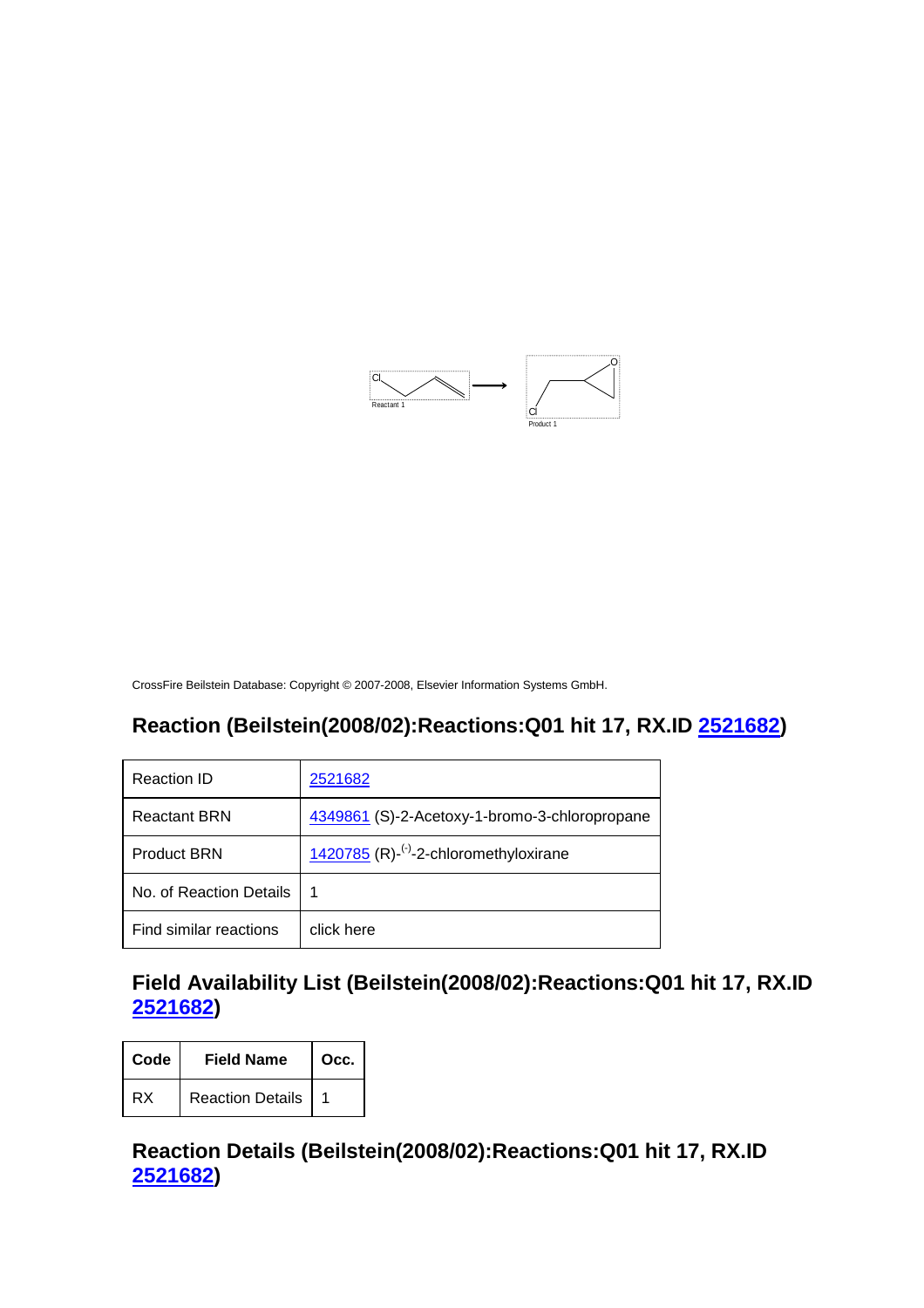Cl

Reactant 1

Cl

O

Product 1

CrossFire Beilstein Database: Copyright © 2007-2008, Elsevier Information Systems GmbH.

## Reaction (Beilstein(2008/02):Reactions:Q01 hit 17, RX.ID 2521682)

| Reaction ID | 2521682 |
|---|---|
| Reactant BRN | 4349861 (S)-2-Acetoxy-1-bromo-3-chloropropane |
| Product BRN | 1420785 (R)-$^{(-)}$-2-chloromethyloxirane |
| No. of Reaction Details | 1 |
| Find similar reactions | click here |

## Field Availability List (Beilstein(2008/02):Reactions:Q01 hit 17, RX.ID 2521682)

| Code | Field Name | Occ. |
|---|---|---|
| RX | Reaction Details | 1 |

## Reaction Details (Beilstein(2008/02):Reactions:Q01 hit 17, RX.ID 2521682)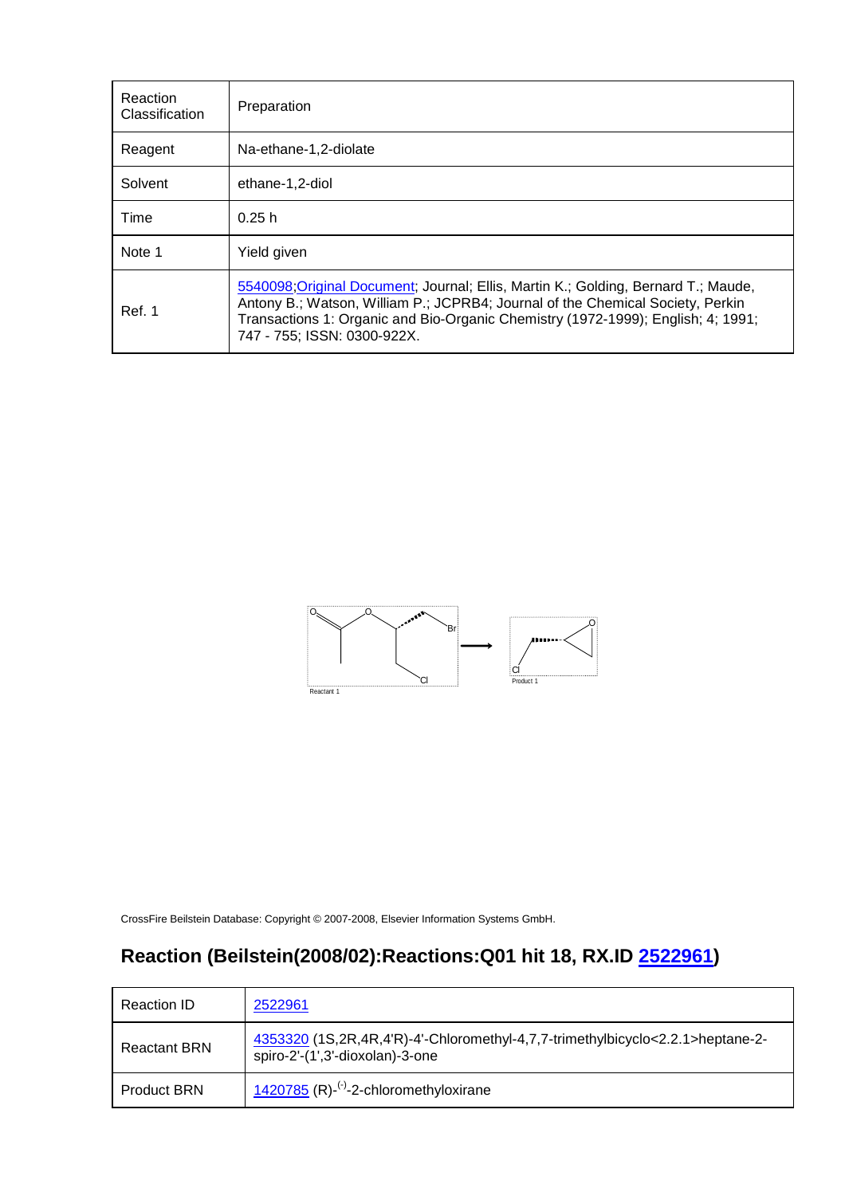| Reaction Classification | Preparation |
|---|---|
| Reagent | Na-ethane-1,2-diolate |
| Solvent | ethane-1,2-diol |
| Time | 0.25 h |
| Note 1 | Yield given |
| Ref. 1 | 5540098;Original Document; Journal; Ellis, Martin K.; Golding, Bernard T.; Maude, Antony B.; Watson, William P.; JCPRB4; Journal of the Chemical Society, Perkin Transactions 1: Organic and Bio-Organic Chemistry (1972-1999); English; 4; 1991; 747 - 755; ISSN: 0300-922X. |

Reactant 1

Product 1

CrossFire Beilstein Database: Copyright © 2007-2008, Elsevier Information Systems GmbH.

## Reaction (Beilstein(2008/02):Reactions:Q01 hit 18, RX.ID 2522961)

| Reaction ID | 2522961 |
|---|---|
| Reactant BRN | 4353320 (1S,2R,4R,4'R)-4'-Chloromethyl-4,7,7-trimethylbicyclo<2.2.1>heptane-2-spiro-2'-(1',3'-dioxolan)-3-one |
| Product BRN | 1420785 (R)-$^{(-)}$-2-chloromethyloxirane |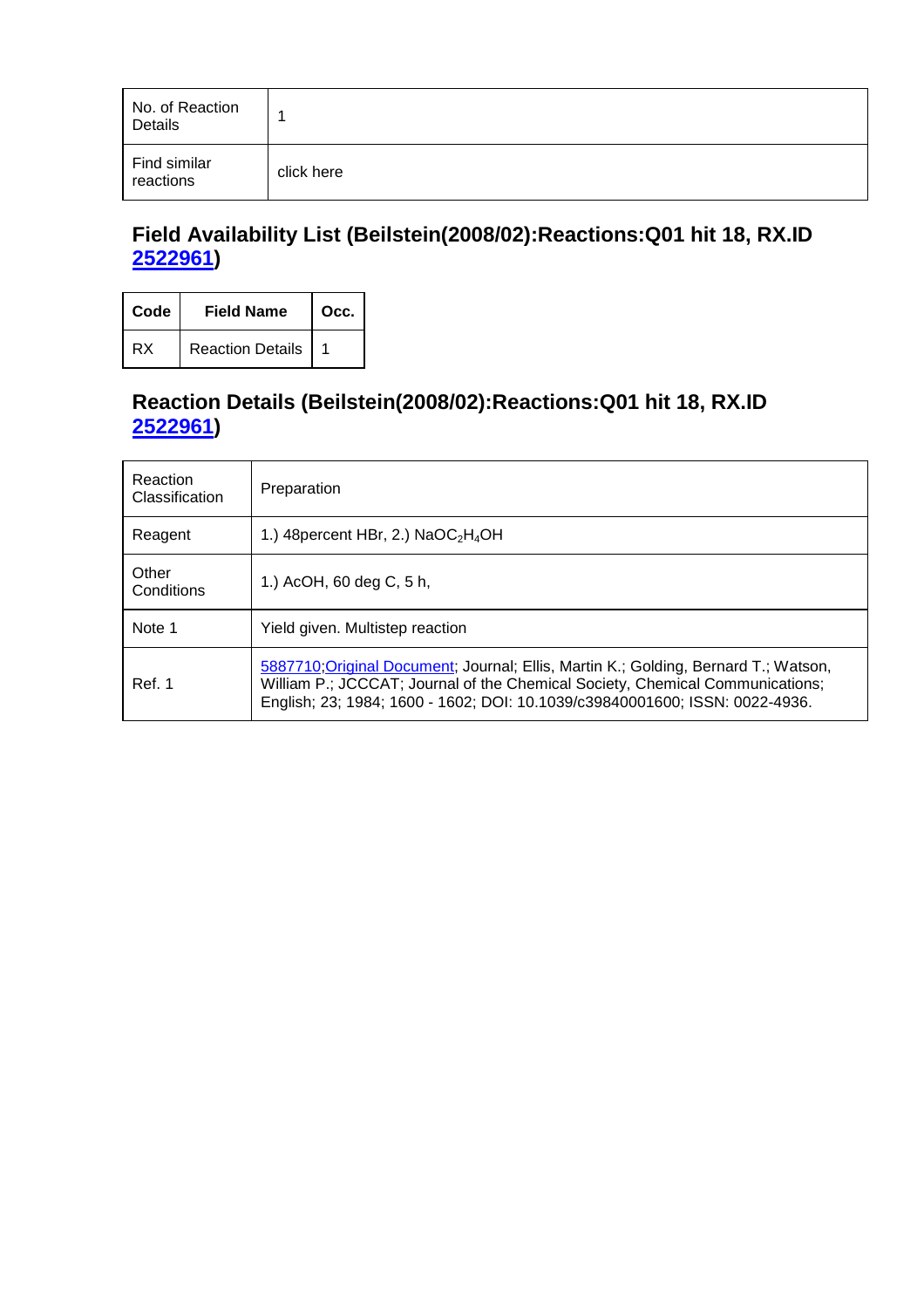| No. of Reaction Details | 1 |
|---|---|
| Find similar reactions | click here |

## Field Availability List (Beilstein(2008/02):Reactions:Q01 hit 18, RX.ID 2522961)

| Code | Field Name | Occ. |
|---|---|---|
| RX | Reaction Details | 1 |

## Reaction Details (Beilstein(2008/02):Reactions:Q01 hit 18, RX.ID 2522961)

| Reaction Classification | Preparation |
|---|---|
| Reagent | 1.) 48percent HBr, 2.) $NaOC_2H_4OH$ |
| Other Conditions | 1.) AcOH, 60 deg C, 5 h, |
| Note 1 | Yield given. Multistep reaction |
| Ref. 1 | 5887710;Original Document; Journal; Ellis, Martin K.; Golding, Bernard T.; Watson, William P.; JCCCAT; Journal of the Chemical Society, Chemical Communications; English; 23; 1984; 1600 - 1602; DOI: 10.1039/c39840001600; ISSN: 0022-4936. |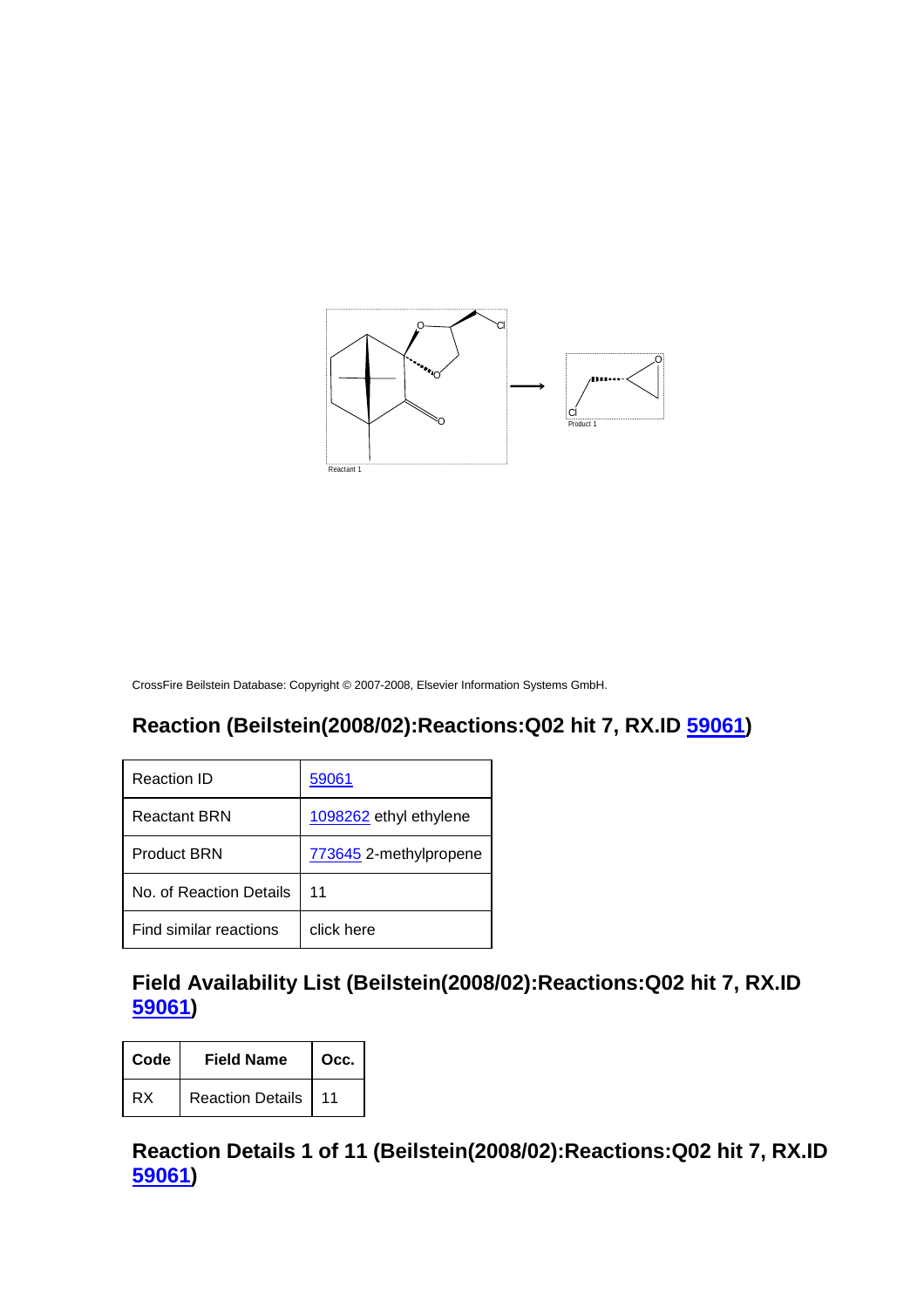CrossFire Beilstein Database: Copyright © 2007-2008, Elsevier Information Systems GmbH.

## Reaction (Beilstein(2008/02):Reactions:Q02 hit 7, RX.ID 59061)

| Reaction ID | 59061 |
|---|---|
| Reactant BRN | 1098262 ethyl ethylene |
| Product BRN | 773645 2-methylpropene |
| No. of Reaction Details | 11 |
| Find similar reactions | click here |

## Field Availability List (Beilstein(2008/02):Reactions:Q02 hit 7, RX.ID 59061)

| Code | Field Name | Occ. |
|---|---|---|
| RX | Reaction Details | 11 |

## Reaction Details 1 of 11 (Beilstein(2008/02):Reactions:Q02 hit 7, RX.ID 59061)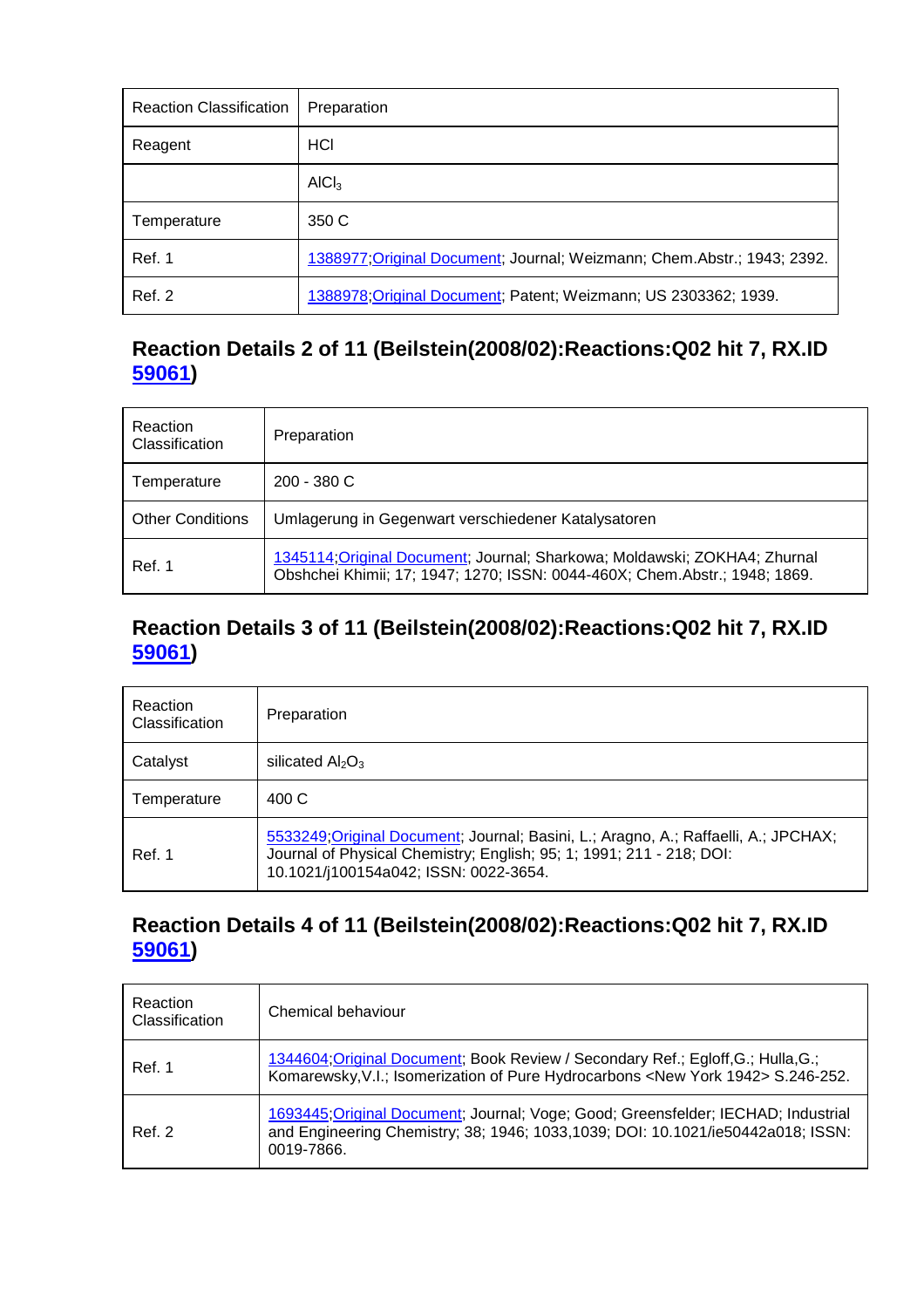| Reaction Classification | Preparation |
|---|---|
| Reagent | HCl |
| | $AlCl_3$ |
| Temperature | 350 C |
| Ref. 1 | 1388977;Original Document; Journal; Weizmann; Chem.Abstr.; 1943; 2392. |
| Ref. 2 | 1388978;Original Document; Patent; Weizmann; US 2303362; 1939. |

## Reaction Details 2 of 11 (Beilstein(2008/02):Reactions:Q02 hit 7, RX.ID 59061)

| Reaction Classification | Preparation |
|---|---|
| Temperature | 200 - 380 C |
| Other Conditions | Umlagerung in Gegenwart verschiedener Katalysatoren |
| Ref. 1 | 1345114;Original Document; Journal; Sharkowa; Moldawski; ZOKHA4; Zhurnal Obshchei Khimii; 17; 1947; 1270; ISSN: 0044-460X; Chem.Abstr.; 1948; 1869. |

## Reaction Details 3 of 11 (Beilstein(2008/02):Reactions:Q02 hit 7, RX.ID 59061)

| Reaction Classification | Preparation |
|---|---|
| Catalyst | silicated $Al_2O_3$ |
| Temperature | 400 C |
| Ref. 1 | 5533249;Original Document; Journal; Basini, L.; Aragno, A.; Raffaelli, A.; JPCHAX; Journal of Physical Chemistry; English; 95; 1; 1991; 211 - 218; DOI: 10.1021/j100154a042; ISSN: 0022-3654. |

## Reaction Details 4 of 11 (Beilstein(2008/02):Reactions:Q02 hit 7, RX.ID 59061)

| Reaction Classification | Chemical behaviour |
|---|---|
| Ref. 1 | 1344604;Original Document; Book Review / Secondary Ref.; Egloff,G.; Hulla,G.; Komarewsky,V.I.; Isomerization of Pure Hydrocarbons <New York 1942> S.246-252. |
| Ref. 2 | 1693445;Original Document; Journal; Voge; Good; Greensfelder; IECHAD; Industrial and Engineering Chemistry; 38; 1946; 1033,1039; DOI: 10.1021/ie50442a018; ISSN: 0019-7866. |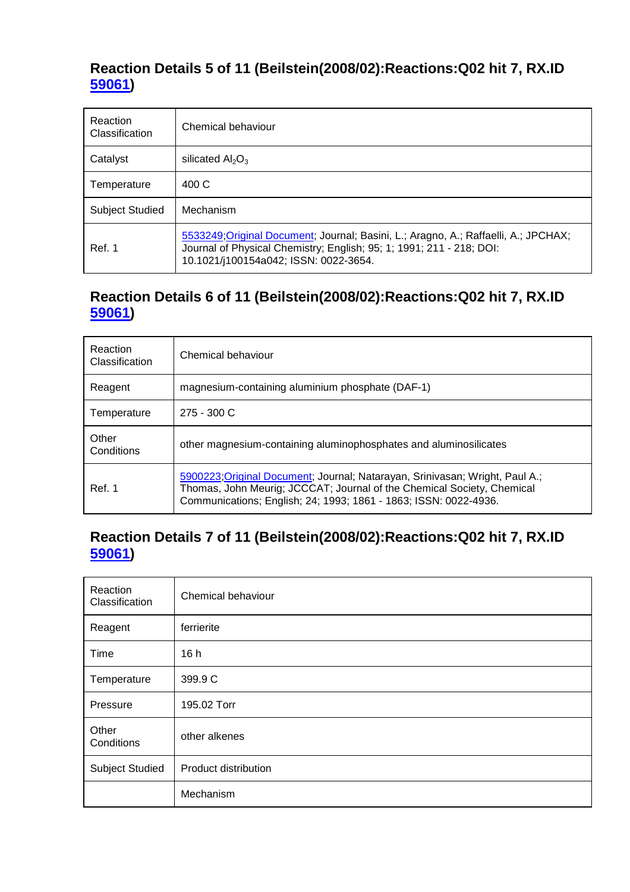## Reaction Details 5 of 11 (Beilstein(2008/02):Reactions:Q02 hit 7, RX.ID 59061)

| | |
|---|---|
| Reaction Classification | Chemical behaviour |
| Catalyst | silicated $Al_2O_3$ |
| Temperature | 400 C |
| Subject Studied | Mechanism |
| Ref. 1 | 5533249;Original Document; Journal; Basini, L.; Aragno, A.; Raffaelli, A.; JPCHAX; Journal of Physical Chemistry; English; 95; 1; 1991; 211 - 218; DOI: 10.1021/j100154a042; ISSN: 0022-3654. |

## Reaction Details 6 of 11 (Beilstein(2008/02):Reactions:Q02 hit 7, RX.ID 59061)

| | |
|---|---|
| Reaction Classification | Chemical behaviour |
| Reagent | magnesium-containing aluminium phosphate (DAF-1) |
| Temperature | 275 - 300 C |
| Other Conditions | other magnesium-containing aluminophosphates and aluminosilicates |
| Ref. 1 | 5900223;Original Document; Journal; Natarayan, Srinivasan; Wright, Paul A.; Thomas, John Meurig; JCCCAT; Journal of the Chemical Society, Chemical Communications; English; 24; 1993; 1861 - 1863; ISSN: 0022-4936. |

## Reaction Details 7 of 11 (Beilstein(2008/02):Reactions:Q02 hit 7, RX.ID 59061)

| | |
|---|---|
| Reaction Classification | Chemical behaviour |
| Reagent | ferrierite |
| Time | 16 h |
| Temperature | 399.9 C |
| Pressure | 195.02 Torr |
| Other Conditions | other alkenes |
| Subject Studied | Product distribution |
| | Mechanism |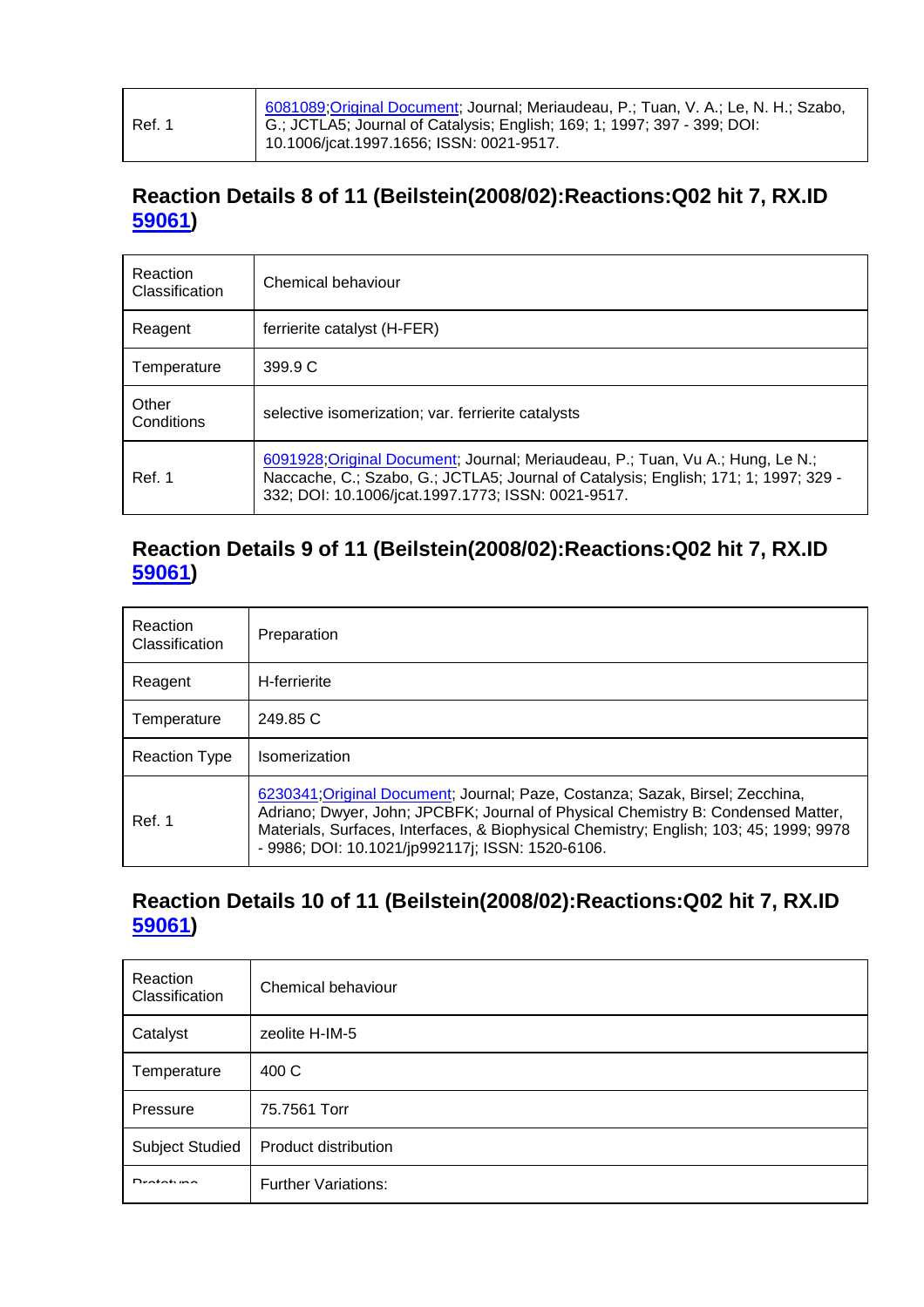| | |
|---|---|
| Ref. 1 | 6081089;Original Document; Journal; Meriaudeau, P.; Tuan, V. A.; Le, N. H.; Szabo, G.; JCTLA5; Journal of Catalysis; English; 169; 1; 1997; 397 - 399; DOI: 10.1006/jcat.1997.1656; ISSN: 0021-9517. |

## Reaction Details 8 of 11 (Beilstein(2008/02):Reactions:Q02 hit 7, RX.ID 59061)

| | |
|---|---|
| Reaction Classification | Chemical behaviour |
| Reagent | ferrierite catalyst (H-FER) |
| Temperature | 399.9 C |
| Other Conditions | selective isomerization; var. ferrierite catalysts |
| Ref. 1 | 6091928;Original Document; Journal; Meriaudeau, P.; Tuan, Vu A.; Hung, Le N.; Naccache, C.; Szabo, G.; JCTLA5; Journal of Catalysis; English; 171; 1; 1997; 329 - 332; DOI: 10.1006/jcat.1997.1773; ISSN: 0021-9517. |

## Reaction Details 9 of 11 (Beilstein(2008/02):Reactions:Q02 hit 7, RX.ID 59061)

| | |
|---|---|
| Reaction Classification | Preparation |
| Reagent | H-ferrierite |
| Temperature | 249.85 C |
| Reaction Type | Isomerization |
| Ref. 1 | 6230341;Original Document; Journal; Paze, Costanza; Sazak, Birsel; Zecchina, Adriano; Dwyer, John; JPCBFK; Journal of Physical Chemistry B: Condensed Matter, Materials, Surfaces, Interfaces, & Biophysical Chemistry; English; 103; 45; 1999; 9978 - 9986; DOI: 10.1021/jp992117j; ISSN: 1520-6106. |

## Reaction Details 10 of 11 (Beilstein(2008/02):Reactions:Q02 hit 7, RX.ID 59061)

| | |
|---|---|
| Reaction Classification | Chemical behaviour |
| Catalyst | zeolite H-IM-5 |
| Temperature | 400 C |
| Pressure | 75.7561 Torr |
| Subject Studied | Product distribution |
| Prototype | Further Variations: |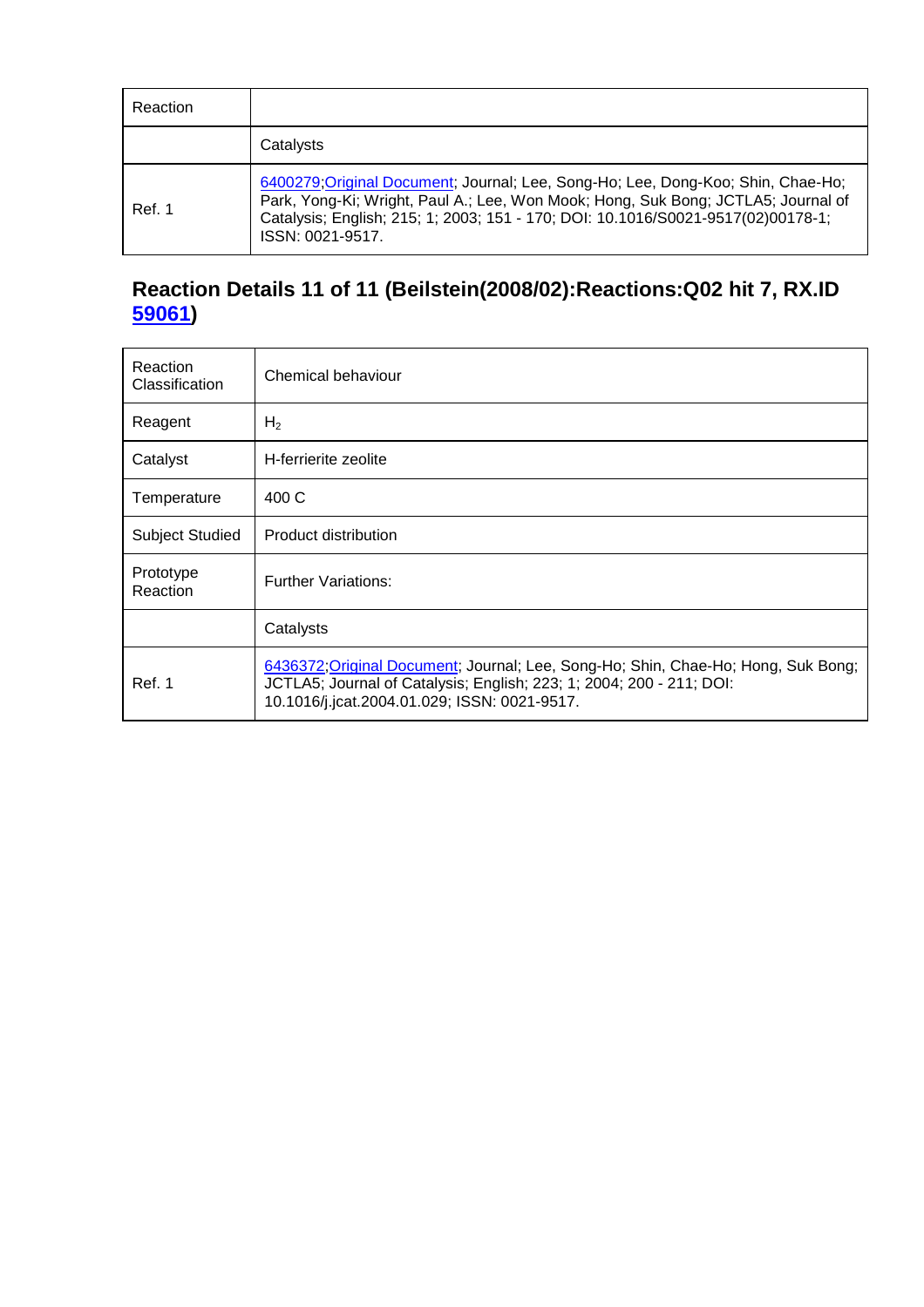| Reaction | |
|---|---|
| | Catalysts |
| Ref. 1 | 6400279;Original Document; Journal; Lee, Song-Ho; Lee, Dong-Koo; Shin, Chae-Ho; Park, Yong-Ki; Wright, Paul A.; Lee, Won Mook; Hong, Suk Bong; JCTLA5; Journal of Catalysis; English; 215; 1; 2003; 151 - 170; DOI: 10.1016/S0021-9517(02)00178-1; ISSN: 0021-9517. |

## Reaction Details 11 of 11 (Beilstein(2008/02):Reactions:Q02 hit 7, RX.ID 59061)

| Reaction Classification | Chemical behaviour |
|---|---|
| Reagent | $H_2$ |
| Catalyst | H-ferrierite zeolite |
| Temperature | 400 C |
| Subject Studied | Product distribution |
| Prototype Reaction | Further Variations: |
| | Catalysts |
| Ref. 1 | 6436372;Original Document; Journal; Lee, Song-Ho; Shin, Chae-Ho; Hong, Suk Bong; JCTLA5; Journal of Catalysis; English; 223; 1; 2004; 200 - 211; DOI: 10.1016/j.jcat.2004.01.029; ISSN: 0021-9517. |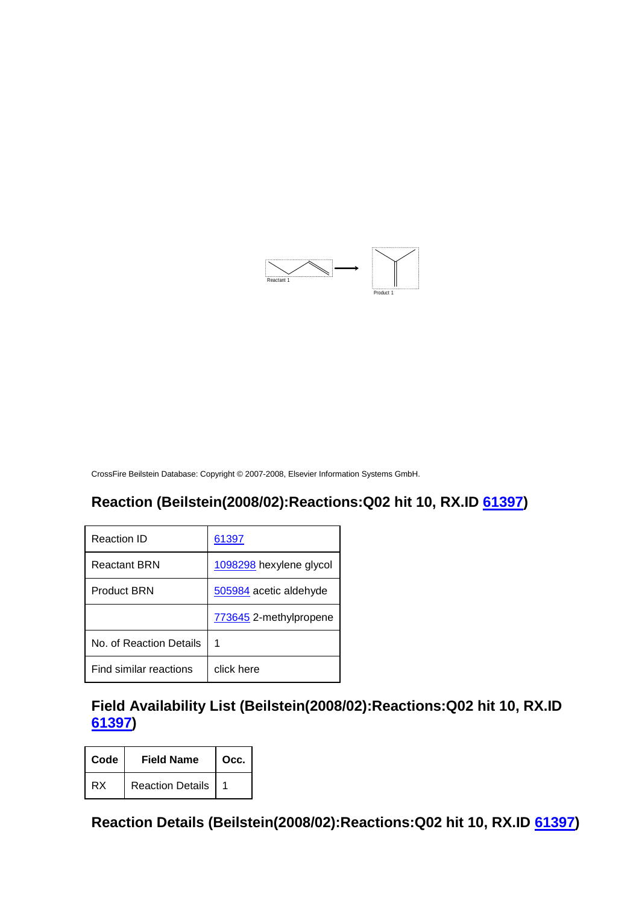Reactant 1 → Product 1

CrossFire Beilstein Database: Copyright © 2007-2008, Elsevier Information Systems GmbH.

## Reaction (Beilstein(2008/02):Reactions:Q02 hit 10, RX.ID 61397)

| Reaction ID | 61397 |
|---|---|
| Reactant BRN | 1098298 hexylene glycol |
| Product BRN | 505984 acetic aldehyde |
| | 773645 2-methylpropene |
| No. of Reaction Details | 1 |
| Find similar reactions | click here |

## Field Availability List (Beilstein(2008/02):Reactions:Q02 hit 10, RX.ID 61397)

| Code | Field Name | Occ. |
|---|---|---|
| RX | Reaction Details | 1 |

## Reaction Details (Beilstein(2008/02):Reactions:Q02 hit 10, RX.ID 61397)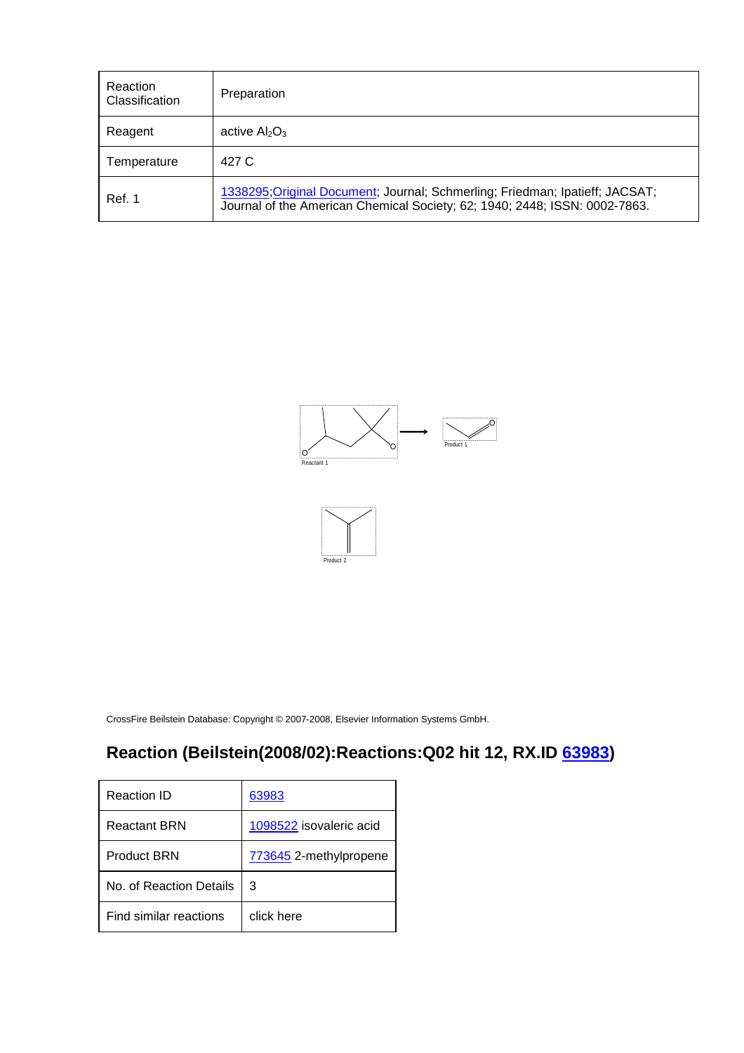| Reaction Classification | Preparation |
|---|---|
| Reagent | active $Al_2O_3$ |
| Temperature | 427 C |
| Ref. 1 | 1338295;Original Document; Journal; Schmerling; Friedman; Ipatieff; JACSAT; Journal of the American Chemical Society; 62; 1940; 2448; ISSN: 0002-7863. |

Reactant 1

Product 1

Product 2

CrossFire Beilstein Database: Copyright © 2007-2008, Elsevier Information Systems GmbH.

## Reaction (Beilstein(2008/02):Reactions:Q02 hit 12, RX.ID 63983)

| Reaction ID | 63983 |
|---|---|
| Reactant BRN | 1098522 isovaleric acid |
| Product BRN | 773645 2-methylpropene |
| No. of Reaction Details | 3 |
| Find similar reactions | click here |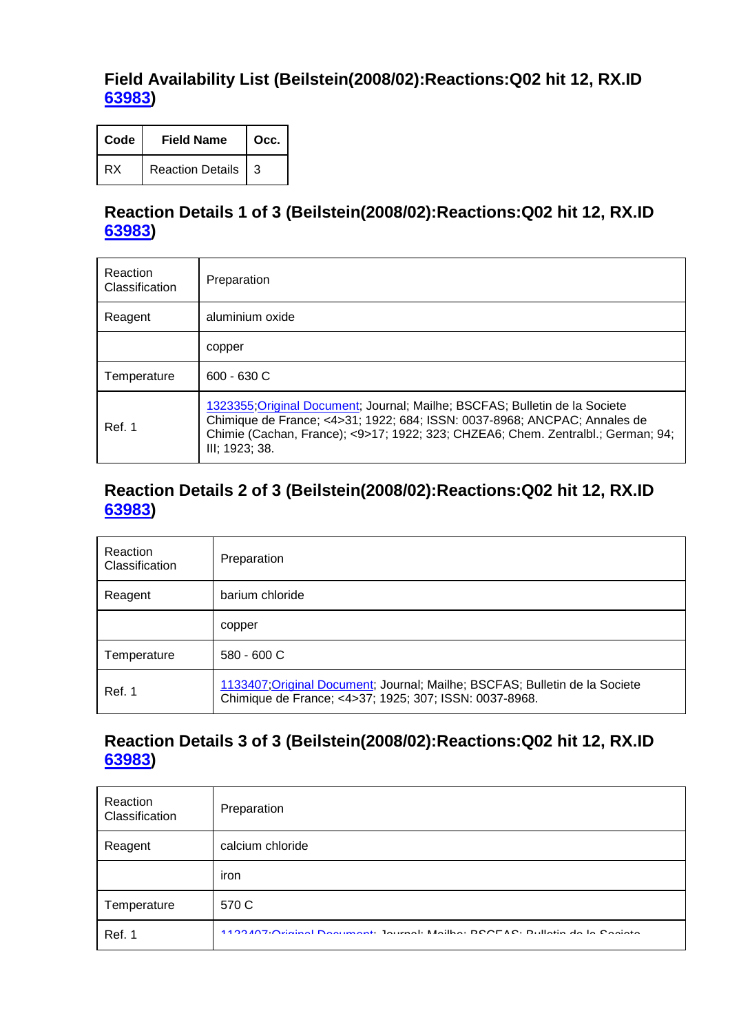## Field Availability List (Beilstein(2008/02):Reactions:Q02 hit 12, RX.ID 63983)

| Code | Field Name | Occ. |
|---|---|---|
| RX | Reaction Details | 3 |

## Reaction Details 1 of 3 (Beilstein(2008/02):Reactions:Q02 hit 12, RX.ID 63983)

| | |
|---|---|
| Reaction Classification | Preparation |
| Reagent | aluminium oxide |
| | copper |
| Temperature | 600 - 630 C |
| Ref. 1 | 1323355;Original Document; Journal; Mailhe; BSCFAS; Bulletin de la Societe Chimique de France; <4>31; 1922; 684; ISSN: 0037-8968; ANCPAC; Annales de Chimie (Cachan, France); <9>17; 1922; 323; CHZEA6; Chem. Zentralbl.; German; 94; III; 1923; 38. |

## Reaction Details 2 of 3 (Beilstein(2008/02):Reactions:Q02 hit 12, RX.ID 63983)

| | |
|---|---|
| Reaction Classification | Preparation |
| Reagent | barium chloride |
| | copper |
| Temperature | 580 - 600 C |
| Ref. 1 | 1133407;Original Document; Journal; Mailhe; BSCFAS; Bulletin de la Societe Chimique de France; <4>37; 1925; 307; ISSN: 0037-8968. |

## Reaction Details 3 of 3 (Beilstein(2008/02):Reactions:Q02 hit 12, RX.ID 63983)

| | |
|---|---|
| Reaction Classification | Preparation |
| Reagent | calcium chloride |
| | iron |
| Temperature | 570 C |
| Ref. 1 | 1133407;Original Document; Journal; Mailhe; BSCFAS; Bulletin de la Societe |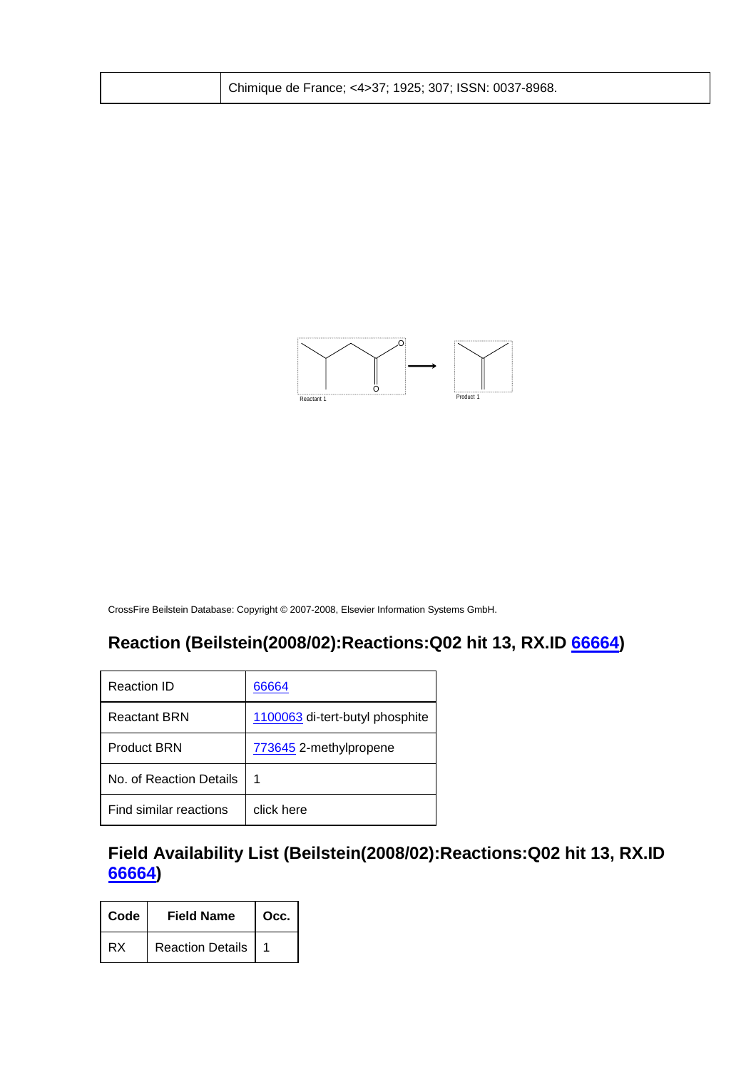| | Chimique de France; <4>37; 1925; 307; ISSN: 0037-8968. |
|---|---|

Reactant 1 → Product 1

CrossFire Beilstein Database: Copyright © 2007-2008, Elsevier Information Systems GmbH.

## Reaction (Beilstein(2008/02):Reactions:Q02 hit 13, RX.ID 66664)

| Reaction ID | 66664 |
|---|---|
| Reactant BRN | 1100063 di-tert-butyl phosphite |
| Product BRN | 773645 2-methylpropene |
| No. of Reaction Details | 1 |
| Find similar reactions | click here |

## Field Availability List (Beilstein(2008/02):Reactions:Q02 hit 13, RX.ID 66664)

| Code | Field Name | Occ. |
|---|---|---|
| RX | Reaction Details | 1 |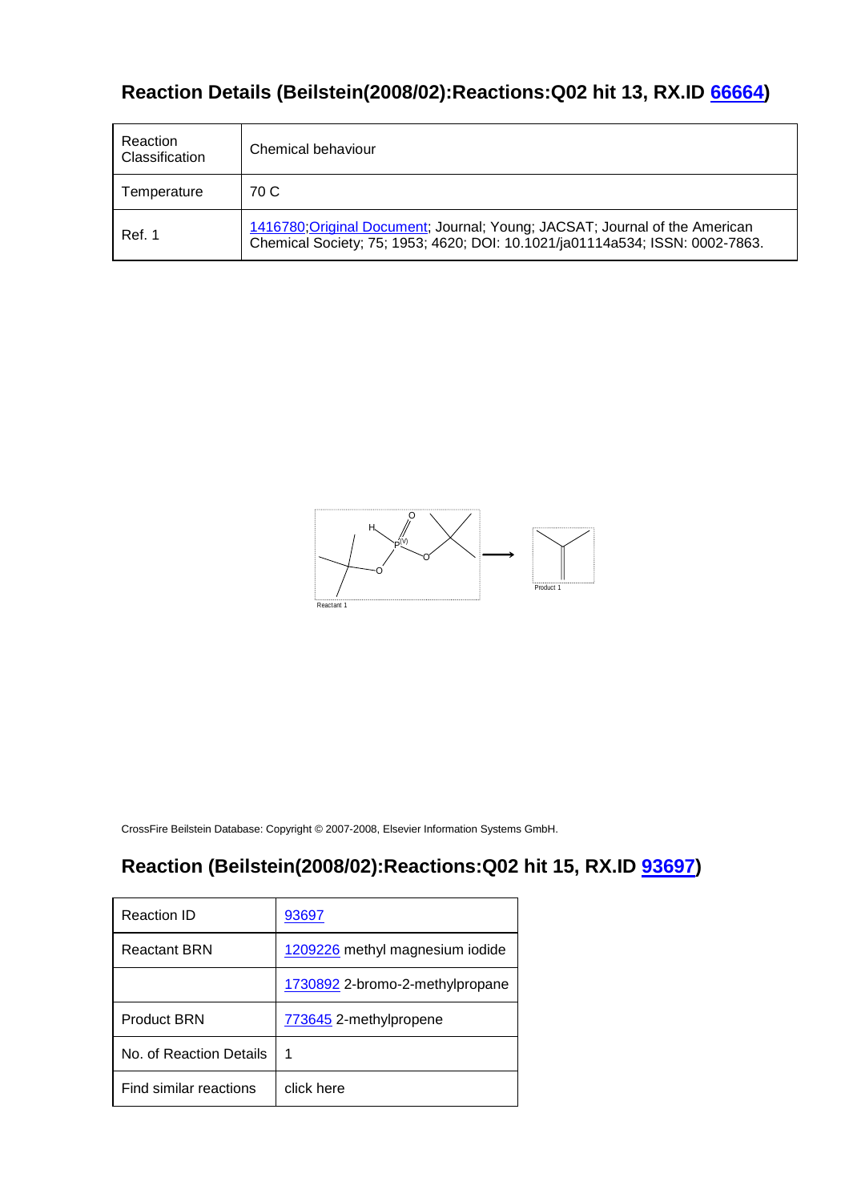## Reaction Details (Beilstein(2008/02):Reactions:Q02 hit 13, RX.ID 66664)

| Reaction Classification | Chemical behaviour |
|---|---|
| Temperature | 70 C |
| Ref. 1 | 1416780;Original Document; Journal; Young; JACSAT; Journal of the American Chemical Society; 75; 1953; 4620; DOI: 10.1021/ja01114a534; ISSN: 0002-7863. |

Reactant 1

Product 1

CrossFire Beilstein Database: Copyright © 2007-2008, Elsevier Information Systems GmbH.

## Reaction (Beilstein(2008/02):Reactions:Q02 hit 15, RX.ID 93697)

| Reaction ID | 93697 |
|---|---|
| Reactant BRN | 1209226 methyl magnesium iodide |
| | 1730892 2-bromo-2-methylpropane |
| Product BRN | 773645 2-methylpropene |
| No. of Reaction Details | 1 |
| Find similar reactions | click here |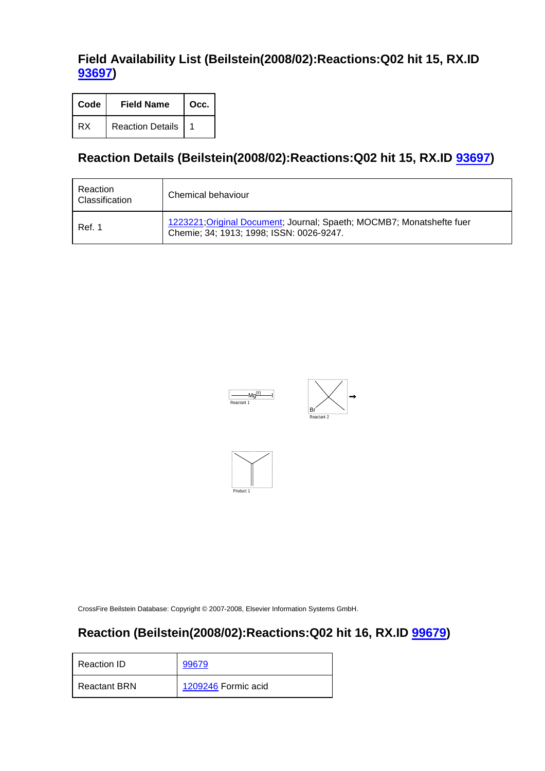## Field Availability List (Beilstein(2008/02):Reactions:Q02 hit 15, RX.ID 93697)

| Code | Field Name | Occ. |
|---|---|---|
| RX | Reaction Details | 1 |

## Reaction Details (Beilstein(2008/02):Reactions:Q02 hit 15, RX.ID 93697)

| Reaction Classification | Chemical behaviour |
|---|---|
| Ref. 1 | 1223221;Original Document; Journal; Spaeth; MOCMB7; Monatshefte fuer Chemie; 34; 1913; 1998; ISSN: 0026-9247. |

Reactant 1 Reactant 2 Product 1

CrossFire Beilstein Database: Copyright © 2007-2008, Elsevier Information Systems GmbH.

## Reaction (Beilstein(2008/02):Reactions:Q02 hit 16, RX.ID 99679)

| Reaction ID | 99679 |
|---|---|
| Reactant BRN | 1209246 Formic acid |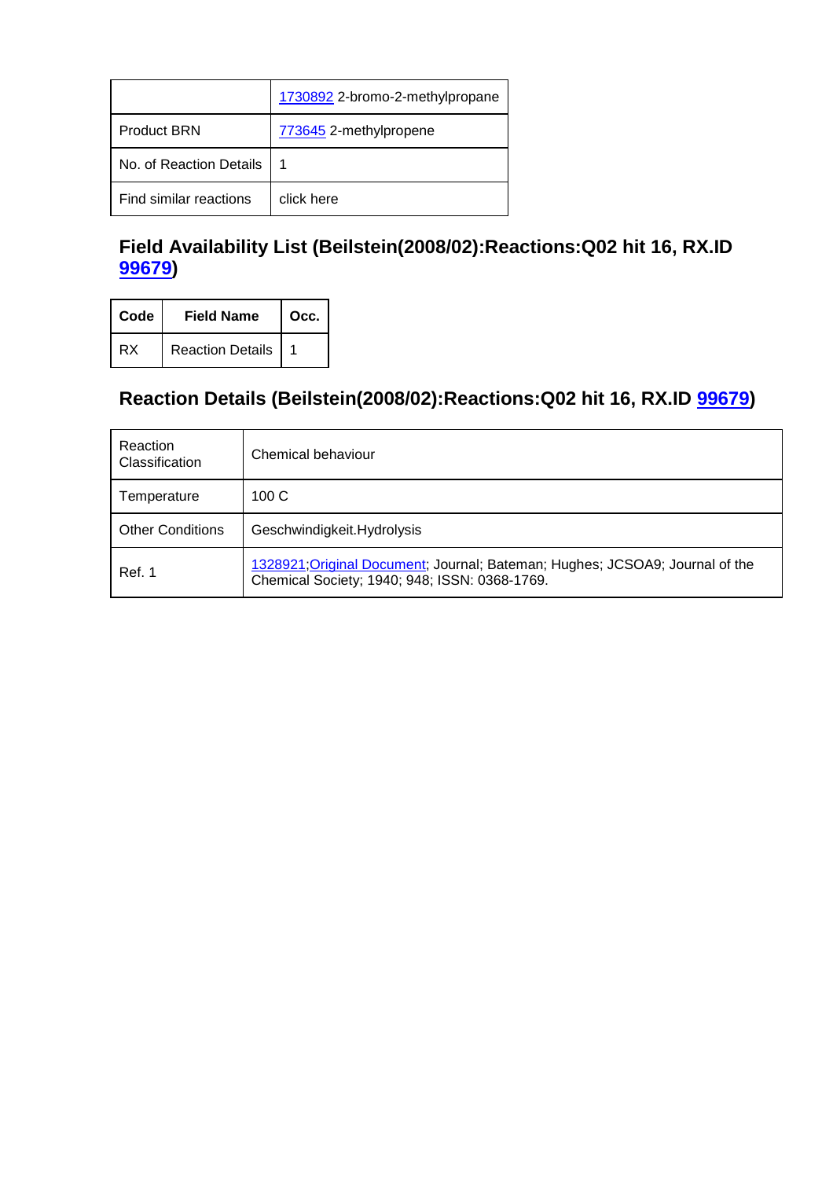| | 1730892 2-bromo-2-methylpropane |
|---|---|
| Product BRN | 773645 2-methylpropene |
| No. of Reaction Details | 1 |
| Find similar reactions | click here |

## Field Availability List (Beilstein(2008/02):Reactions:Q02 hit 16, RX.ID 99679)

| Code | Field Name | Occ. |
|---|---|---|
| RX | Reaction Details | 1 |

## Reaction Details (Beilstein(2008/02):Reactions:Q02 hit 16, RX.ID 99679)

| | |
|---|---|
| Reaction Classification | Chemical behaviour |
| Temperature | 100 C |
| Other Conditions | Geschwindigkeit.Hydrolysis |
| Ref. 1 | 1328921;Original Document; Journal; Bateman; Hughes; JCSOA9; Journal of the Chemical Society; 1940; 948; ISSN: 0368-1769. |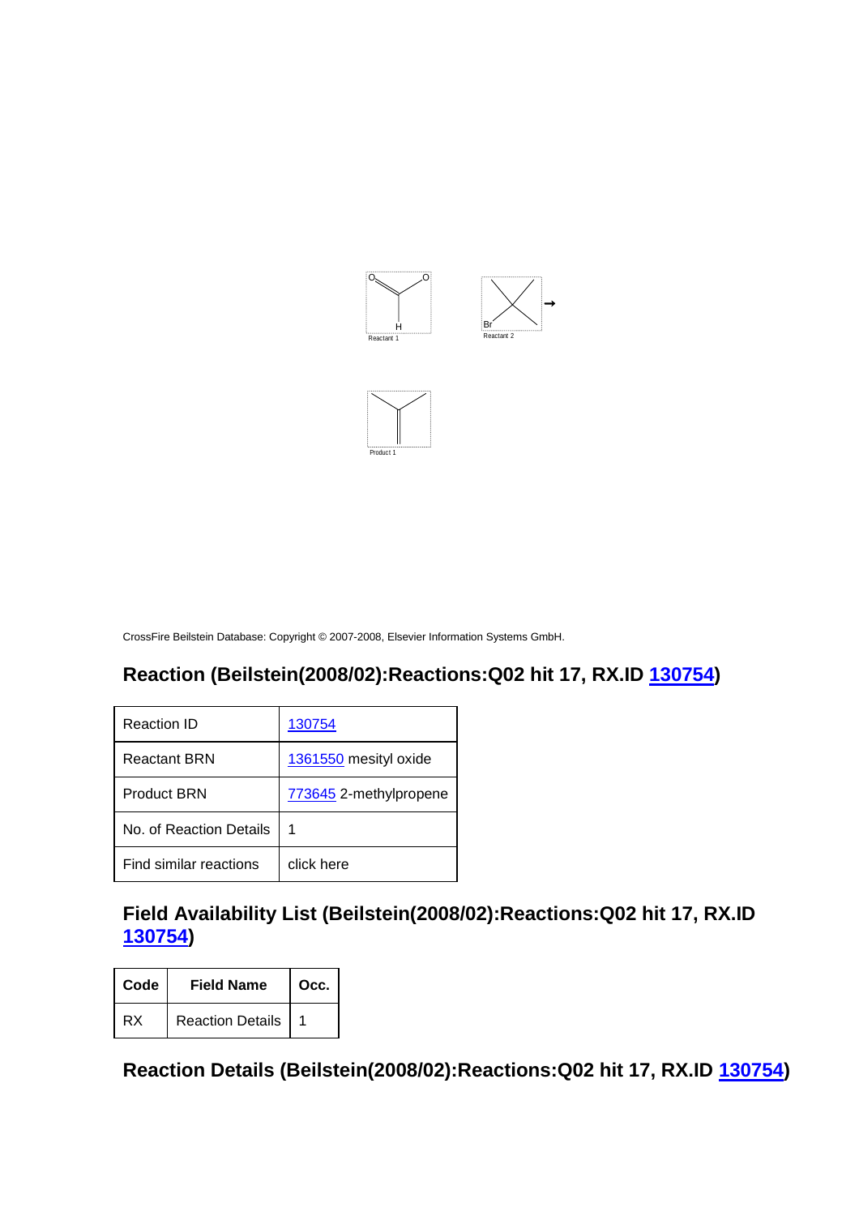CrossFire Beilstein Database: Copyright © 2007-2008, Elsevier Information Systems GmbH.

## Reaction (Beilstein(2008/02):Reactions:Q02 hit 17, RX.ID 130754)

| Reaction ID | 130754 |
|---|---|
| Reactant BRN | 1361550 mesityl oxide |
| Product BRN | 773645 2-methylpropene |
| No. of Reaction Details | 1 |
| Find similar reactions | click here |

## Field Availability List (Beilstein(2008/02):Reactions:Q02 hit 17, RX.ID 130754)

| Code | Field Name | Occ. |
|---|---|---|
| RX | Reaction Details | 1 |

## Reaction Details (Beilstein(2008/02):Reactions:Q02 hit 17, RX.ID 130754)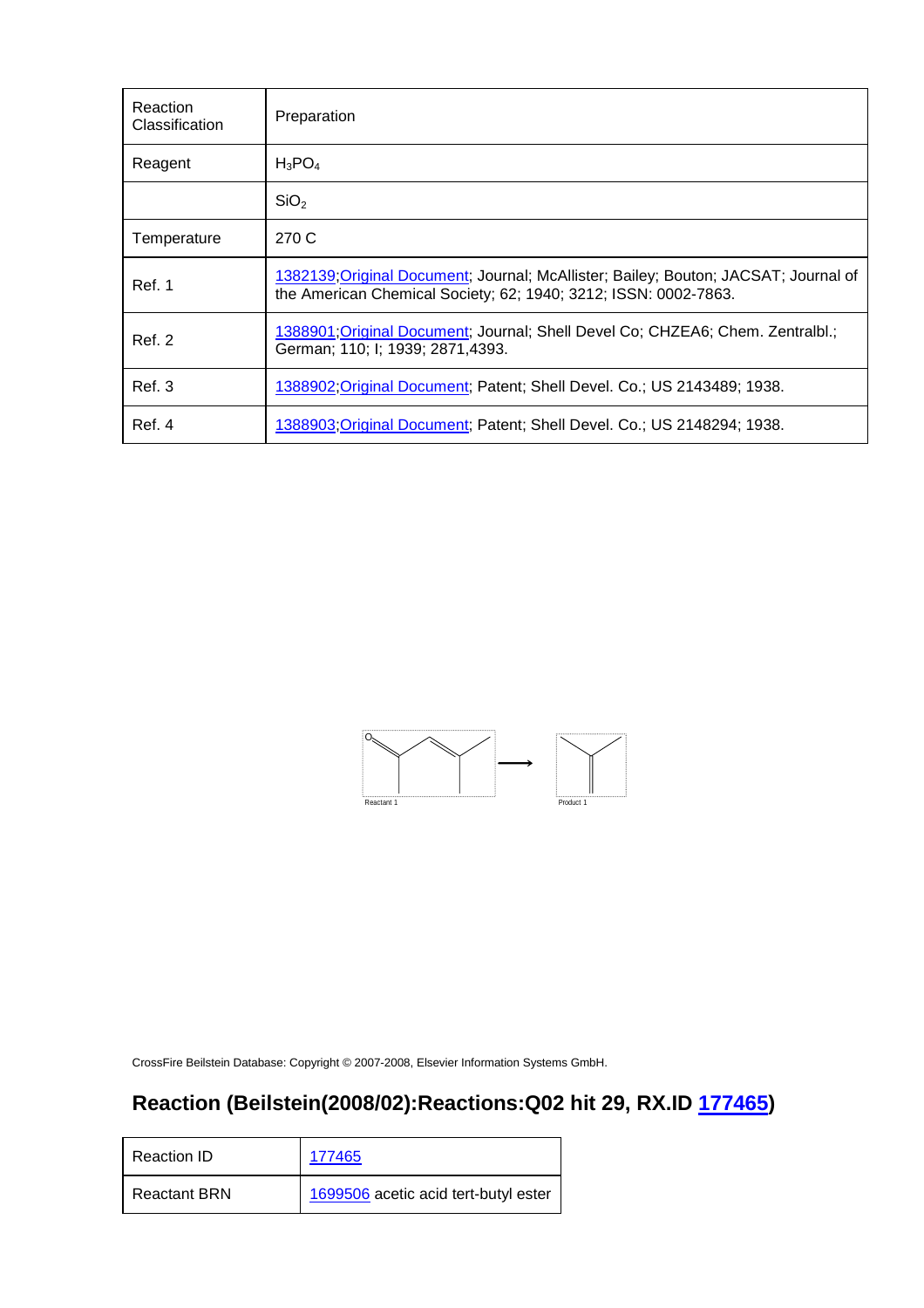| Reaction Classification | Preparation |
|---|---|
| Reagent | $H_3PO_4$ |
| | $SiO_2$ |
| Temperature | 270 C |
| Ref. 1 | 1382139;Original Document; Journal; McAllister; Bailey; Bouton; JACSAT; Journal of the American Chemical Society; 62; 1940; 3212; ISSN: 0002-7863. |
| Ref. 2 | 1388901;Original Document; Journal; Shell Devel Co; CHZEA6; Chem. Zentralbl.; German; 110; I; 1939; 2871,4393. |
| Ref. 3 | 1388902;Original Document; Patent; Shell Devel. Co.; US 2143489; 1938. |
| Ref. 4 | 1388903;Original Document; Patent; Shell Devel. Co.; US 2148294; 1938. |

Reactant 1 → Product 1

CrossFire Beilstein Database: Copyright © 2007-2008, Elsevier Information Systems GmbH.

## Reaction (Beilstein(2008/02):Reactions:Q02 hit 29, RX.ID 177465)

| Reaction ID | 177465 |
|---|---|
| Reactant BRN | 1699506 acetic acid tert-butyl ester |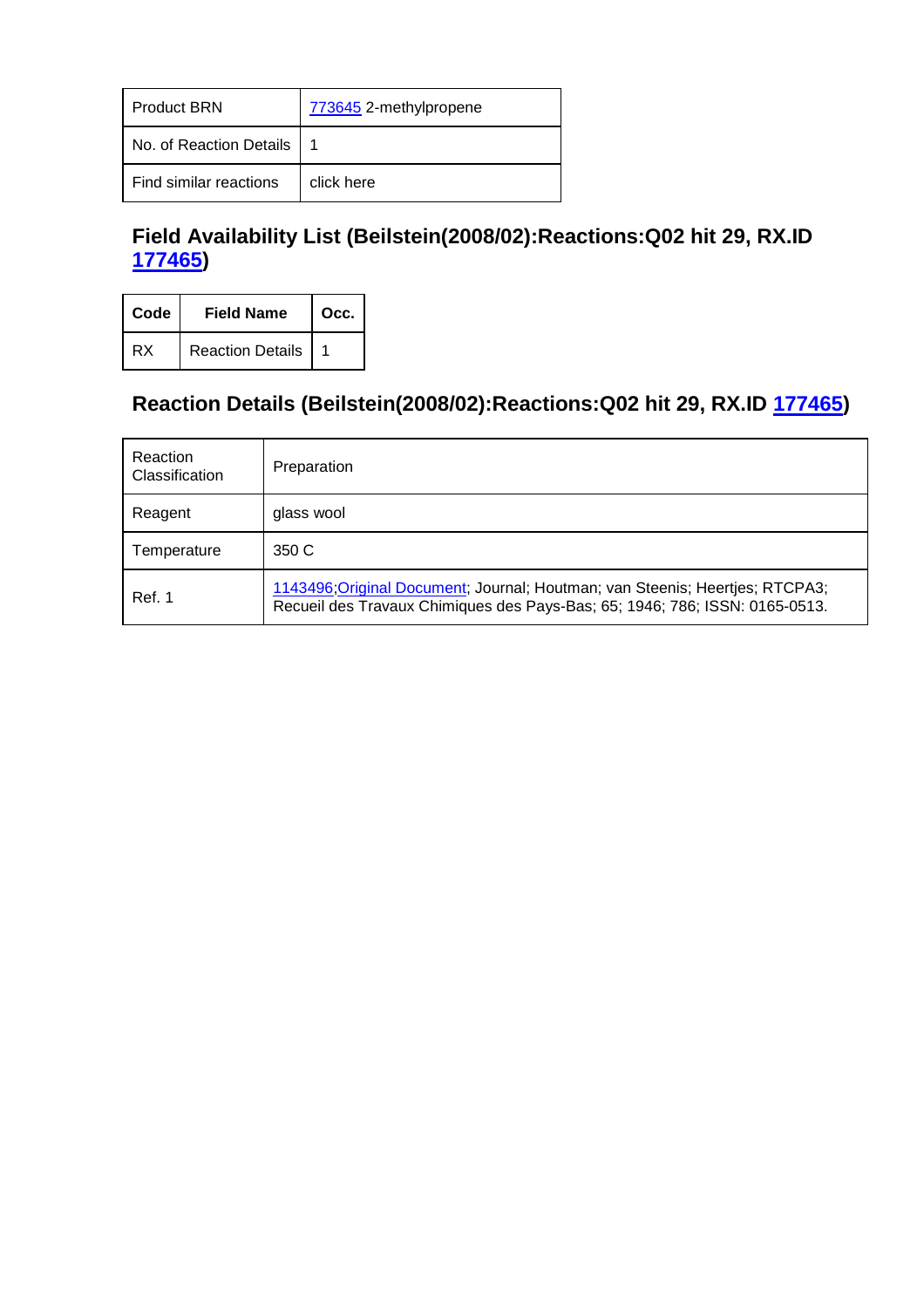| Product BRN | 773645 2-methylpropene |
|---|---|
| No. of Reaction Details | 1 |
| Find similar reactions | click here |

## Field Availability List (Beilstein(2008/02):Reactions:Q02 hit 29, RX.ID 177465)

| Code | Field Name | Occ. |
|---|---|---|
| RX | Reaction Details | 1 |

## Reaction Details (Beilstein(2008/02):Reactions:Q02 hit 29, RX.ID 177465)

| Reaction Classification | Preparation |
|---|---|
| Reagent | glass wool |
| Temperature | 350 C |
| Ref. 1 | 1143496;Original Document; Journal; Houtman; van Steenis; Heertjes; RTCPA3; Recueil des Travaux Chimiques des Pays-Bas; 65; 1946; 786; ISSN: 0165-0513. |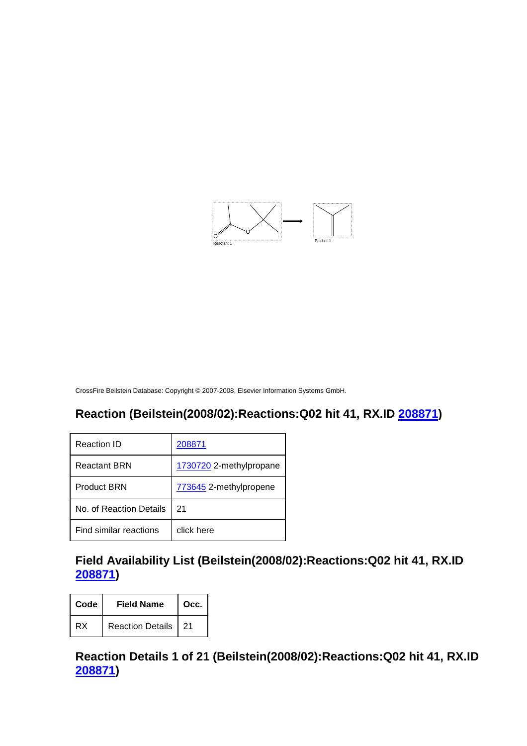Reactant 1

Product 1

CrossFire Beilstein Database: Copyright © 2007-2008, Elsevier Information Systems GmbH.

## Reaction (Beilstein(2008/02):Reactions:Q02 hit 41, RX.ID 208871)

| Reaction ID | 208871 |
|---|---|
| Reactant BRN | 1730720 2-methylpropane |
| Product BRN | 773645 2-methylpropene |
| No. of Reaction Details | 21 |
| Find similar reactions | click here |

## Field Availability List (Beilstein(2008/02):Reactions:Q02 hit 41, RX.ID 208871)

| Code | Field Name | Occ. |
|---|---|---|
| RX | Reaction Details | 21 |

## Reaction Details 1 of 21 (Beilstein(2008/02):Reactions:Q02 hit 41, RX.ID 208871)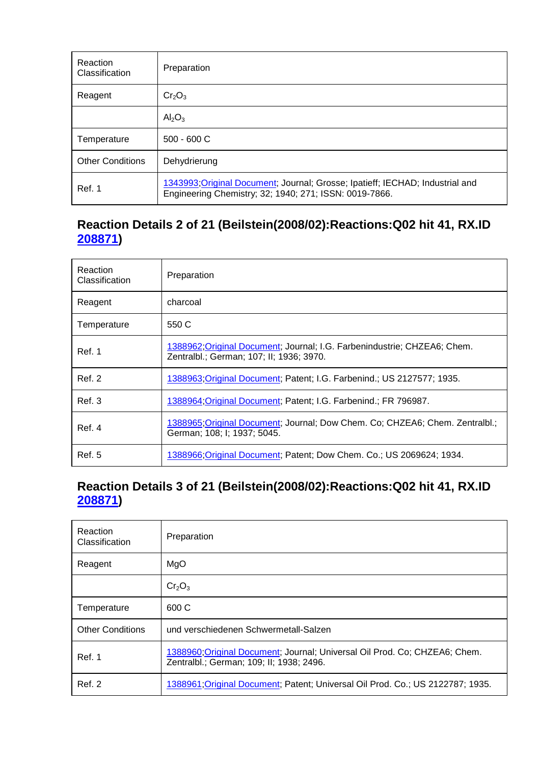| Reaction Classification | Preparation |
|---|---|
| Reagent | $Cr_2O_3$ |
| | $Al_2O_3$ |
| Temperature | 500 - 600 C |
| Other Conditions | Dehydrierung |
| Ref. 1 | 1343993;Original Document; Journal; Grosse; Ipatieff; IECHAD; Industrial and Engineering Chemistry; 32; 1940; 271; ISSN: 0019-7866. |

### Reaction Details 2 of 21 (Beilstein(2008/02):Reactions:Q02 hit 41, RX.ID 208871)

| Reaction Classification | Preparation |
|---|---|
| Reagent | charcoal |
| Temperature | 550 C |
| Ref. 1 | 1388962;Original Document; Journal; I.G. Farbenindustrie; CHZEA6; Chem. Zentralbl.; German; 107; II; 1936; 3970. |
| Ref. 2 | 1388963;Original Document; Patent; I.G. Farbenind.; US 2127577; 1935. |
| Ref. 3 | 1388964;Original Document; Patent; I.G. Farbenind.; FR 796987. |
| Ref. 4 | 1388965;Original Document; Journal; Dow Chem. Co; CHZEA6; Chem. Zentralbl.; German; 108; I; 1937; 5045. |
| Ref. 5 | 1388966;Original Document; Patent; Dow Chem. Co.; US 2069624; 1934. |

### Reaction Details 3 of 21 (Beilstein(2008/02):Reactions:Q02 hit 41, RX.ID 208871)

| Reaction Classification | Preparation |
|---|---|
| Reagent | MgO |
| | $Cr_2O_3$ |
| Temperature | 600 C |
| Other Conditions | und verschiedenen Schwermetall-Salzen |
| Ref. 1 | 1388960;Original Document; Journal; Universal Oil Prod. Co; CHZEA6; Chem. Zentralbl.; German; 109; II; 1938; 2496. |
| Ref. 2 | 1388961;Original Document; Patent; Universal Oil Prod. Co.; US 2122787; 1935. |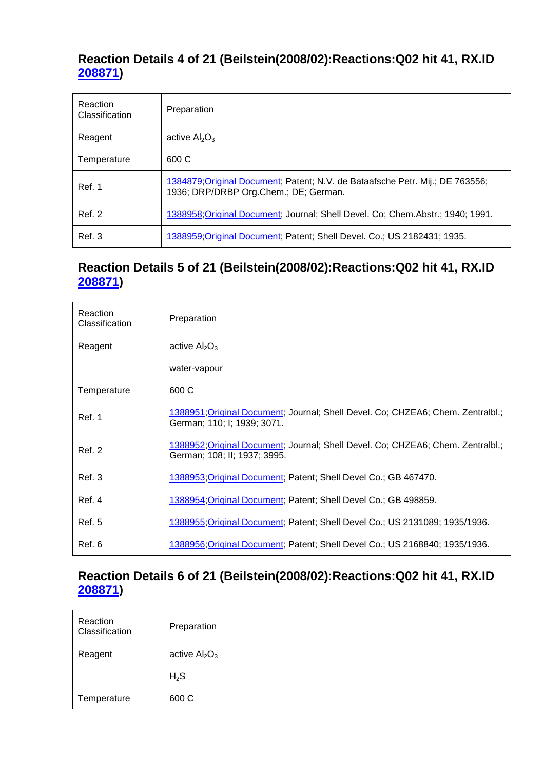## Reaction Details 4 of 21 (Beilstein(2008/02):Reactions:Q02 hit 41, RX.ID 208871)

| Reaction Classification | Preparation |
|---|---|
| Reagent | active $Al_2O_3$ |
| Temperature | 600 C |
| Ref. 1 | 1384879;Original Document; Patent; N.V. de Bataafsche Petr. Mij.; DE 763556; 1936; DRP/DRBP Org.Chem.; DE; German. |
| Ref. 2 | 1388958;Original Document; Journal; Shell Devel. Co; Chem.Abstr.; 1940; 1991. |
| Ref. 3 | 1388959;Original Document; Patent; Shell Devel. Co.; US 2182431; 1935. |

## Reaction Details 5 of 21 (Beilstein(2008/02):Reactions:Q02 hit 41, RX.ID 208871)

| Reaction Classification | Preparation |
|---|---|
| Reagent | active $Al_2O_3$ |
| | water-vapour |
| Temperature | 600 C |
| Ref. 1 | 1388951;Original Document; Journal; Shell Devel. Co; CHZEA6; Chem. Zentralbl.; German; 110; I; 1939; 3071. |
| Ref. 2 | 1388952;Original Document; Journal; Shell Devel. Co; CHZEA6; Chem. Zentralbl.; German; 108; II; 1937; 3995. |
| Ref. 3 | 1388953;Original Document; Patent; Shell Devel Co.; GB 467470. |
| Ref. 4 | 1388954;Original Document; Patent; Shell Devel Co.; GB 498859. |
| Ref. 5 | 1388955;Original Document; Patent; Shell Devel Co.; US 2131089; 1935/1936. |
| Ref. 6 | 1388956;Original Document; Patent; Shell Devel Co.; US 2168840; 1935/1936. |

## Reaction Details 6 of 21 (Beilstein(2008/02):Reactions:Q02 hit 41, RX.ID 208871)

| Reaction Classification | Preparation |
|---|---|
| Reagent | active $Al_2O_3$ |
| | $H_2S$ |
| Temperature | 600 C |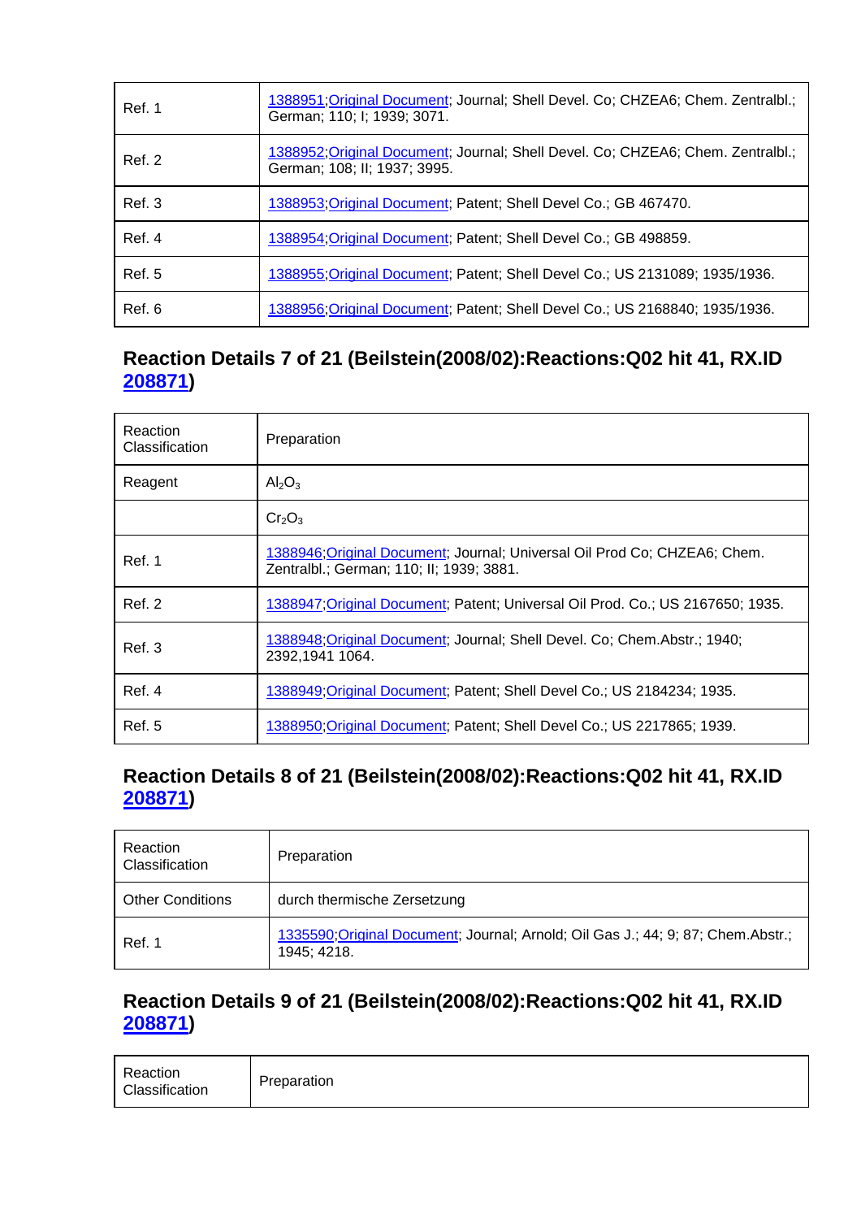| | |
|---|---|
| Ref. 1 | 1388951;Original Document; Journal; Shell Devel. Co; CHZEA6; Chem. Zentralbl.; German; 110; I; 1939; 3071. |
| Ref. 2 | 1388952;Original Document; Journal; Shell Devel. Co; CHZEA6; Chem. Zentralbl.; German; 108; II; 1937; 3995. |
| Ref. 3 | 1388953;Original Document; Patent; Shell Devel Co.; GB 467470. |
| Ref. 4 | 1388954;Original Document; Patent; Shell Devel Co.; GB 498859. |
| Ref. 5 | 1388955;Original Document; Patent; Shell Devel Co.; US 2131089; 1935/1936. |
| Ref. 6 | 1388956;Original Document; Patent; Shell Devel Co.; US 2168840; 1935/1936. |

## Reaction Details 7 of 21 (Beilstein(2008/02):Reactions:Q02 hit 41, RX.ID 208871)

| | |
|---|---|
| Reaction Classification | Preparation |
| Reagent | $Al_2O_3$ |
| | $Cr_2O_3$ |
| Ref. 1 | 1388946;Original Document; Journal; Universal Oil Prod Co; CHZEA6; Chem. Zentralbl.; German; 110; II; 1939; 3881. |
| Ref. 2 | 1388947;Original Document; Patent; Universal Oil Prod. Co.; US 2167650; 1935. |
| Ref. 3 | 1388948;Original Document; Journal; Shell Devel. Co; Chem.Abstr.; 1940; 2392,1941 1064. |
| Ref. 4 | 1388949;Original Document; Patent; Shell Devel Co.; US 2184234; 1935. |
| Ref. 5 | 1388950;Original Document; Patent; Shell Devel Co.; US 2217865; 1939. |

## Reaction Details 8 of 21 (Beilstein(2008/02):Reactions:Q02 hit 41, RX.ID 208871)

| | |
|---|---|
| Reaction Classification | Preparation |
| Other Conditions | durch thermische Zersetzung |
| Ref. 1 | 1335590;Original Document; Journal; Arnold; Oil Gas J.; 44; 9; 87; Chem.Abstr.; 1945; 4218. |

## Reaction Details 9 of 21 (Beilstein(2008/02):Reactions:Q02 hit 41, RX.ID 208871)

| | |
|---|---|
| Reaction Classification | Preparation |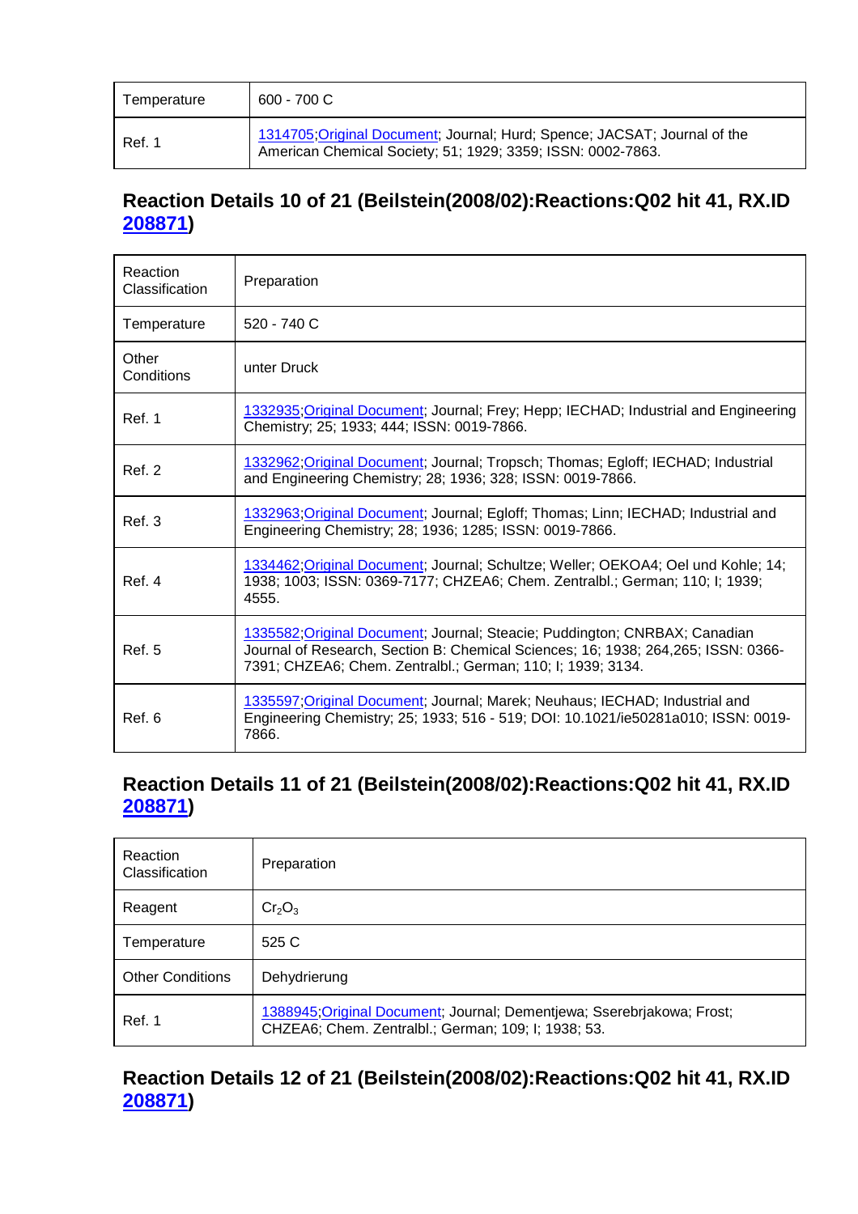| Temperature | 600 - 700 C |
| --- | --- |
| Ref. 1 | 1314705;Original Document; Journal; Hurd; Spence; JACSAT; Journal of the American Chemical Society; 51; 1929; 3359; ISSN: 0002-7863. |

## Reaction Details 10 of 21 (Beilstein(2008/02):Reactions:Q02 hit 41, RX.ID 208871)

| Reaction Classification | Preparation |
| --- | --- |
| Temperature | 520 - 740 C |
| Other Conditions | unter Druck |
| Ref. 1 | 1332935;Original Document; Journal; Frey; Hepp; IECHAD; Industrial and Engineering Chemistry; 25; 1933; 444; ISSN: 0019-7866. |
| Ref. 2 | 1332962;Original Document; Journal; Tropsch; Thomas; Egloff; IECHAD; Industrial and Engineering Chemistry; 28; 1936; 328; ISSN: 0019-7866. |
| Ref. 3 | 1332963;Original Document; Journal; Egloff; Thomas; Linn; IECHAD; Industrial and Engineering Chemistry; 28; 1936; 1285; ISSN: 0019-7866. |
| Ref. 4 | 1334462;Original Document; Journal; Schultze; Weller; OEKOA4; Oel und Kohle; 14; 1938; 1003; ISSN: 0369-7177; CHZEA6; Chem. Zentralbl.; German; 110; I; 1939; 4555. |
| Ref. 5 | 1335582;Original Document; Journal; Steacie; Puddington; CNRBAX; Canadian Journal of Research, Section B: Chemical Sciences; 16; 1938; 264,265; ISSN: 0366-7391; CHZEA6; Chem. Zentralbl.; German; 110; I; 1939; 3134. |
| Ref. 6 | 1335597;Original Document; Journal; Marek; Neuhaus; IECHAD; Industrial and Engineering Chemistry; 25; 1933; 516 - 519; DOI: 10.1021/ie50281a010; ISSN: 0019-7866. |

## Reaction Details 11 of 21 (Beilstein(2008/02):Reactions:Q02 hit 41, RX.ID 208871)

| Reaction Classification | Preparation |
| --- | --- |
| Reagent | $Cr_2O_3$ |
| Temperature | 525 C |
| Other Conditions | Dehydrierung |
| Ref. 1 | 1388945;Original Document; Journal; Dementjewa; Sserebrjakowa; Frost; CHZEA6; Chem. Zentralbl.; German; 109; I; 1938; 53. |

## Reaction Details 12 of 21 (Beilstein(2008/02):Reactions:Q02 hit 41, RX.ID 208871)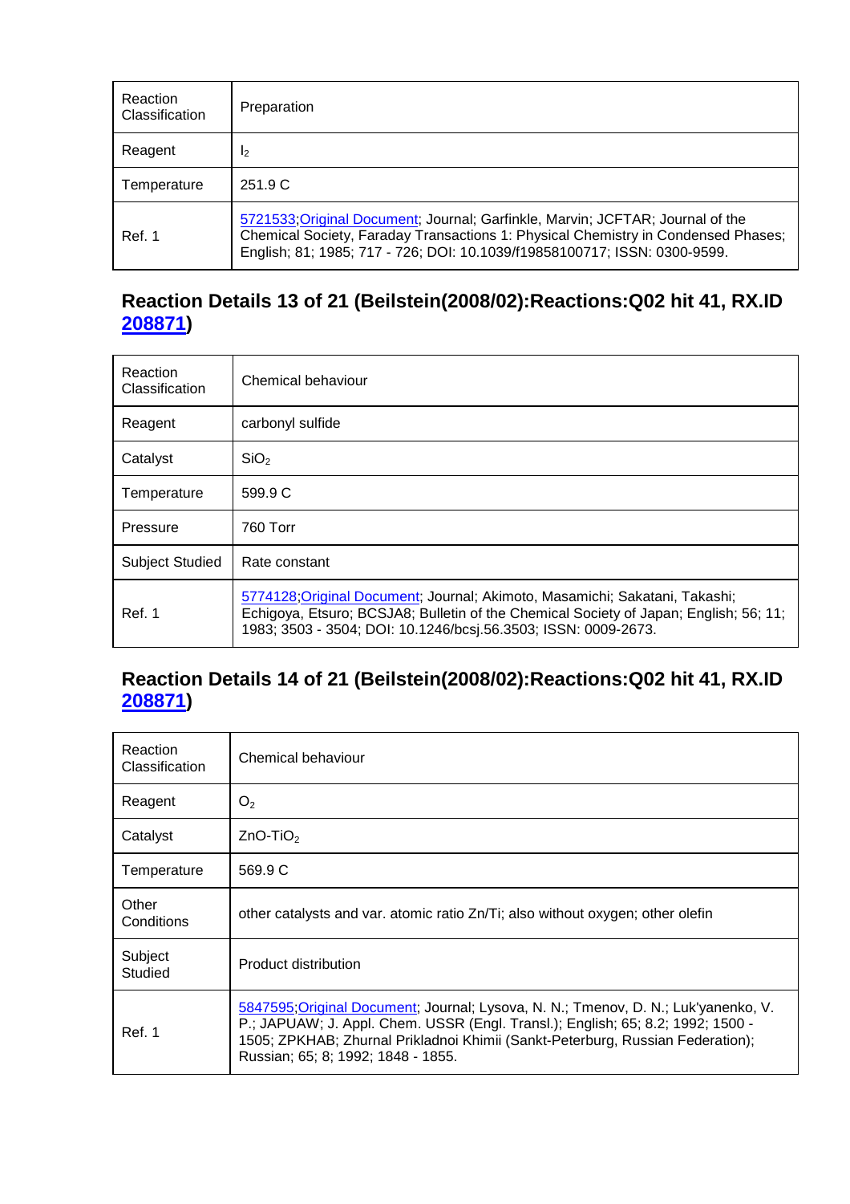| Reaction Classification | Preparation |
|---|---|
| Reagent | $I_2$ |
| Temperature | 251.9 C |
| Ref. 1 | 5721533;Original Document; Journal; Garfinkle, Marvin; JCFTAR; Journal of the Chemical Society, Faraday Transactions 1: Physical Chemistry in Condensed Phases; English; 81; 1985; 717 - 726; DOI: 10.1039/f19858100717; ISSN: 0300-9599. |

## Reaction Details 13 of 21 (Beilstein(2008/02):Reactions:Q02 hit 41, RX.ID 208871)

| Reaction Classification | Chemical behaviour |
|---|---|
| Reagent | carbonyl sulfide |
| Catalyst | $SiO_2$ |
| Temperature | 599.9 C |
| Pressure | 760 Torr |
| Subject Studied | Rate constant |
| Ref. 1 | 5774128;Original Document; Journal; Akimoto, Masamichi; Sakatani, Takashi; Echigoya, Etsuro; BCSJA8; Bulletin of the Chemical Society of Japan; English; 56; 11; 1983; 3503 - 3504; DOI: 10.1246/bcsj.56.3503; ISSN: 0009-2673. |

## Reaction Details 14 of 21 (Beilstein(2008/02):Reactions:Q02 hit 41, RX.ID 208871)

| Reaction Classification | Chemical behaviour |
|---|---|
| Reagent | $O_2$ |
| Catalyst | $ZnO-TiO_2$ |
| Temperature | 569.9 C |
| Other Conditions | other catalysts and var. atomic ratio Zn/Ti; also without oxygen; other olefin |
| Subject Studied | Product distribution |
| Ref. 1 | 5847595;Original Document; Journal; Lysova, N. N.; Tmenov, D. N.; Luk'yanenko, V. P.; JAPUAW; J. Appl. Chem. USSR (Engl. Transl.); English; 65; 8.2; 1992; 1500 - 1505; ZPKHAB; Zhurnal Prikladnoi Khimii (Sankt-Peterburg, Russian Federation); Russian; 65; 8; 1992; 1848 - 1855. |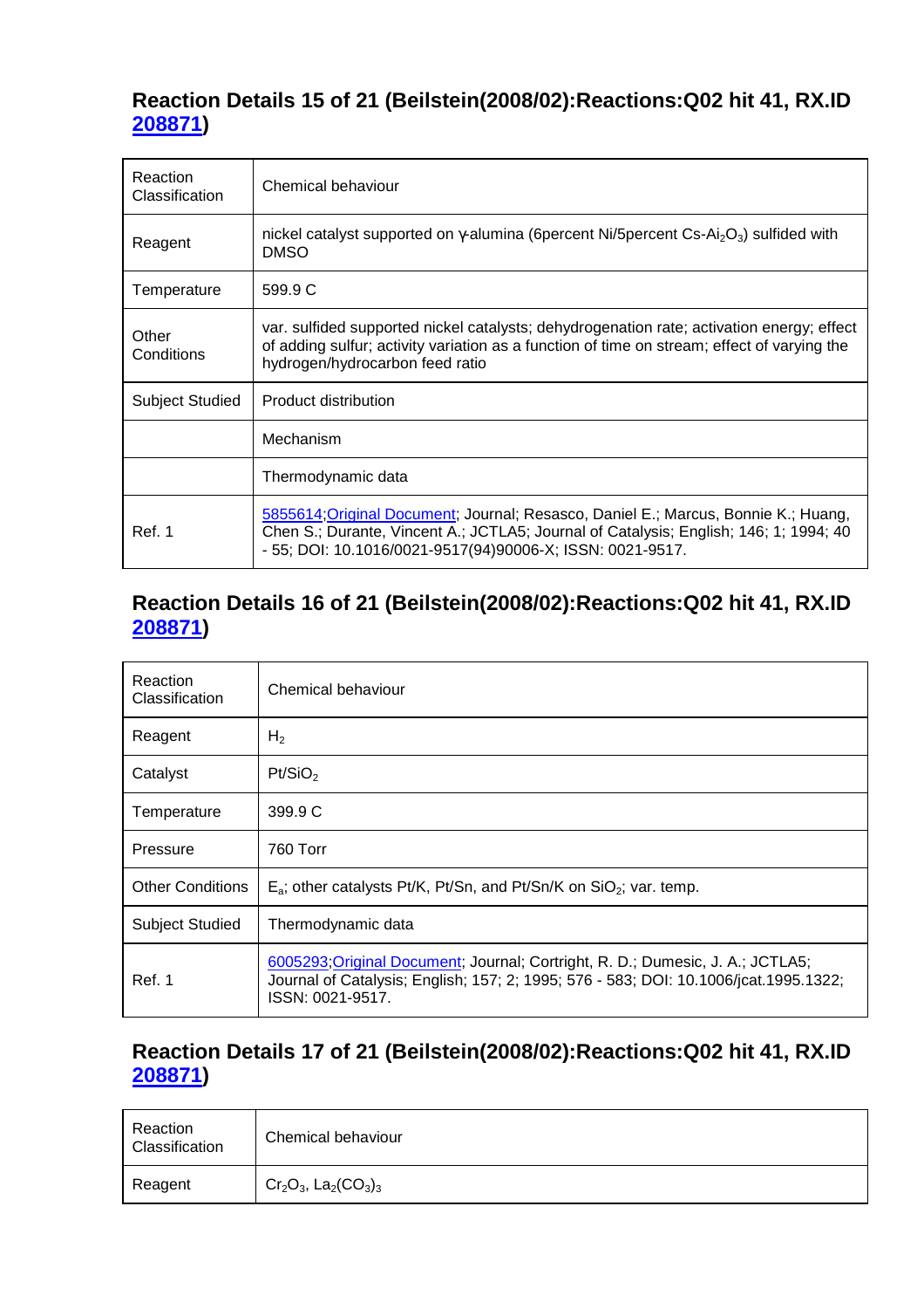## Reaction Details 15 of 21 (Beilstein(2008/02):Reactions:Q02 hit 41, RX.ID 208871)

| | |
|---|---|
| Reaction Classification | Chemical behaviour |
| Reagent | nickel catalyst supported on γ-alumina (6percent Ni/5percent Cs-$Ai_2O_3$) sulfided with DMSO |
| Temperature | 599.9 C |
| Other Conditions | var. sulfided supported nickel catalysts; dehydrogenation rate; activation energy; effect of adding sulfur; activity variation as a function of time on stream; effect of varying the hydrogen/hydrocarbon feed ratio |
| Subject Studied | Product distribution |
| | Mechanism |
| | Thermodynamic data |
| Ref. 1 | 5855614;Original Document; Journal; Resasco, Daniel E.; Marcus, Bonnie K.; Huang, Chen S.; Durante, Vincent A.; JCTLA5; Journal of Catalysis; English; 146; 1; 1994; 40 - 55; DOI: 10.1016/0021-9517(94)90006-X; ISSN: 0021-9517. |

## Reaction Details 16 of 21 (Beilstein(2008/02):Reactions:Q02 hit 41, RX.ID 208871)

| | |
|---|---|
| Reaction Classification | Chemical behaviour |
| Reagent | $H_2$ |
| Catalyst | $Pt/SiO_2$ |
| Temperature | 399.9 C |
| Pressure | 760 Torr |
| Other Conditions | $E_a$; other catalysts Pt/K, Pt/Sn, and Pt/Sn/K on $SiO_2$; var. temp. |
| Subject Studied | Thermodynamic data |
| Ref. 1 | 6005293;Original Document; Journal; Cortright, R. D.; Dumesic, J. A.; JCTLA5; Journal of Catalysis; English; 157; 2; 1995; 576 - 583; DOI: 10.1006/jcat.1995.1322; ISSN: 0021-9517. |

## Reaction Details 17 of 21 (Beilstein(2008/02):Reactions:Q02 hit 41, RX.ID 208871)

| | |
|---|---|
| Reaction Classification | Chemical behaviour |
| Reagent | $Cr_2O_3$, $La_2(CO_3)_3$ |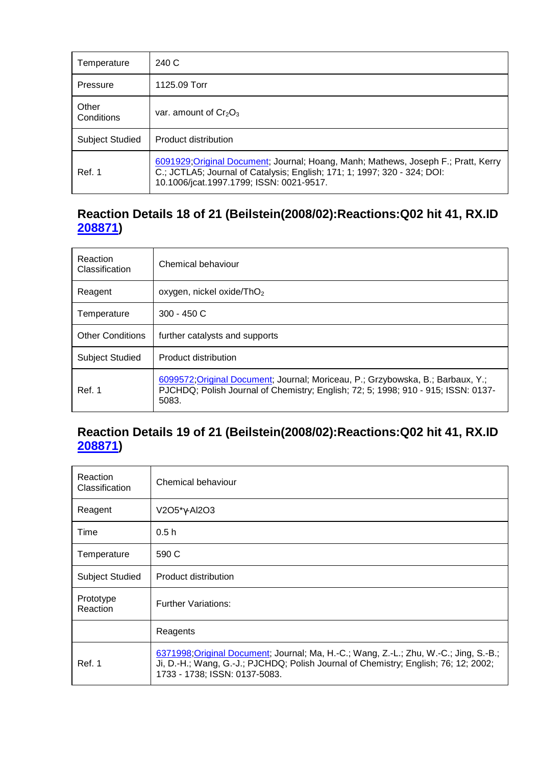| Temperature | 240 C |
|---|---|
| Pressure | 1125.09 Torr |
| Other Conditions | var. amount of $Cr_2O_3$ |
| Subject Studied | Product distribution |
| Ref. 1 | 6091929;Original Document; Journal; Hoang, Manh; Mathews, Joseph F.; Pratt, Kerry C.; JCTLA5; Journal of Catalysis; English; 171; 1; 1997; 320 - 324; DOI: 10.1006/jcat.1997.1799; ISSN: 0021-9517. |

## Reaction Details 18 of 21 (Beilstein(2008/02):Reactions:Q02 hit 41, RX.ID 208871)

| Reaction Classification | Chemical behaviour |
|---|---|
| Reagent | oxygen, nickel oxide/$ThO_2$ |
| Temperature | 300 - 450 C |
| Other Conditions | further catalysts and supports |
| Subject Studied | Product distribution |
| Ref. 1 | 6099572;Original Document; Journal; Moriceau, P.; Grzybowska, B.; Barbaux, Y.; PJCHDQ; Polish Journal of Chemistry; English; 72; 5; 1998; 910 - 915; ISSN: 0137-5083. |

## Reaction Details 19 of 21 (Beilstein(2008/02):Reactions:Q02 hit 41, RX.ID 208871)

| Reaction Classification | Chemical behaviour |
|---|---|
| Reagent | V2O5*γ-Al2O3 |
| Time | 0.5 h |
| Temperature | 590 C |
| Subject Studied | Product distribution |
| Prototype Reaction | Further Variations: |
| | Reagents |
| Ref. 1 | 6371998;Original Document; Journal; Ma, H.-C.; Wang, Z.-L.; Zhu, W.-C.; Jing, S.-B.; Ji, D.-H.; Wang, G.-J.; PJCHDQ; Polish Journal of Chemistry; English; 76; 12; 2002; 1733 - 1738; ISSN: 0137-5083. |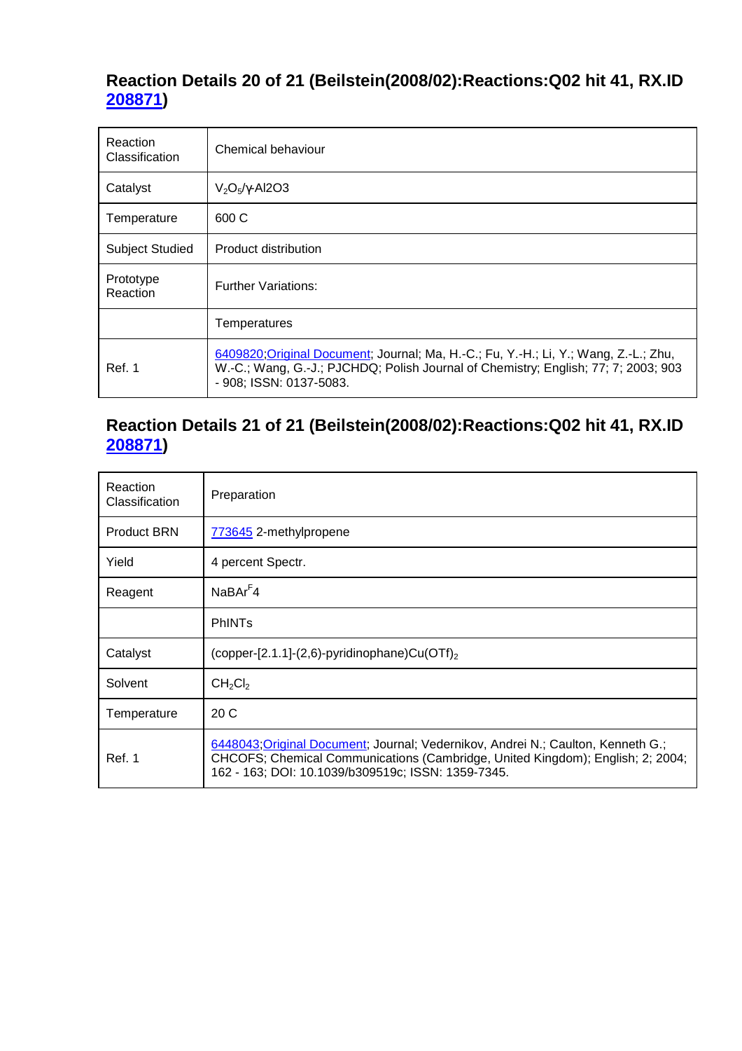## Reaction Details 20 of 21 (Beilstein(2008/02):Reactions:Q02 hit 41, RX.ID 208871)

| | |
|---|---|
| Reaction Classification | Chemical behaviour |
| Catalyst | $V_2O_5$/γ-Al2O3 |
| Temperature | 600 C |
| Subject Studied | Product distribution |
| Prototype Reaction | Further Variations: |
| | Temperatures |
| Ref. 1 | 6409820;Original Document; Journal; Ma, H.-C.; Fu, Y.-H.; Li, Y.; Wang, Z.-L.; Zhu, W.-C.; Wang, G.-J.; PJCHDQ; Polish Journal of Chemistry; English; 77; 7; 2003; 903 - 908; ISSN: 0137-5083. |

## Reaction Details 21 of 21 (Beilstein(2008/02):Reactions:Q02 hit 41, RX.ID 208871)

| | |
|---|---|
| Reaction Classification | Preparation |
| Product BRN | 773645 2-methylpropene |
| Yield | 4 percent Spectr. |
| Reagent | $NaBAr^F4$ |
| | PhINTs |
| Catalyst | (copper-[2.1.1]-(2,6)-pyridinophane)$Cu(OTf)_2$ |
| Solvent | $CH_2Cl_2$ |
| Temperature | 20 C |
| Ref. 1 | 6448043;Original Document; Journal; Vedernikov, Andrei N.; Caulton, Kenneth G.; CHCOFS; Chemical Communications (Cambridge, United Kingdom); English; 2; 2004; 162 - 163; DOI: 10.1039/b309519c; ISSN: 1359-7345. |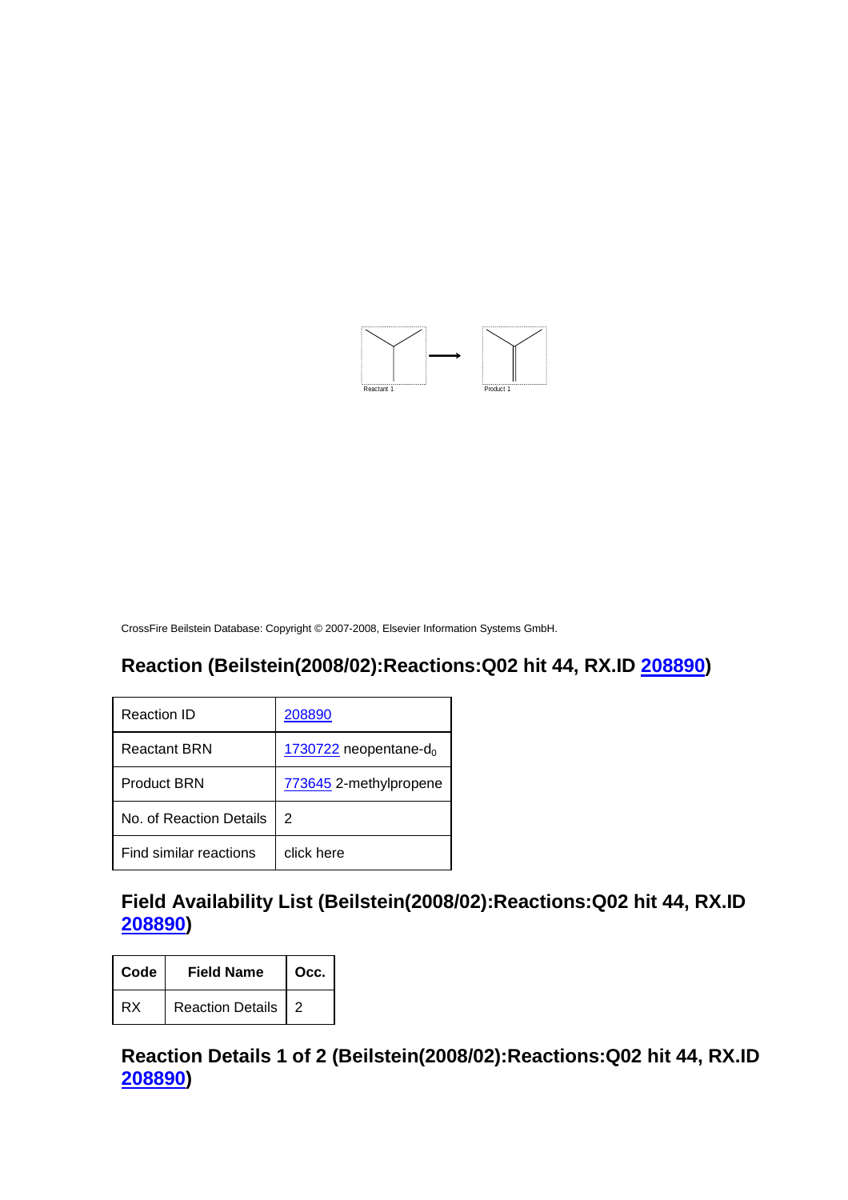Reactant 1 Product 1

CrossFire Beilstein Database: Copyright © 2007-2008, Elsevier Information Systems GmbH.

## Reaction (Beilstein(2008/02):Reactions:Q02 hit 44, RX.ID 208890)

| Reaction ID | 208890 |
|---|---|
| Reactant BRN | 1730722 neopentane-$d_0$ |
| Product BRN | 773645 2-methylpropene |
| No. of Reaction Details | 2 |
| Find similar reactions | click here |

## Field Availability List (Beilstein(2008/02):Reactions:Q02 hit 44, RX.ID 208890)

| Code | Field Name | Occ. |
|---|---|---|
| RX | Reaction Details | 2 |

## Reaction Details 1 of 2 (Beilstein(2008/02):Reactions:Q02 hit 44, RX.ID 208890)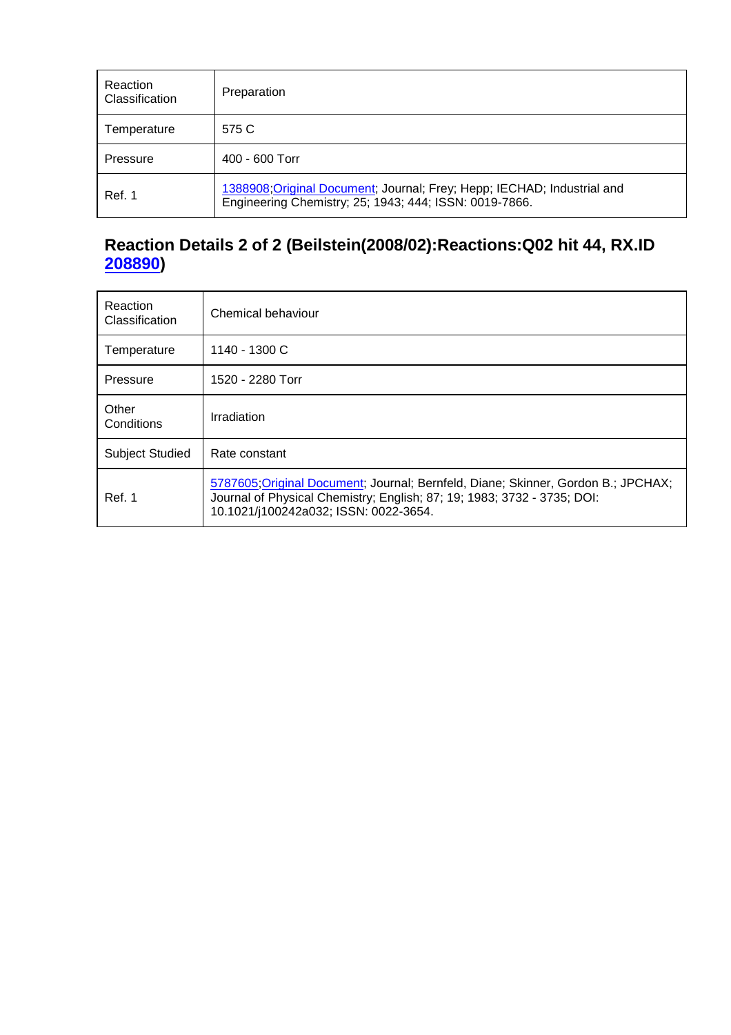| Reaction Classification | Preparation |
|---|---|
| Temperature | 575 C |
| Pressure | 400 - 600 Torr |
| Ref. 1 | 1388908;Original Document; Journal; Frey; Hepp; IECHAD; Industrial and Engineering Chemistry; 25; 1943; 444; ISSN: 0019-7866. |

## Reaction Details 2 of 2 (Beilstein(2008/02):Reactions:Q02 hit 44, RX.ID 208890)

| Reaction Classification | Chemical behaviour |
|---|---|
| Temperature | 1140 - 1300 C |
| Pressure | 1520 - 2280 Torr |
| Other Conditions | Irradiation |
| Subject Studied | Rate constant |
| Ref. 1 | 5787605;Original Document; Journal; Bernfeld, Diane; Skinner, Gordon B.; JPCHAX; Journal of Physical Chemistry; English; 87; 19; 1983; 3732 - 3735; DOI: 10.1021/j100242a032; ISSN: 0022-3654. |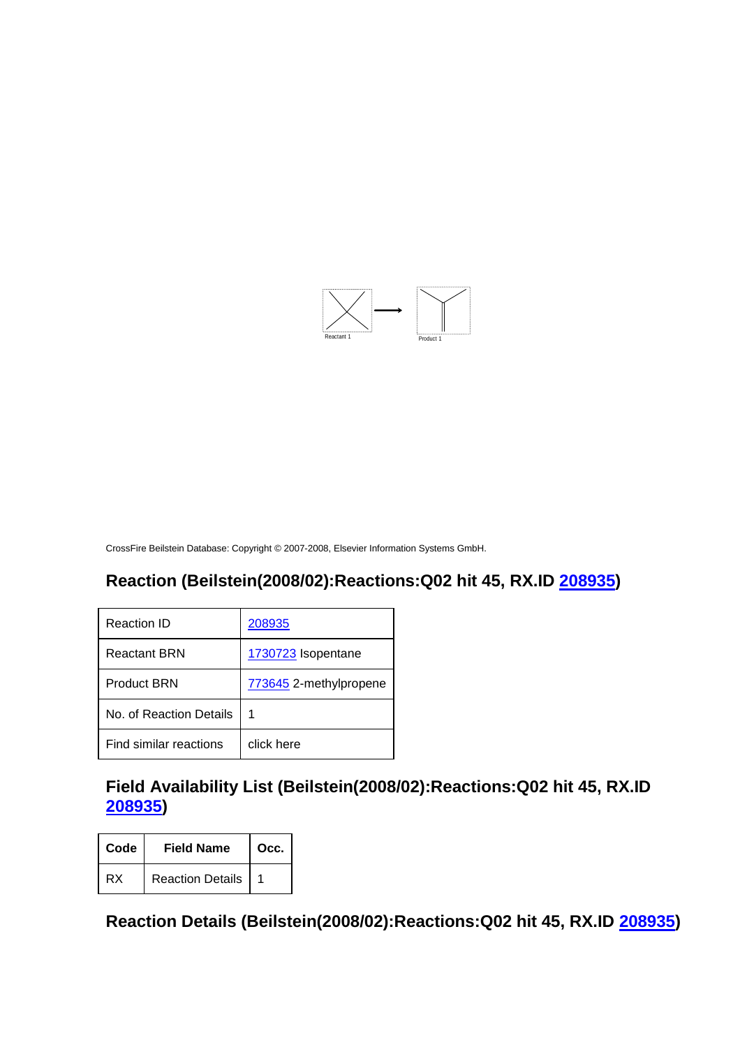Reactant 1 → Product 1

CrossFire Beilstein Database: Copyright © 2007-2008, Elsevier Information Systems GmbH.

## Reaction (Beilstein(2008/02):Reactions:Q02 hit 45, RX.ID 208935)

| Reaction ID | 208935 |
|---|---|
| Reactant BRN | 1730723 Isopentane |
| Product BRN | 773645 2-methylpropene |
| No. of Reaction Details | 1 |
| Find similar reactions | click here |

## Field Availability List (Beilstein(2008/02):Reactions:Q02 hit 45, RX.ID 208935)

| Code | Field Name | Occ. |
|---|---|---|
| RX | Reaction Details | 1 |

## Reaction Details (Beilstein(2008/02):Reactions:Q02 hit 45, RX.ID 208935)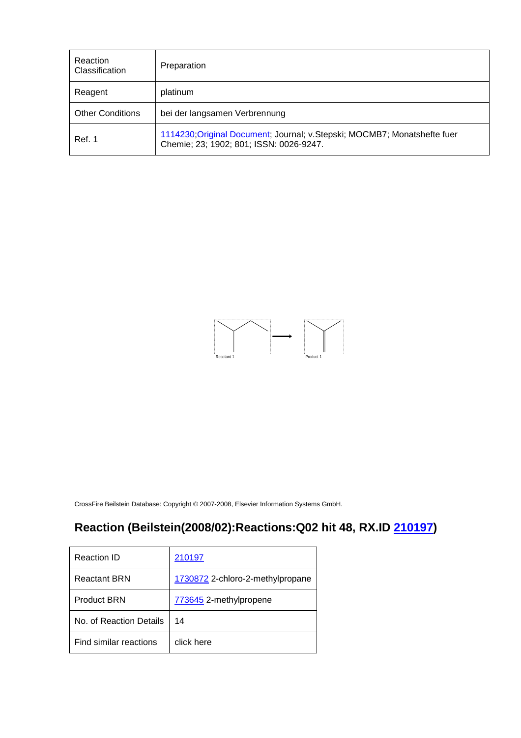| Reaction Classification | Preparation |
|---|---|
| Reagent | platinum |
| Other Conditions | bei der langsamen Verbrennung |
| Ref. 1 | 1114230;Original Document; Journal; v.Stepski; MOCMB7; Monatshefte fuer Chemie; 23; 1902; 801; ISSN: 0026-9247. |

Reactant 1 → Product 1

CrossFire Beilstein Database: Copyright © 2007-2008, Elsevier Information Systems GmbH.

## Reaction (Beilstein(2008/02):Reactions:Q02 hit 48, RX.ID 210197)

| Reaction ID | 210197 |
|---|---|
| Reactant BRN | 1730872 2-chloro-2-methylpropane |
| Product BRN | 773645 2-methylpropene |
| No. of Reaction Details | 14 |
| Find similar reactions | click here |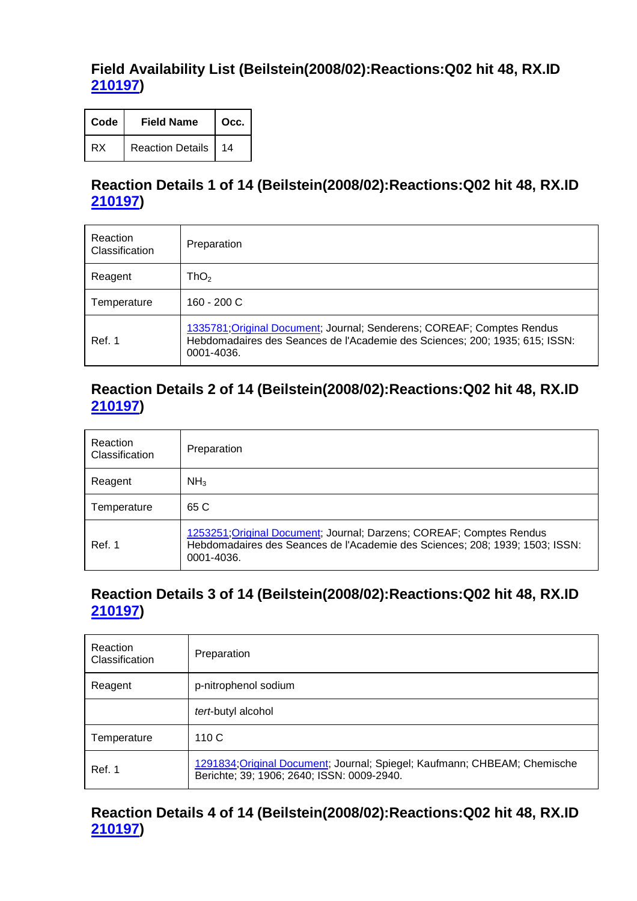## Field Availability List (Beilstein(2008/02):Reactions:Q02 hit 48, RX.ID 210197)

| Code | Field Name | Occ. |
|---|---|---|
| RX | Reaction Details | 14 |

## Reaction Details 1 of 14 (Beilstein(2008/02):Reactions:Q02 hit 48, RX.ID 210197)

| | |
|---|---|
| Reaction Classification | Preparation |
| Reagent | $ThO_2$ |
| Temperature | 160 - 200 C |
| Ref. 1 | 1335781;Original Document; Journal; Senderens; COREAF; Comptes Rendus Hebdomadaires des Seances de l'Academie des Sciences; 200; 1935; 615; ISSN: 0001-4036. |

## Reaction Details 2 of 14 (Beilstein(2008/02):Reactions:Q02 hit 48, RX.ID 210197)

| | |
|---|---|
| Reaction Classification | Preparation |
| Reagent | $NH_3$ |
| Temperature | 65 C |
| Ref. 1 | 1253251;Original Document; Journal; Darzens; COREAF; Comptes Rendus Hebdomadaires des Seances de l'Academie des Sciences; 208; 1939; 1503; ISSN: 0001-4036. |

## Reaction Details 3 of 14 (Beilstein(2008/02):Reactions:Q02 hit 48, RX.ID 210197)

| | |
|---|---|
| Reaction Classification | Preparation |
| Reagent | p-nitrophenol sodium |
| | *tert*-butyl alcohol |
| Temperature | 110 C |
| Ref. 1 | 1291834;Original Document; Journal; Spiegel; Kaufmann; CHBEAM; Chemische Berichte; 39; 1906; 2640; ISSN: 0009-2940. |

## Reaction Details 4 of 14 (Beilstein(2008/02):Reactions:Q02 hit 48, RX.ID 210197)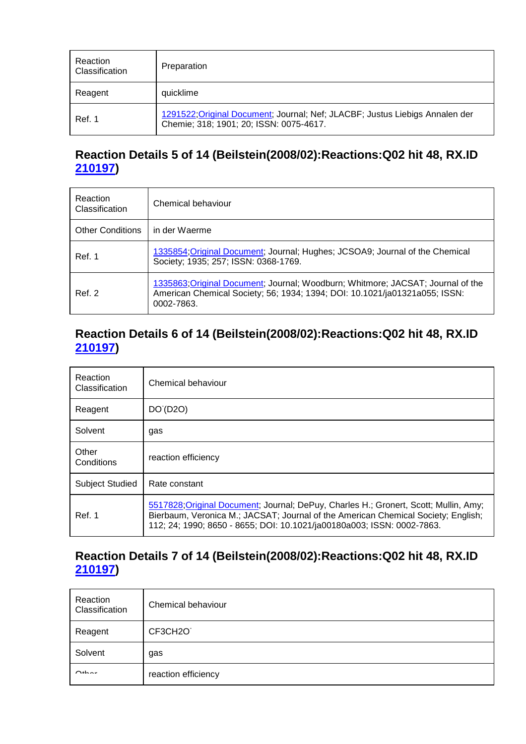| Reaction Classification | Preparation |
|---|---|
| Reagent | quicklime |
| Ref. 1 | 1291522;Original Document; Journal; Nef; JLACBF; Justus Liebigs Annalen der Chemie; 318; 1901; 20; ISSN: 0075-4617. |

## Reaction Details 5 of 14 (Beilstein(2008/02):Reactions:Q02 hit 48, RX.ID 210197)

| Reaction Classification | Chemical behaviour |
|---|---|
| Other Conditions | in der Waerme |
| Ref. 1 | 1335854;Original Document; Journal; Hughes; JCSOA9; Journal of the Chemical Society; 1935; 257; ISSN: 0368-1769. |
| Ref. 2 | 1335863;Original Document; Journal; Woodburn; Whitmore; JACSAT; Journal of the American Chemical Society; 56; 1934; 1394; DOI: 10.1021/ja01321a055; ISSN: 0002-7863. |

## Reaction Details 6 of 14 (Beilstein(2008/02):Reactions:Q02 hit 48, RX.ID 210197)

| Reaction Classification | Chemical behaviour |
|---|---|
| Reagent | $DO^-$(D2O) |
| Solvent | gas |
| Other Conditions | reaction efficiency |
| Subject Studied | Rate constant |
| Ref. 1 | 5517828;Original Document; Journal; DePuy, Charles H.; Gronert, Scott; Mullin, Amy; Bierbaum, Veronica M.; JACSAT; Journal of the American Chemical Society; English; 112; 24; 1990; 8650 - 8655; DOI: 10.1021/ja00180a003; ISSN: 0002-7863. |

## Reaction Details 7 of 14 (Beilstein(2008/02):Reactions:Q02 hit 48, RX.ID 210197)

| Reaction Classification | Chemical behaviour |
|---|---|
| Reagent | $CF_3CH_2O^-$ |
| Solvent | gas |
| Other | reaction efficiency |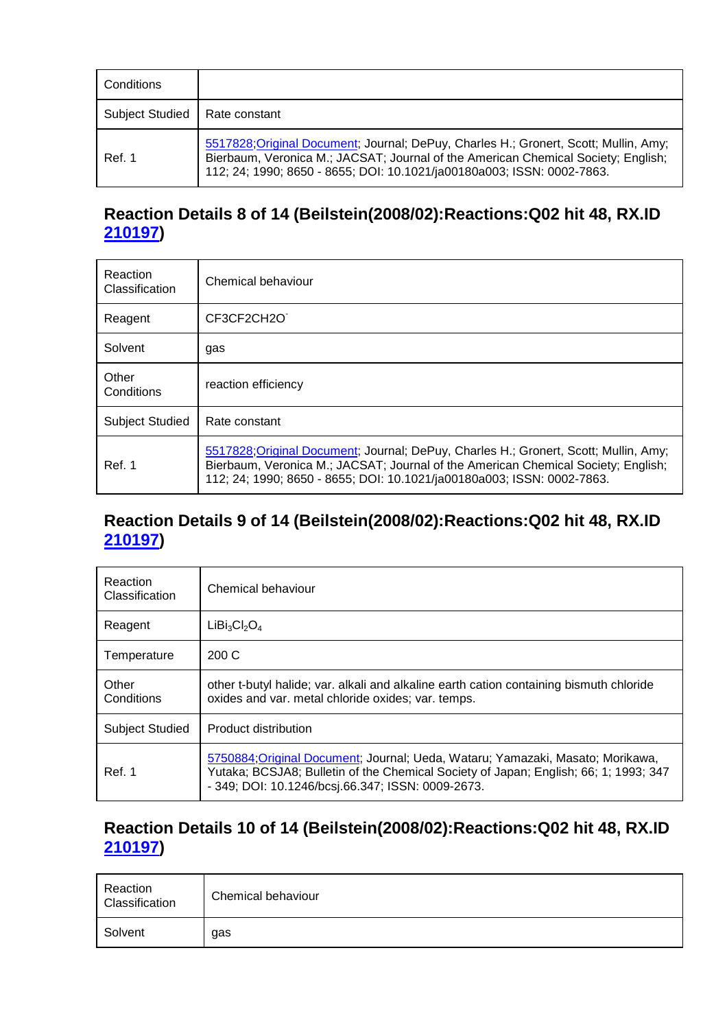| Conditions | |
|---|---|
| Subject Studied | Rate constant |
| Ref. 1 | 5517828;Original Document; Journal; DePuy, Charles H.; Gronert, Scott; Mullin, Amy; Bierbaum, Veronica M.; JACSAT; Journal of the American Chemical Society; English; 112; 24; 1990; 8650 - 8655; DOI: 10.1021/ja00180a003; ISSN: 0002-7863. |

## Reaction Details 8 of 14 (Beilstein(2008/02):Reactions:Q02 hit 48, RX.ID 210197)

| Reaction Classification | Chemical behaviour |
|---|---|
| Reagent | $CF3CF2CH2O^-$ |
| Solvent | gas |
| Other Conditions | reaction efficiency |
| Subject Studied | Rate constant |
| Ref. 1 | 5517828;Original Document; Journal; DePuy, Charles H.; Gronert, Scott; Mullin, Amy; Bierbaum, Veronica M.; JACSAT; Journal of the American Chemical Society; English; 112; 24; 1990; 8650 - 8655; DOI: 10.1021/ja00180a003; ISSN: 0002-7863. |

## Reaction Details 9 of 14 (Beilstein(2008/02):Reactions:Q02 hit 48, RX.ID 210197)

| Reaction Classification | Chemical behaviour |
|---|---|
| Reagent | $LiBi_3Cl_2O_4$ |
| Temperature | 200 C |
| Other Conditions | other t-butyl halide; var. alkali and alkaline earth cation containing bismuth chloride oxides and var. metal chloride oxides; var. temps. |
| Subject Studied | Product distribution |
| Ref. 1 | 5750884;Original Document; Journal; Ueda, Wataru; Yamazaki, Masato; Morikawa, Yutaka; BCSJA8; Bulletin of the Chemical Society of Japan; English; 66; 1; 1993; 347 - 349; DOI: 10.1246/bcsj.66.347; ISSN: 0009-2673. |

## Reaction Details 10 of 14 (Beilstein(2008/02):Reactions:Q02 hit 48, RX.ID 210197)

| Reaction Classification | Chemical behaviour |
|---|---|
| Solvent | gas |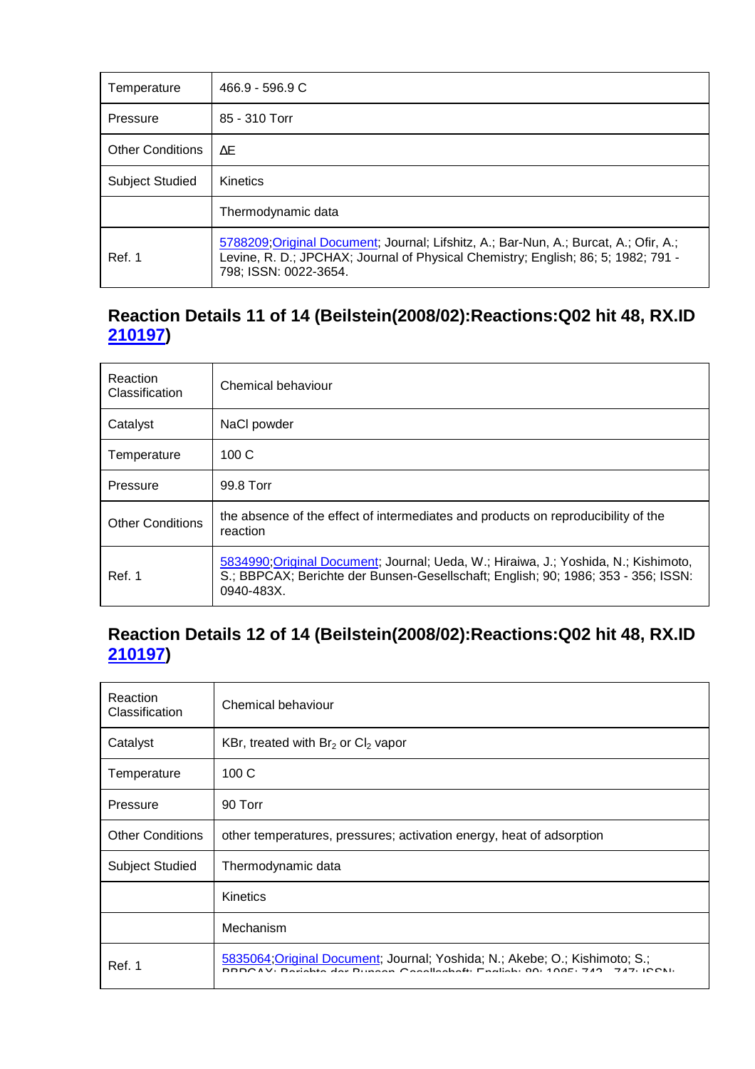| Temperature | 466.9 - 596.9 C |
|---|---|
| Pressure | 85 - 310 Torr |
| Other Conditions | ΔE |
| Subject Studied | Kinetics |
| | Thermodynamic data |
| Ref. 1 | 5788209;Original Document; Journal; Lifshitz, A.; Bar-Nun, A.; Burcat, A.; Ofir, A.; Levine, R. D.; JPCHAX; Journal of Physical Chemistry; English; 86; 5; 1982; 791 - 798; ISSN: 0022-3654. |

## Reaction Details 11 of 14 (Beilstein(2008/02):Reactions:Q02 hit 48, RX.ID 210197)

| Reaction Classification | Chemical behaviour |
|---|---|
| Catalyst | NaCl powder |
| Temperature | 100 C |
| Pressure | 99.8 Torr |
| Other Conditions | the absence of the effect of intermediates and products on reproducibility of the reaction |
| Ref. 1 | 5834990;Original Document; Journal; Ueda, W.; Hiraiwa, J.; Yoshida, N.; Kishimoto, S.; BBPCAX; Berichte der Bunsen-Gesellschaft; English; 90; 1986; 353 - 356; ISSN: 0940-483X. |

## Reaction Details 12 of 14 (Beilstein(2008/02):Reactions:Q02 hit 48, RX.ID 210197)

| Reaction Classification | Chemical behaviour |
|---|---|
| Catalyst | KBr, treated with $Br_2$ or $Cl_2$ vapor |
| Temperature | 100 C |
| Pressure | 90 Torr |
| Other Conditions | other temperatures, pressures; activation energy, heat of adsorption |
| Subject Studied | Thermodynamic data |
| | Kinetics |
| | Mechanism |
| Ref. 1 | 5835064;Original Document; Journal; Yoshida; N.; Akebe; O.; Kishimoto; S.; BBPCAX; Berichte der Bunsen-Gesellschaft; English; 89; 1985; 743 - 747; ISSN: |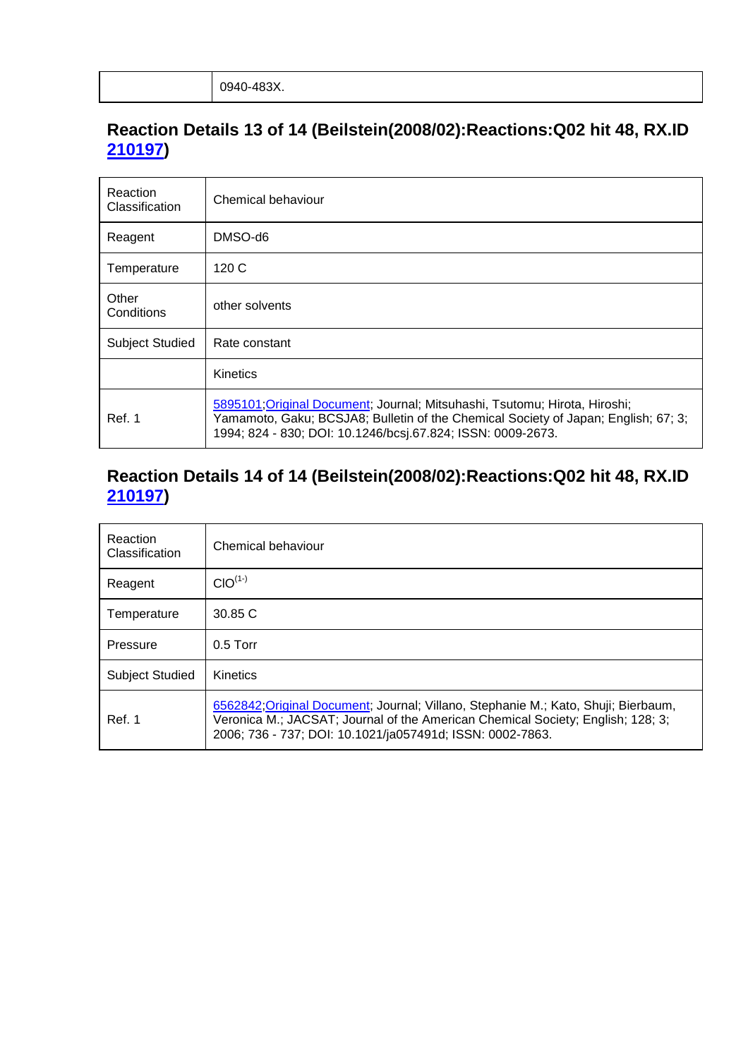| | 0940-483X. |
|---|---|

## Reaction Details 13 of 14 (Beilstein(2008/02):Reactions:Q02 hit 48, RX.ID 210197)

| Reaction Classification | Chemical behaviour |
|---|---|
| Reagent | DMSO-d6 |
| Temperature | 120 C |
| Other Conditions | other solvents |
| Subject Studied | Rate constant |
| | Kinetics |
| Ref. 1 | 5895101;Original Document; Journal; Mitsuhashi, Tsutomu; Hirota, Hiroshi; Yamamoto, Gaku; BCSJA8; Bulletin of the Chemical Society of Japan; English; 67; 3; 1994; 824 - 830; DOI: 10.1246/bcsj.67.824; ISSN: 0009-2673. |

## Reaction Details 14 of 14 (Beilstein(2008/02):Reactions:Q02 hit 48, RX.ID 210197)

| Reaction Classification | Chemical behaviour |
|---|---|
| Reagent | $ClO^{(1-)}$ |
| Temperature | 30.85 C |
| Pressure | 0.5 Torr |
| Subject Studied | Kinetics |
| Ref. 1 | 6562842;Original Document; Journal; Villano, Stephanie M.; Kato, Shuji; Bierbaum, Veronica M.; JACSAT; Journal of the American Chemical Society; English; 128; 3; 2006; 736 - 737; DOI: 10.1021/ja057491d; ISSN: 0002-7863. |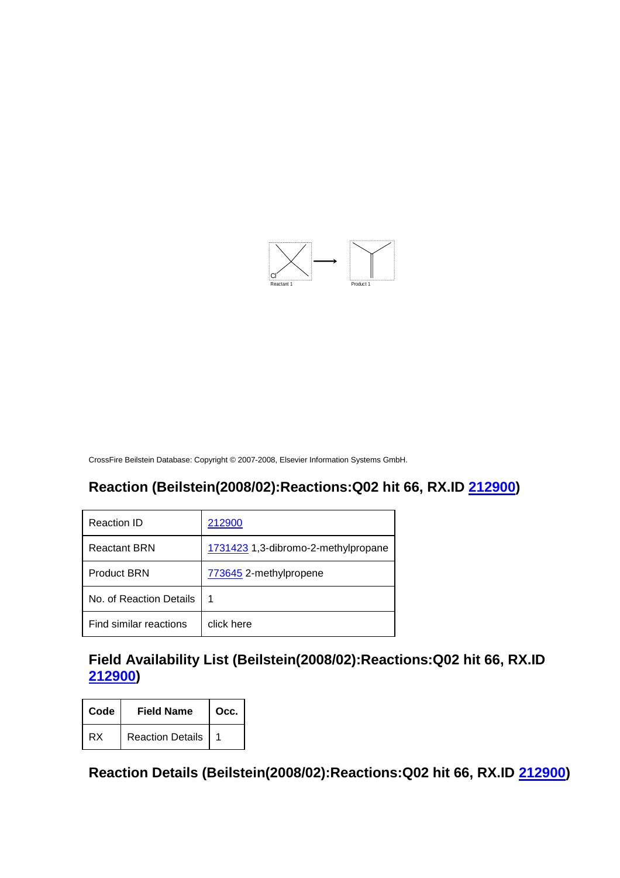Cl

Reactant 1

Product 1

CrossFire Beilstein Database: Copyright © 2007-2008, Elsevier Information Systems GmbH.

## Reaction (Beilstein(2008/02):Reactions:Q02 hit 66, RX.ID 212900)

| Reaction ID | 212900 |
|---|---|
| Reactant BRN | 1731423 1,3-dibromo-2-methylpropane |
| Product BRN | 773645 2-methylpropene |
| No. of Reaction Details | 1 |
| Find similar reactions | click here |

## Field Availability List (Beilstein(2008/02):Reactions:Q02 hit 66, RX.ID 212900)

| Code | Field Name | Occ. |
|---|---|---|
| RX | Reaction Details | 1 |

## Reaction Details (Beilstein(2008/02):Reactions:Q02 hit 66, RX.ID 212900)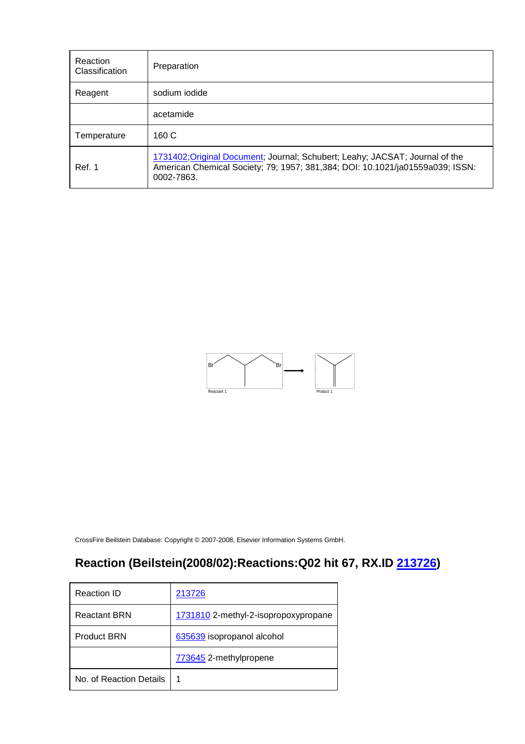| Reaction Classification | Preparation |
| --- | --- |
| Reagent | sodium iodide |
| | acetamide |
| Temperature | 160 C |
| Ref. 1 | 1731402;Original Document; Journal; Schubert; Leahy; JACSAT; Journal of the American Chemical Society; 79; 1957; 381,384; DOI: 10.1021/ja01559a039; ISSN: 0002-7863. |

Reactant 1 → Product 1

CrossFire Beilstein Database: Copyright © 2007-2008, Elsevier Information Systems GmbH.

## Reaction (Beilstein(2008/02):Reactions:Q02 hit 67, RX.ID 213726)

| Reaction ID | 213726 |
| --- | --- |
| Reactant BRN | 1731810 2-methyl-2-isopropoxypropane |
| Product BRN | 635639 isopropanol alcohol |
| | 773645 2-methylpropene |
| No. of Reaction Details | 1 |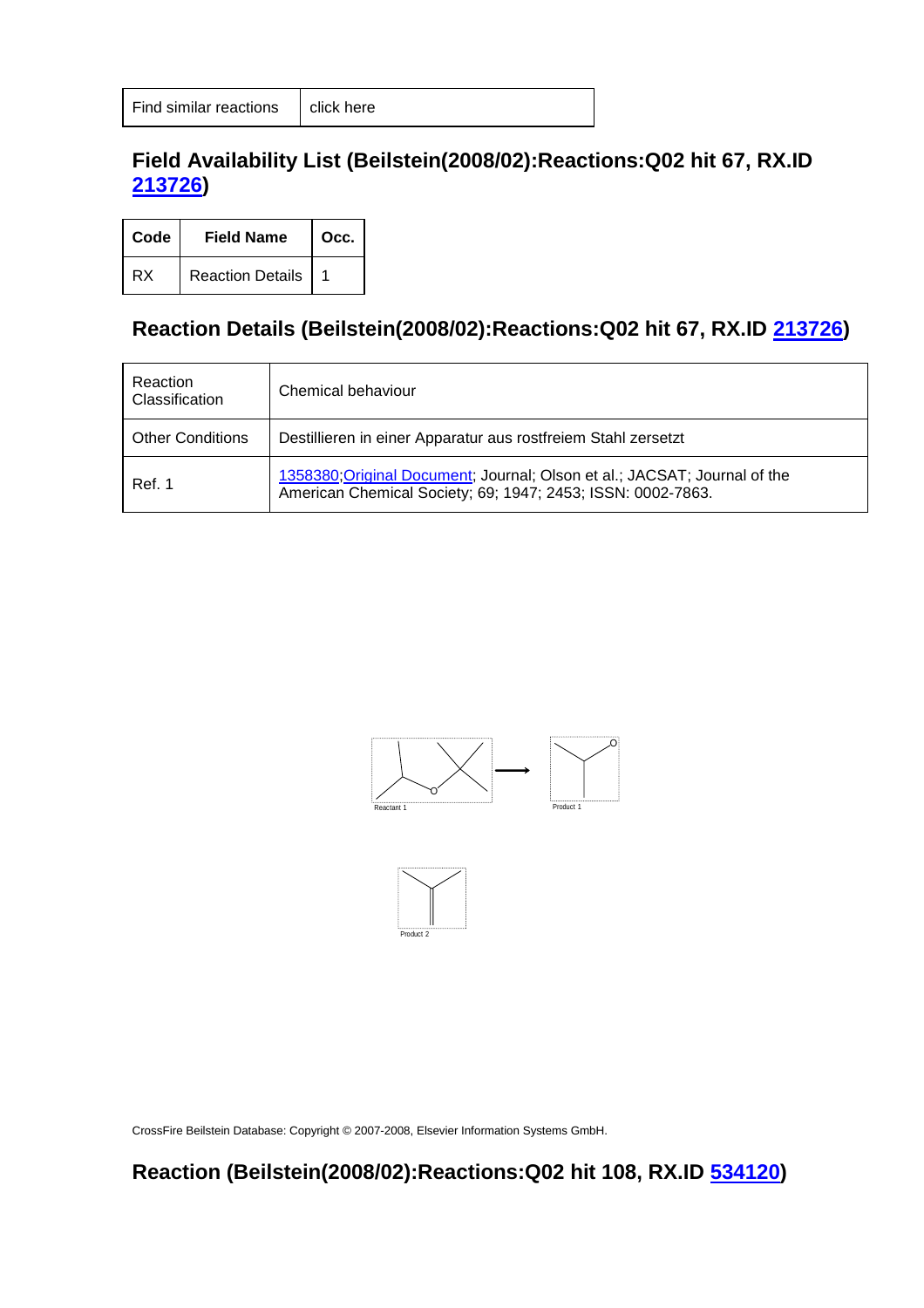| Find similar reactions | click here |
| --- | --- |

## Field Availability List (Beilstein(2008/02):Reactions:Q02 hit 67, RX.ID 213726)

| Code | Field Name | Occ. |
| --- | --- | --- |
| RX | Reaction Details | 1 |

## Reaction Details (Beilstein(2008/02):Reactions:Q02 hit 67, RX.ID 213726)

| | |
| --- | --- |
| Reaction Classification | Chemical behaviour |
| Other Conditions | Destillieren in einer Apparatur aus rostfreiem Stahl zersetzt |
| Ref. 1 | 1358380;Original Document; Journal; Olson et al.; JACSAT; Journal of the American Chemical Society; 69; 1947; 2453; ISSN: 0002-7863. |

Reactant 1

Product 1

Product 2

CrossFire Beilstein Database: Copyright © 2007-2008, Elsevier Information Systems GmbH.

## Reaction (Beilstein(2008/02):Reactions:Q02 hit 108, RX.ID 534120)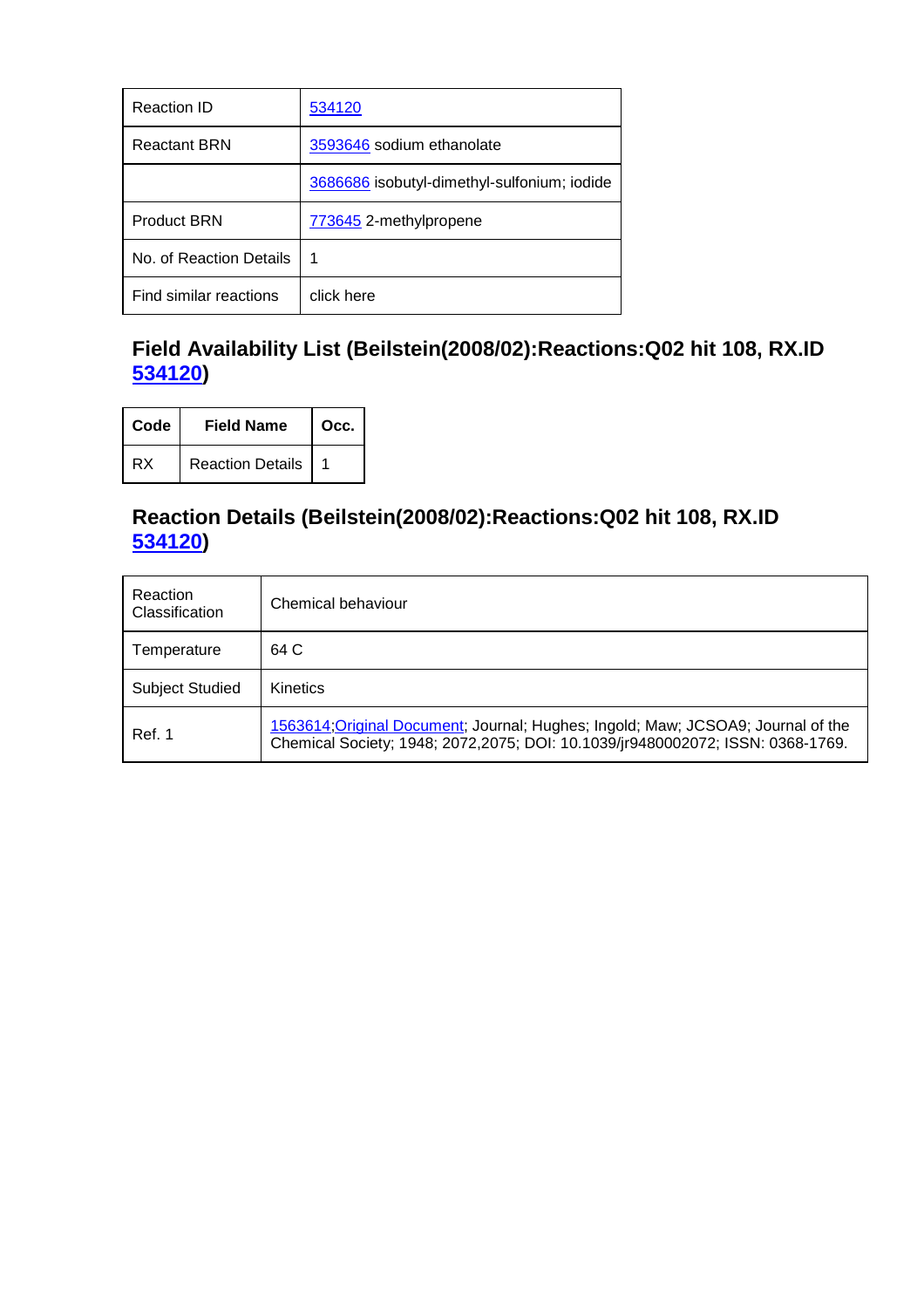| Reaction ID | 534120 |
| --- | --- |
| Reactant BRN | 3593646 sodium ethanolate |
| | 3686686 isobutyl-dimethyl-sulfonium; iodide |
| Product BRN | 773645 2-methylpropene |
| No. of Reaction Details | 1 |
| Find similar reactions | click here |

## Field Availability List (Beilstein(2008/02):Reactions:Q02 hit 108, RX.ID 534120)

| Code | Field Name | Occ. |
| --- | --- | --- |
| RX | Reaction Details | 1 |

## Reaction Details (Beilstein(2008/02):Reactions:Q02 hit 108, RX.ID 534120)

| Reaction Classification | Chemical behaviour |
| --- | --- |
| Temperature | 64 C |
| Subject Studied | Kinetics |
| Ref. 1 | 1563614;Original Document; Journal; Hughes; Ingold; Maw; JCSOA9; Journal of the Chemical Society; 1948; 2072,2075; DOI: 10.1039/jr9480002072; ISSN: 0368-1769. |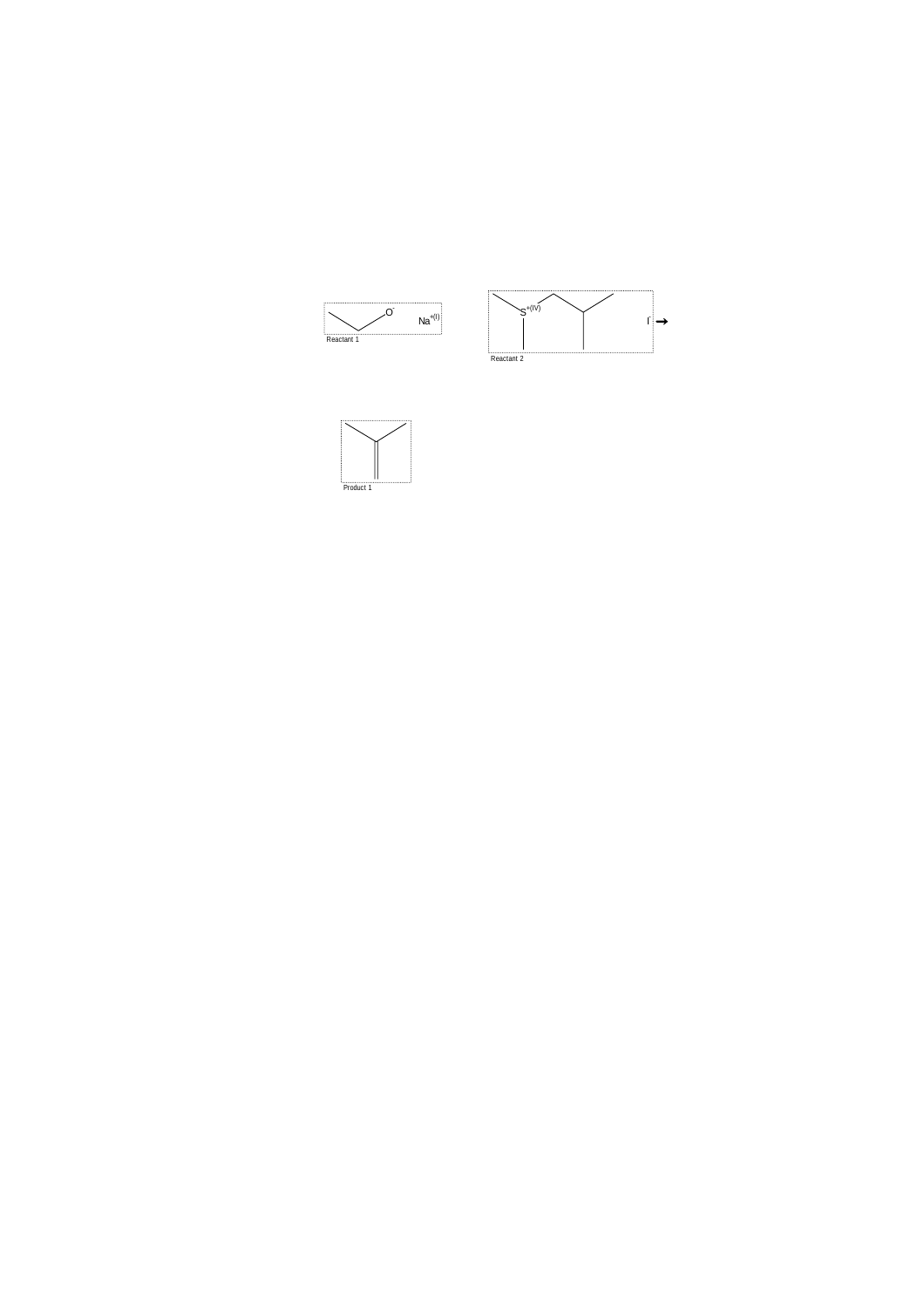O⁻ Na+(I)

Reactant 1

S+(IV)

I⁻ →

Reactant 2

Product 1